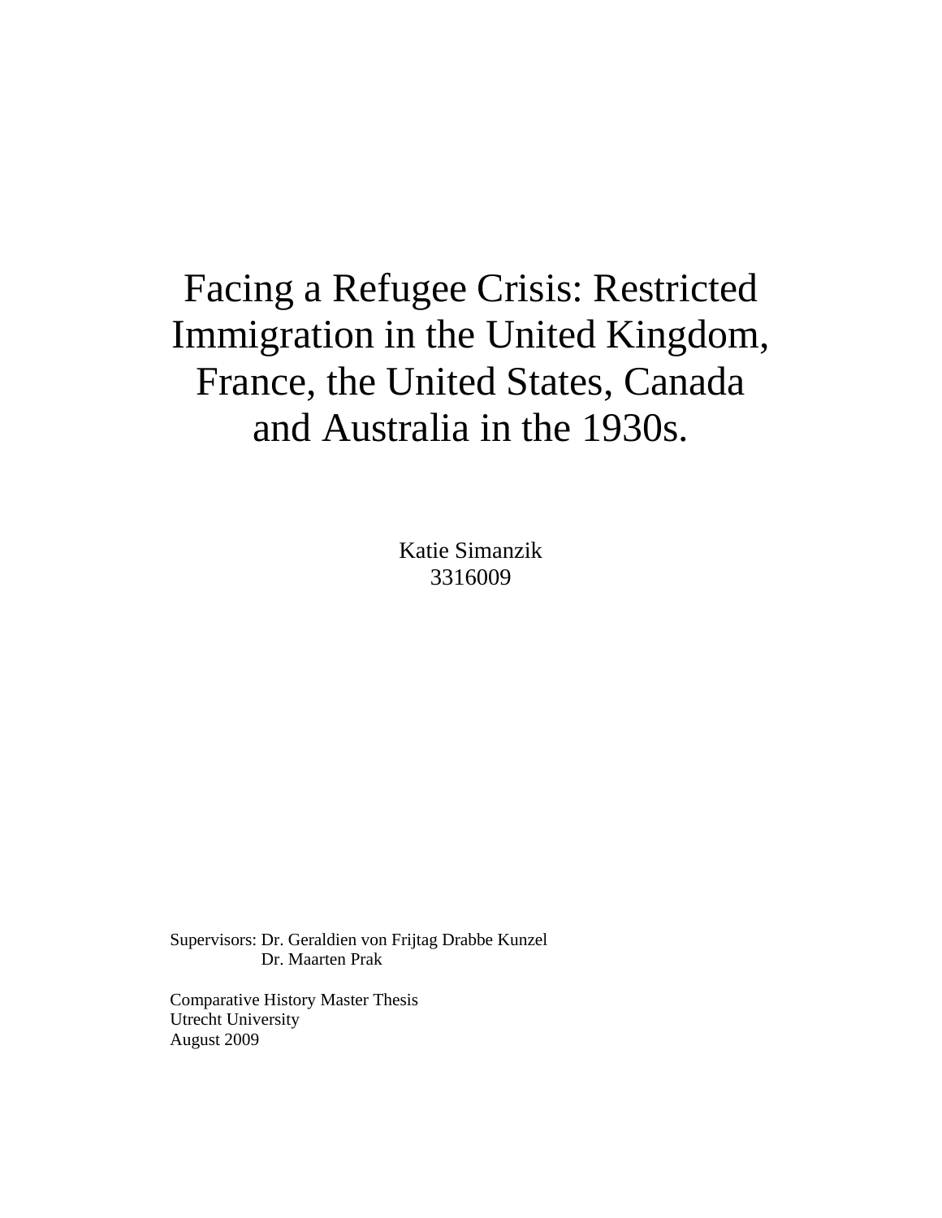# Facing a Refugee Crisis: Restricted Immigration in the United Kingdom, France, the United States, Canada and Australia in the 1930s.

Katie Simanzik
3316009

Supervisors: Dr. Geraldien von Frijtag Drabbe Kunzel
Dr. Maarten Prak

Comparative History Master Thesis
Utrecht University
August 2009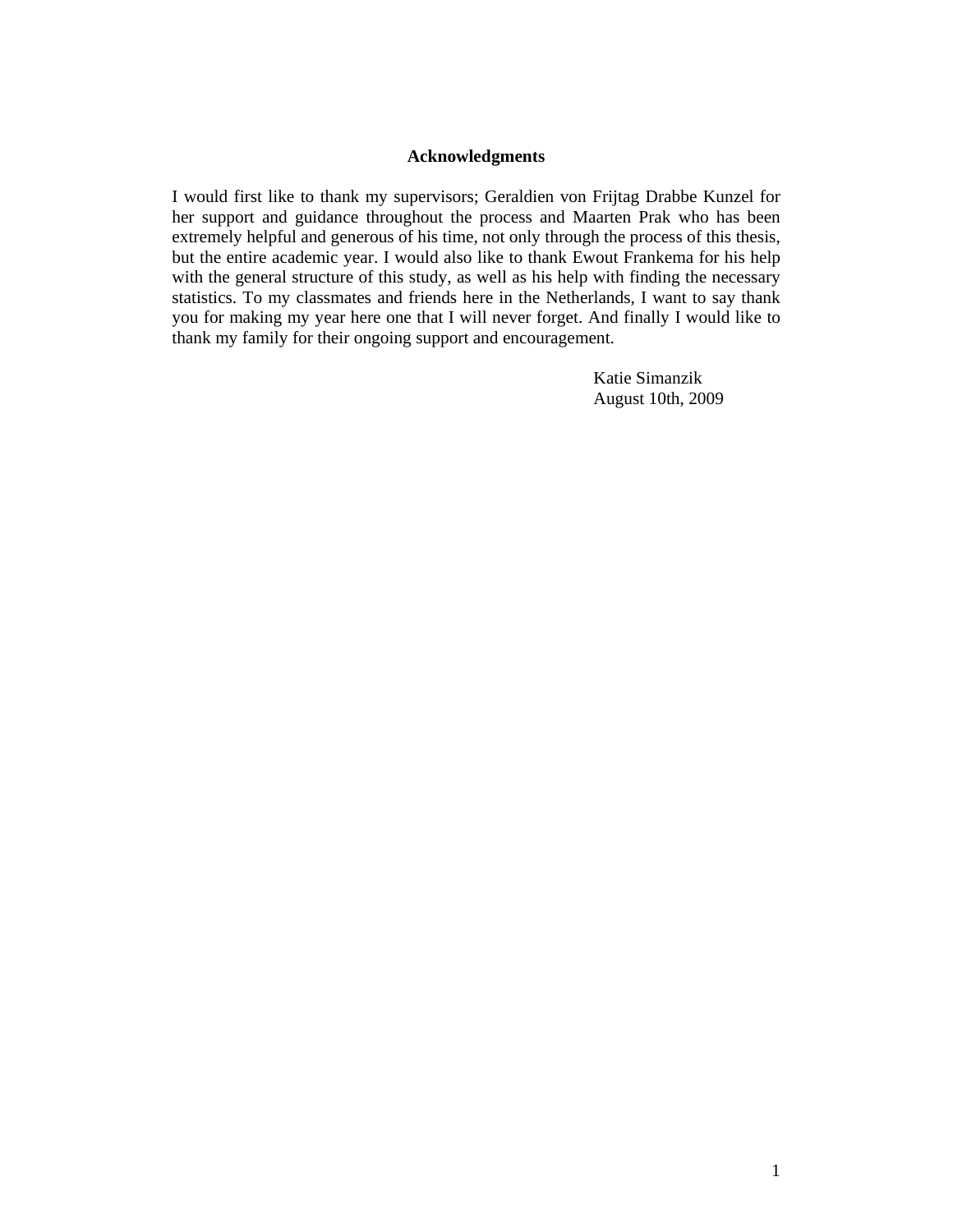## Acknowledgments

I would first like to thank my supervisors; Geraldien von Frijtag Drabbe Kunzel for her support and guidance throughout the process and Maarten Prak who has been extremely helpful and generous of his time, not only through the process of this thesis, but the entire academic year. I would also like to thank Ewout Frankema for his help with the general structure of this study, as well as his help with finding the necessary statistics. To my classmates and friends here in the Netherlands, I want to say thank you for making my year here one that I will never forget. And finally I would like to thank my family for their ongoing support and encouragement.

Katie Simanzik
August 10th, 2009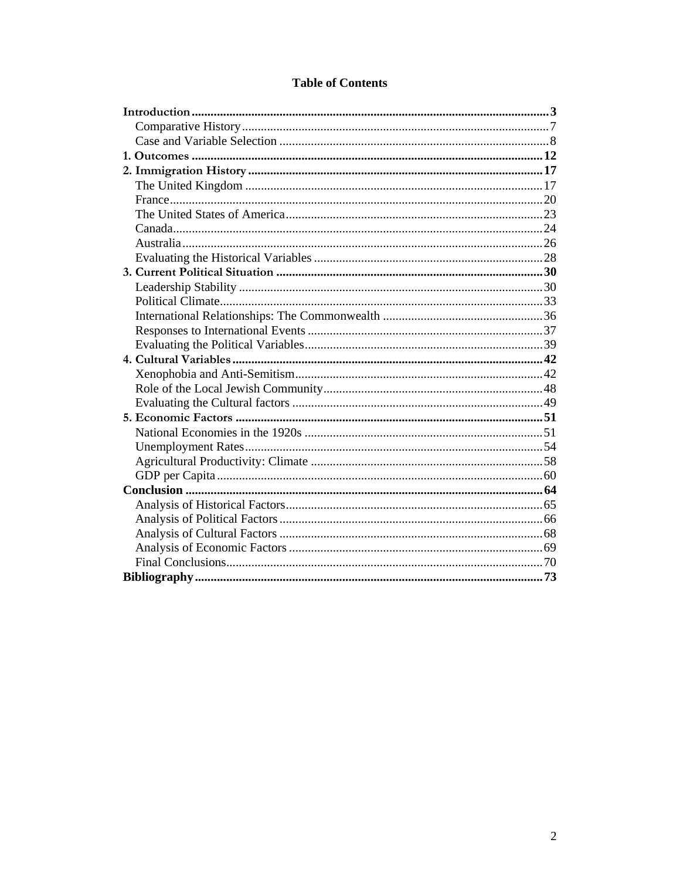# Table of Contents

**Introduction** .......... **3**
- Comparative History .......... 7
- Case and Variable Selection .......... 8

**1. Outcomes** .......... **12**

**2. Immigration History** .......... **17**
- The United Kingdom .......... 17
- France .......... 20
- The United States of America .......... 23
- Canada .......... 24
- Australia .......... 26
- Evaluating the Historical Variables .......... 28

**3. Current Political Situation** .......... **30**
- Leadership Stability .......... 30
- Political Climate .......... 33
- International Relationships: The Commonwealth .......... 36
- Responses to International Events .......... 37
- Evaluating the Political Variables .......... 39

**4. Cultural Variables** .......... **42**
- Xenophobia and Anti-Semitism .......... 42
- Role of the Local Jewish Community .......... 48
- Evaluating the Cultural factors .......... 49

**5. Economic Factors** .......... **51**
- National Economies in the 1920s .......... 51
- Unemployment Rates .......... 54
- Agricultural Productivity: Climate .......... 58
- GDP per Capita .......... 60

**Conclusion** .......... **64**
- Analysis of Historical Factors .......... 65
- Analysis of Political Factors .......... 66
- Analysis of Cultural Factors .......... 68
- Analysis of Economic Factors .......... 69
- Final Conclusions .......... 70

**Bibliography** .......... **73**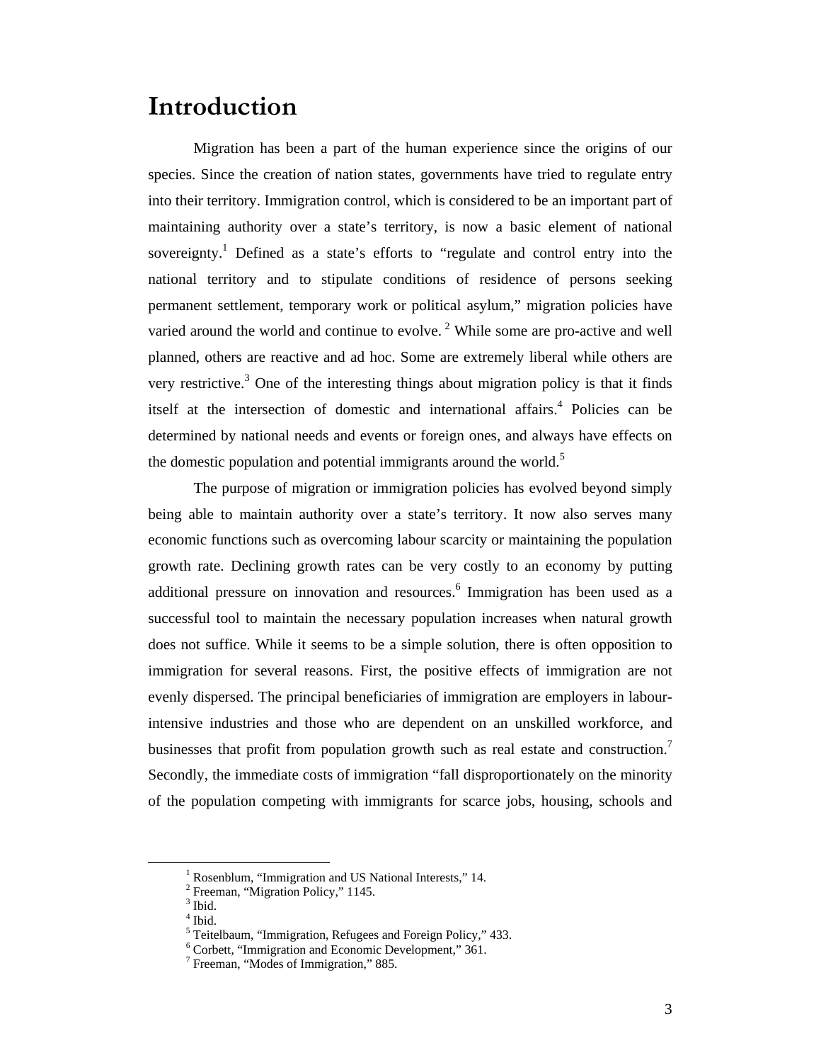# Introduction

Migration has been a part of the human experience since the origins of our species. Since the creation of nation states, governments have tried to regulate entry into their territory. Immigration control, which is considered to be an important part of maintaining authority over a state's territory, is now a basic element of national sovereignty.[1] Defined as a state's efforts to "regulate and control entry into the national territory and to stipulate conditions of residence of persons seeking permanent settlement, temporary work or political asylum," migration policies have varied around the world and continue to evolve.[2] While some are pro-active and well planned, others are reactive and ad hoc. Some are extremely liberal while others are very restrictive.[3] One of the interesting things about migration policy is that it finds itself at the intersection of domestic and international affairs.[4] Policies can be determined by national needs and events or foreign ones, and always have effects on the domestic population and potential immigrants around the world.[5]

The purpose of migration or immigration policies has evolved beyond simply being able to maintain authority over a state's territory. It now also serves many economic functions such as overcoming labour scarcity or maintaining the population growth rate. Declining growth rates can be very costly to an economy by putting additional pressure on innovation and resources.[6] Immigration has been used as a successful tool to maintain the necessary population increases when natural growth does not suffice. While it seems to be a simple solution, there is often opposition to immigration for several reasons. First, the positive effects of immigration are not evenly dispersed. The principal beneficiaries of immigration are employers in labour-intensive industries and those who are dependent on an unskilled workforce, and businesses that profit from population growth such as real estate and construction.[7] Secondly, the immediate costs of immigration "fall disproportionately on the minority of the population competing with immigrants for scarce jobs, housing, schools and

---

[1] Rosenblum, "Immigration and US National Interests," 14.
[2] Freeman, "Migration Policy," 1145.
[3] Ibid.
[4] Ibid.
[5] Teitelbaum, "Immigration, Refugees and Foreign Policy," 433.
[6] Corbett, "Immigration and Economic Development," 361.
[7] Freeman, "Modes of Immigration," 885.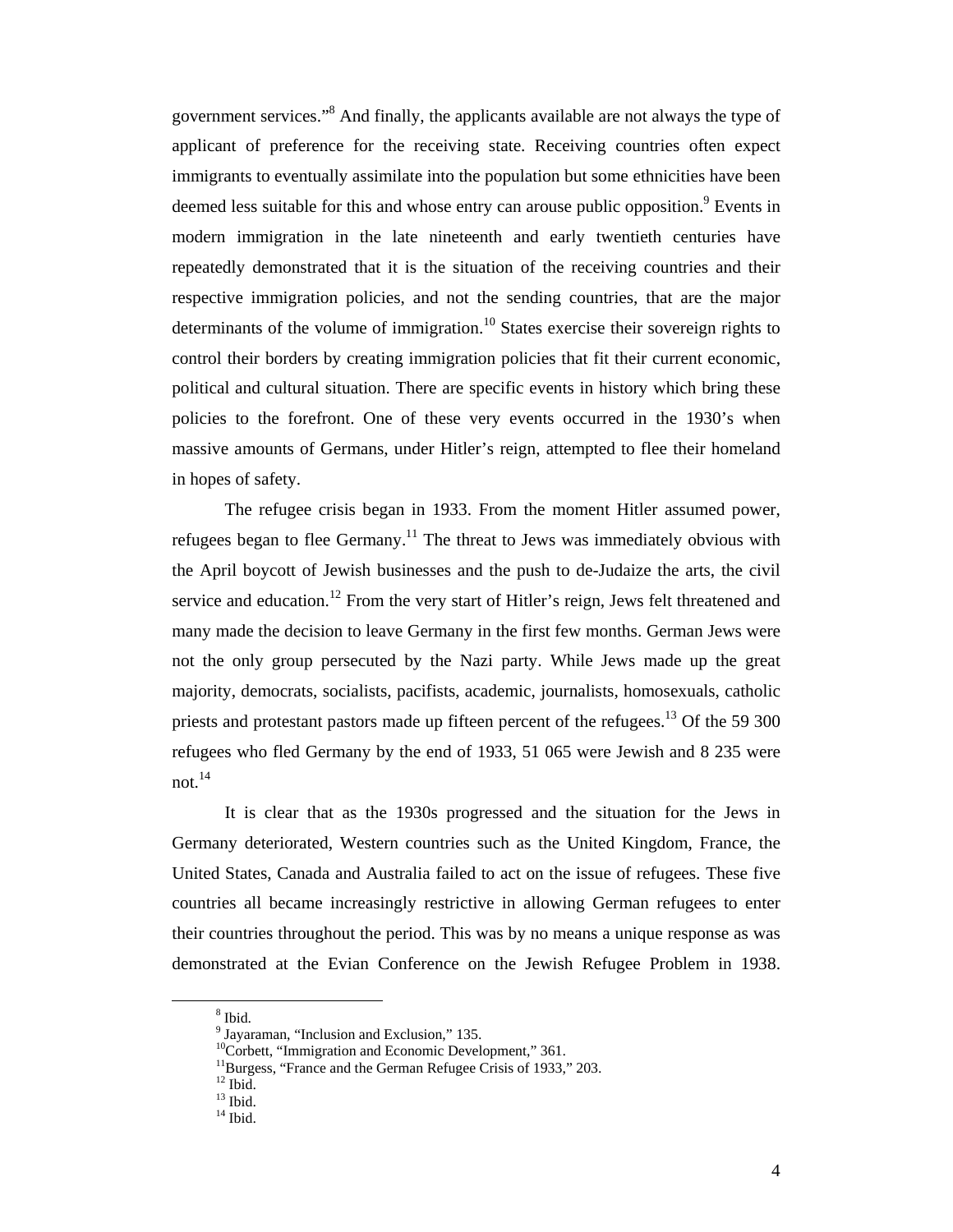government services."[8] And finally, the applicants available are not always the type of applicant of preference for the receiving state. Receiving countries often expect immigrants to eventually assimilate into the population but some ethnicities have been deemed less suitable for this and whose entry can arouse public opposition.[9] Events in modern immigration in the late nineteenth and early twentieth centuries have repeatedly demonstrated that it is the situation of the receiving countries and their respective immigration policies, and not the sending countries, that are the major determinants of the volume of immigration.[10] States exercise their sovereign rights to control their borders by creating immigration policies that fit their current economic, political and cultural situation. There are specific events in history which bring these policies to the forefront. One of these very events occurred in the 1930's when massive amounts of Germans, under Hitler's reign, attempted to flee their homeland in hopes of safety.

The refugee crisis began in 1933. From the moment Hitler assumed power, refugees began to flee Germany.[11] The threat to Jews was immediately obvious with the April boycott of Jewish businesses and the push to de-Judaize the arts, the civil service and education.[12] From the very start of Hitler's reign, Jews felt threatened and many made the decision to leave Germany in the first few months. German Jews were not the only group persecuted by the Nazi party. While Jews made up the great majority, democrats, socialists, pacifists, academic, journalists, homosexuals, catholic priests and protestant pastors made up fifteen percent of the refugees.[13] Of the 59 300 refugees who fled Germany by the end of 1933, 51 065 were Jewish and 8 235 were not.[14]

It is clear that as the 1930s progressed and the situation for the Jews in Germany deteriorated, Western countries such as the United Kingdom, France, the United States, Canada and Australia failed to act on the issue of refugees. These five countries all became increasingly restrictive in allowing German refugees to enter their countries throughout the period. This was by no means a unique response as was demonstrated at the Evian Conference on the Jewish Refugee Problem in 1938.

---

[8] Ibid.
[9] Jayaraman, "Inclusion and Exclusion," 135.
[10] Corbett, "Immigration and Economic Development," 361.
[11] Burgess, "France and the German Refugee Crisis of 1933," 203.
[12] Ibid.
[13] Ibid.
[14] Ibid.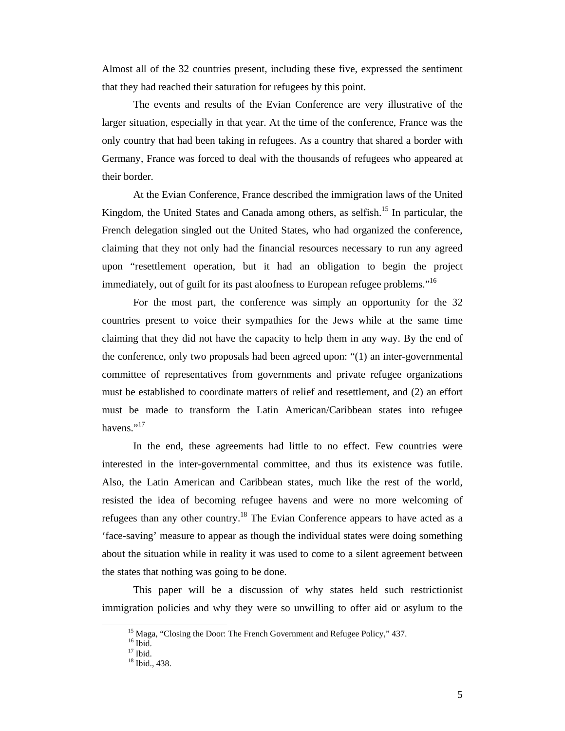Almost all of the 32 countries present, including these five, expressed the sentiment that they had reached their saturation for refugees by this point.

The events and results of the Evian Conference are very illustrative of the larger situation, especially in that year. At the time of the conference, France was the only country that had been taking in refugees. As a country that shared a border with Germany, France was forced to deal with the thousands of refugees who appeared at their border.

At the Evian Conference, France described the immigration laws of the United Kingdom, the United States and Canada among others, as selfish.[15] In particular, the French delegation singled out the United States, who had organized the conference, claiming that they not only had the financial resources necessary to run any agreed upon "resettlement operation, but it had an obligation to begin the project immediately, out of guilt for its past aloofness to European refugee problems."[16]

For the most part, the conference was simply an opportunity for the 32 countries present to voice their sympathies for the Jews while at the same time claiming that they did not have the capacity to help them in any way. By the end of the conference, only two proposals had been agreed upon: "(1) an inter-governmental committee of representatives from governments and private refugee organizations must be established to coordinate matters of relief and resettlement, and (2) an effort must be made to transform the Latin American/Caribbean states into refugee havens."[17]

In the end, these agreements had little to no effect. Few countries were interested in the inter-governmental committee, and thus its existence was futile. Also, the Latin American and Caribbean states, much like the rest of the world, resisted the idea of becoming refugee havens and were no more welcoming of refugees than any other country.[18] The Evian Conference appears to have acted as a 'face-saving' measure to appear as though the individual states were doing something about the situation while in reality it was used to come to a silent agreement between the states that nothing was going to be done.

This paper will be a discussion of why states held such restrictionist immigration policies and why they were so unwilling to offer aid or asylum to the

---

[15] Maga, "Closing the Door: The French Government and Refugee Policy," 437.

[16] Ibid.

[17] Ibid.

[18] Ibid., 438.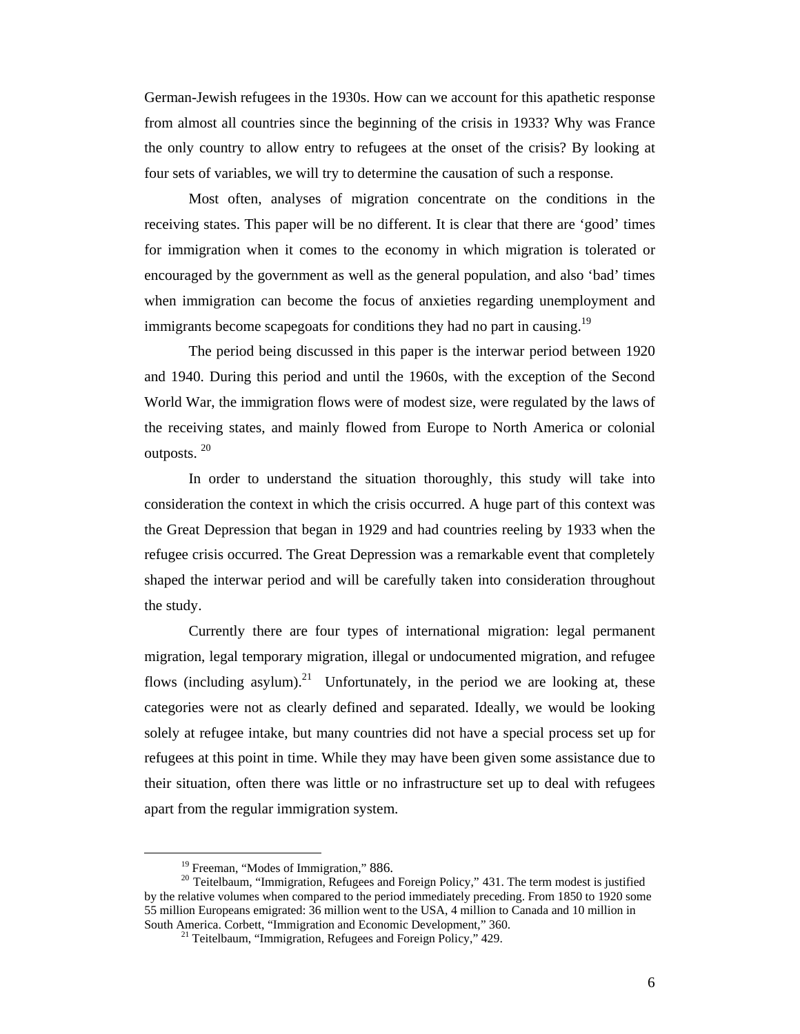German-Jewish refugees in the 1930s. How can we account for this apathetic response from almost all countries since the beginning of the crisis in 1933? Why was France the only country to allow entry to refugees at the onset of the crisis? By looking at four sets of variables, we will try to determine the causation of such a response.

Most often, analyses of migration concentrate on the conditions in the receiving states. This paper will be no different. It is clear that there are 'good' times for immigration when it comes to the economy in which migration is tolerated or encouraged by the government as well as the general population, and also 'bad' times when immigration can become the focus of anxieties regarding unemployment and immigrants become scapegoats for conditions they had no part in causing.[19]

The period being discussed in this paper is the interwar period between 1920 and 1940. During this period and until the 1960s, with the exception of the Second World War, the immigration flows were of modest size, were regulated by the laws of the receiving states, and mainly flowed from Europe to North America or colonial outposts. [20]

In order to understand the situation thoroughly, this study will take into consideration the context in which the crisis occurred. A huge part of this context was the Great Depression that began in 1929 and had countries reeling by 1933 when the refugee crisis occurred. The Great Depression was a remarkable event that completely shaped the interwar period and will be carefully taken into consideration throughout the study.

Currently there are four types of international migration: legal permanent migration, legal temporary migration, illegal or undocumented migration, and refugee flows (including asylum).[21] Unfortunately, in the period we are looking at, these categories were not as clearly defined and separated. Ideally, we would be looking solely at refugee intake, but many countries did not have a special process set up for refugees at this point in time. While they may have been given some assistance due to their situation, often there was little or no infrastructure set up to deal with refugees apart from the regular immigration system.

---

[19] Freeman, "Modes of Immigration," 886.

[20] Teitelbaum, "Immigration, Refugees and Foreign Policy," 431. The term modest is justified by the relative volumes when compared to the period immediately preceding. From 1850 to 1920 some 55 million Europeans emigrated: 36 million went to the USA, 4 million to Canada and 10 million in South America. Corbett, "Immigration and Economic Development," 360.

[21] Teitelbaum, "Immigration, Refugees and Foreign Policy," 429.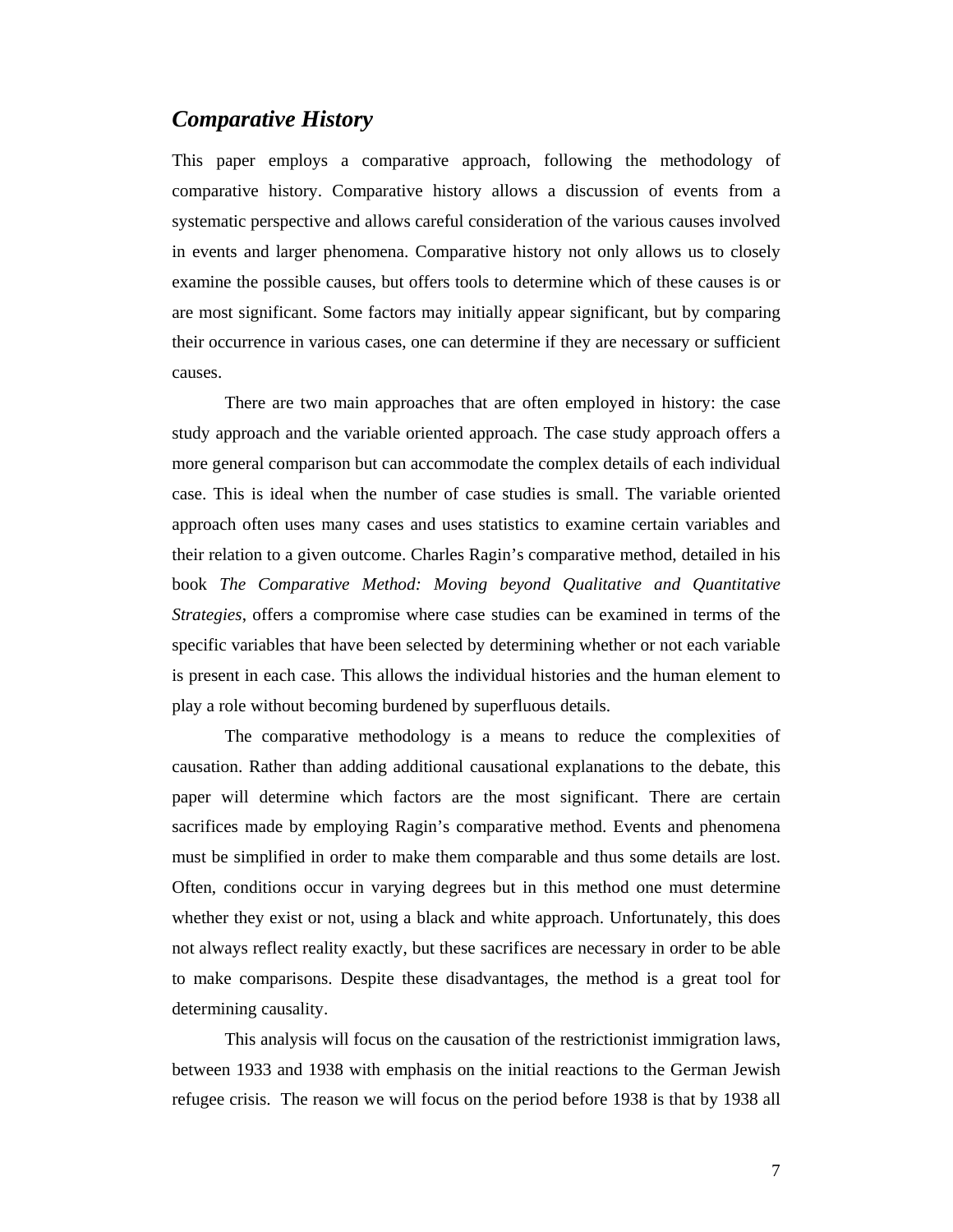## *Comparative History*

This paper employs a comparative approach, following the methodology of comparative history. Comparative history allows a discussion of events from a systematic perspective and allows careful consideration of the various causes involved in events and larger phenomena. Comparative history not only allows us to closely examine the possible causes, but offers tools to determine which of these causes is or are most significant. Some factors may initially appear significant, but by comparing their occurrence in various cases, one can determine if they are necessary or sufficient causes.

There are two main approaches that are often employed in history: the case study approach and the variable oriented approach. The case study approach offers a more general comparison but can accommodate the complex details of each individual case. This is ideal when the number of case studies is small. The variable oriented approach often uses many cases and uses statistics to examine certain variables and their relation to a given outcome. Charles Ragin's comparative method, detailed in his book *The Comparative Method: Moving beyond Qualitative and Quantitative Strategies*, offers a compromise where case studies can be examined in terms of the specific variables that have been selected by determining whether or not each variable is present in each case. This allows the individual histories and the human element to play a role without becoming burdened by superfluous details.

The comparative methodology is a means to reduce the complexities of causation. Rather than adding additional causational explanations to the debate, this paper will determine which factors are the most significant. There are certain sacrifices made by employing Ragin's comparative method. Events and phenomena must be simplified in order to make them comparable and thus some details are lost. Often, conditions occur in varying degrees but in this method one must determine whether they exist or not, using a black and white approach. Unfortunately, this does not always reflect reality exactly, but these sacrifices are necessary in order to be able to make comparisons. Despite these disadvantages, the method is a great tool for determining causality.

This analysis will focus on the causation of the restrictionist immigration laws, between 1933 and 1938 with emphasis on the initial reactions to the German Jewish refugee crisis. The reason we will focus on the period before 1938 is that by 1938 all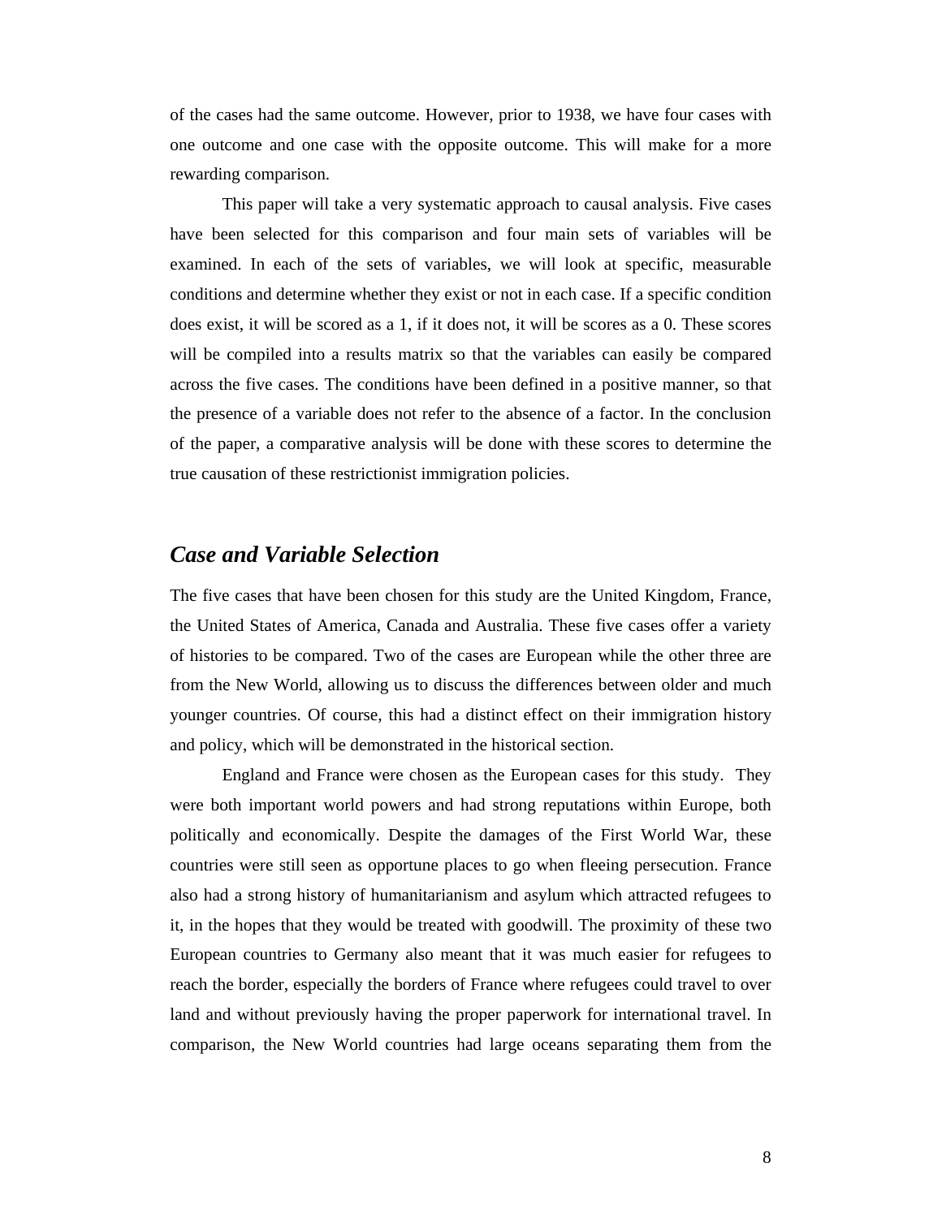of the cases had the same outcome. However, prior to 1938, we have four cases with one outcome and one case with the opposite outcome. This will make for a more rewarding comparison.

This paper will take a very systematic approach to causal analysis. Five cases have been selected for this comparison and four main sets of variables will be examined. In each of the sets of variables, we will look at specific, measurable conditions and determine whether they exist or not in each case. If a specific condition does exist, it will be scored as a 1, if it does not, it will be scores as a 0. These scores will be compiled into a results matrix so that the variables can easily be compared across the five cases. The conditions have been defined in a positive manner, so that the presence of a variable does not refer to the absence of a factor. In the conclusion of the paper, a comparative analysis will be done with these scores to determine the true causation of these restrictionist immigration policies.

## *Case and Variable Selection*

The five cases that have been chosen for this study are the United Kingdom, France, the United States of America, Canada and Australia. These five cases offer a variety of histories to be compared. Two of the cases are European while the other three are from the New World, allowing us to discuss the differences between older and much younger countries. Of course, this had a distinct effect on their immigration history and policy, which will be demonstrated in the historical section.

England and France were chosen as the European cases for this study. They were both important world powers and had strong reputations within Europe, both politically and economically. Despite the damages of the First World War, these countries were still seen as opportune places to go when fleeing persecution. France also had a strong history of humanitarianism and asylum which attracted refugees to it, in the hopes that they would be treated with goodwill. The proximity of these two European countries to Germany also meant that it was much easier for refugees to reach the border, especially the borders of France where refugees could travel to over land and without previously having the proper paperwork for international travel. In comparison, the New World countries had large oceans separating them from the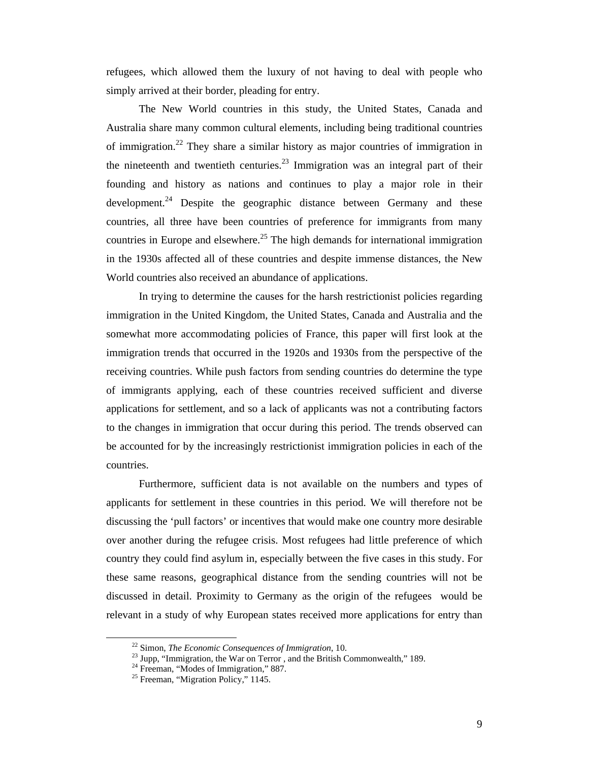refugees, which allowed them the luxury of not having to deal with people who simply arrived at their border, pleading for entry.

The New World countries in this study, the United States, Canada and Australia share many common cultural elements, including being traditional countries of immigration.[22] They share a similar history as major countries of immigration in the nineteenth and twentieth centuries.[23] Immigration was an integral part of their founding and history as nations and continues to play a major role in their development.[24] Despite the geographic distance between Germany and these countries, all three have been countries of preference for immigrants from many countries in Europe and elsewhere.[25] The high demands for international immigration in the 1930s affected all of these countries and despite immense distances, the New World countries also received an abundance of applications.

In trying to determine the causes for the harsh restrictionist policies regarding immigration in the United Kingdom, the United States, Canada and Australia and the somewhat more accommodating policies of France, this paper will first look at the immigration trends that occurred in the 1920s and 1930s from the perspective of the receiving countries. While push factors from sending countries do determine the type of immigrants applying, each of these countries received sufficient and diverse applications for settlement, and so a lack of applicants was not a contributing factors to the changes in immigration that occur during this period. The trends observed can be accounted for by the increasingly restrictionist immigration policies in each of the countries.

Furthermore, sufficient data is not available on the numbers and types of applicants for settlement in these countries in this period. We will therefore not be discussing the 'pull factors' or incentives that would make one country more desirable over another during the refugee crisis. Most refugees had little preference of which country they could find asylum in, especially between the five cases in this study. For these same reasons, geographical distance from the sending countries will not be discussed in detail. Proximity to Germany as the origin of the refugees would be relevant in a study of why European states received more applications for entry than

---

[22] Simon, *The Economic Consequences of Immigration*, 10.

[23] Jupp, "Immigration, the War on Terror , and the British Commonwealth," 189.

[24] Freeman, "Modes of Immigration," 887.

[25] Freeman, "Migration Policy," 1145.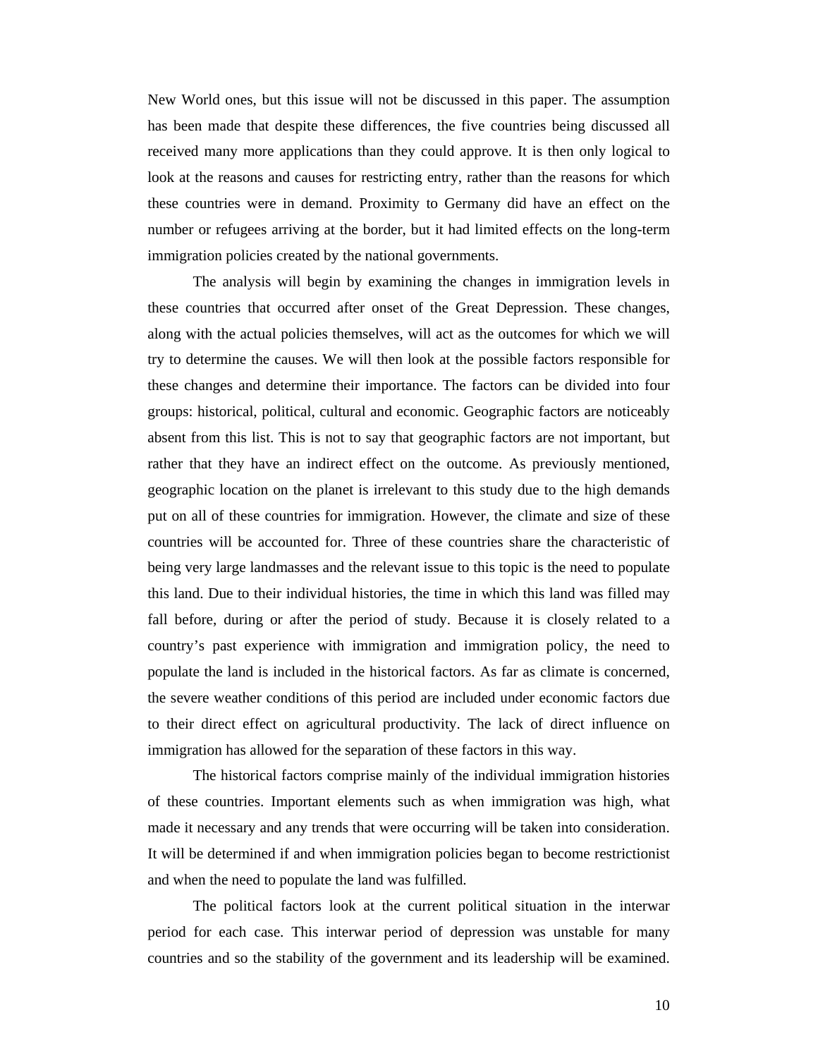New World ones, but this issue will not be discussed in this paper. The assumption has been made that despite these differences, the five countries being discussed all received many more applications than they could approve. It is then only logical to look at the reasons and causes for restricting entry, rather than the reasons for which these countries were in demand. Proximity to Germany did have an effect on the number or refugees arriving at the border, but it had limited effects on the long-term immigration policies created by the national governments.

The analysis will begin by examining the changes in immigration levels in these countries that occurred after onset of the Great Depression. These changes, along with the actual policies themselves, will act as the outcomes for which we will try to determine the causes. We will then look at the possible factors responsible for these changes and determine their importance. The factors can be divided into four groups: historical, political, cultural and economic. Geographic factors are noticeably absent from this list. This is not to say that geographic factors are not important, but rather that they have an indirect effect on the outcome. As previously mentioned, geographic location on the planet is irrelevant to this study due to the high demands put on all of these countries for immigration. However, the climate and size of these countries will be accounted for. Three of these countries share the characteristic of being very large landmasses and the relevant issue to this topic is the need to populate this land. Due to their individual histories, the time in which this land was filled may fall before, during or after the period of study. Because it is closely related to a country's past experience with immigration and immigration policy, the need to populate the land is included in the historical factors. As far as climate is concerned, the severe weather conditions of this period are included under economic factors due to their direct effect on agricultural productivity. The lack of direct influence on immigration has allowed for the separation of these factors in this way.

The historical factors comprise mainly of the individual immigration histories of these countries. Important elements such as when immigration was high, what made it necessary and any trends that were occurring will be taken into consideration. It will be determined if and when immigration policies began to become restrictionist and when the need to populate the land was fulfilled.

The political factors look at the current political situation in the interwar period for each case. This interwar period of depression was unstable for many countries and so the stability of the government and its leadership will be examined.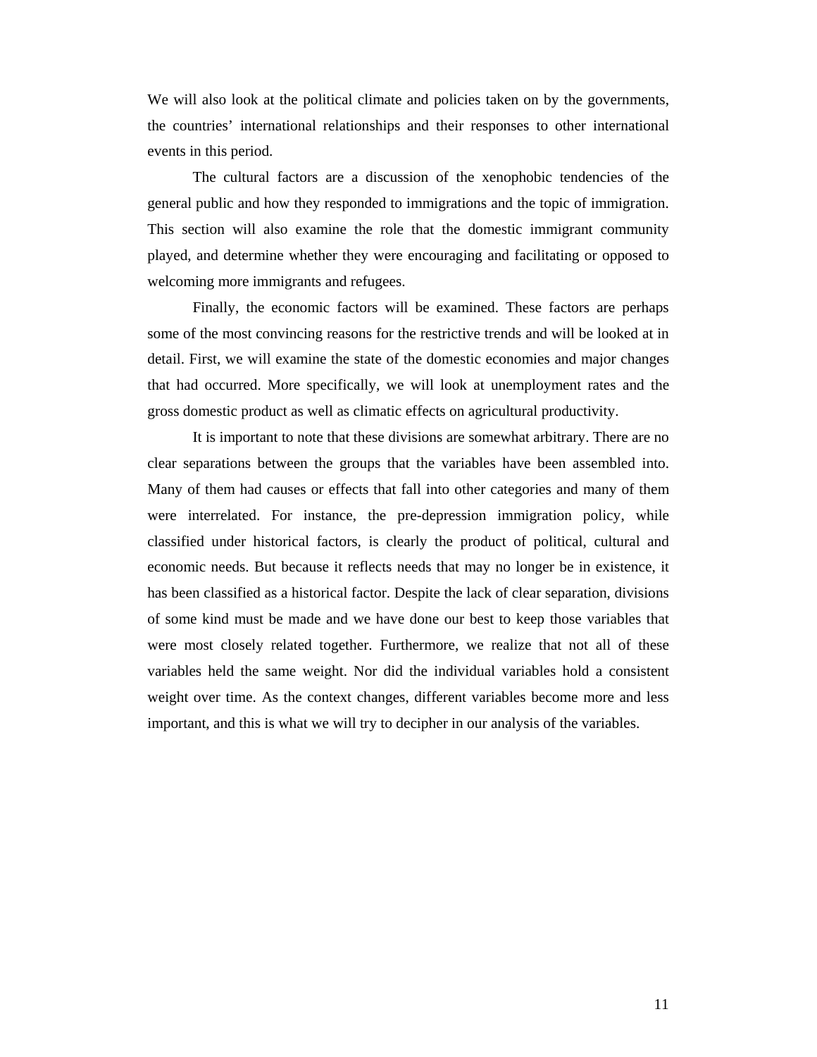We will also look at the political climate and policies taken on by the governments, the countries' international relationships and their responses to other international events in this period.

The cultural factors are a discussion of the xenophobic tendencies of the general public and how they responded to immigrations and the topic of immigration. This section will also examine the role that the domestic immigrant community played, and determine whether they were encouraging and facilitating or opposed to welcoming more immigrants and refugees.

Finally, the economic factors will be examined. These factors are perhaps some of the most convincing reasons for the restrictive trends and will be looked at in detail. First, we will examine the state of the domestic economies and major changes that had occurred. More specifically, we will look at unemployment rates and the gross domestic product as well as climatic effects on agricultural productivity.

It is important to note that these divisions are somewhat arbitrary. There are no clear separations between the groups that the variables have been assembled into. Many of them had causes or effects that fall into other categories and many of them were interrelated. For instance, the pre-depression immigration policy, while classified under historical factors, is clearly the product of political, cultural and economic needs. But because it reflects needs that may no longer be in existence, it has been classified as a historical factor. Despite the lack of clear separation, divisions of some kind must be made and we have done our best to keep those variables that were most closely related together. Furthermore, we realize that not all of these variables held the same weight. Nor did the individual variables hold a consistent weight over time. As the context changes, different variables become more and less important, and this is what we will try to decipher in our analysis of the variables.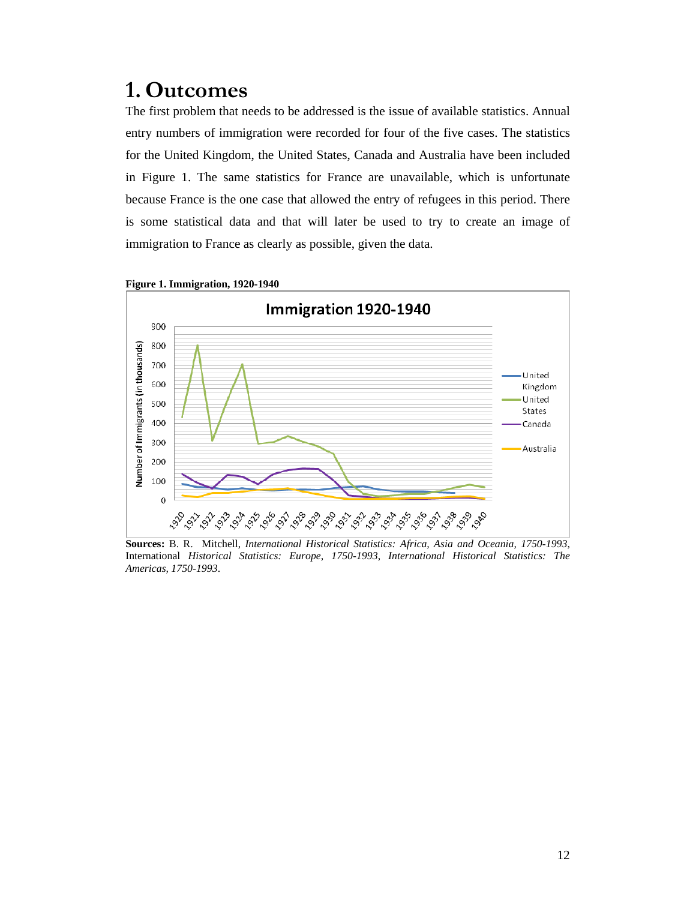# 1. Outcomes

The first problem that needs to be addressed is the issue of available statistics. Annual entry numbers of immigration were recorded for four of the five cases. The statistics for the United Kingdom, the United States, Canada and Australia have been included in Figure 1. The same statistics for France are unavailable, which is unfortunate because France is the one case that allowed the entry of refugees in this period. There is some statistical data and that will later be used to try to create an image of immigration to France as clearly as possible, given the data.

**Figure 1. Immigration, 1920-1940**

**Sources:** B. R. Mitchell, *International Historical Statistics: Africa, Asia and Oceania, 1750-1993*, International *Historical Statistics: Europe, 1750-1993*, *International Historical Statistics: The Americas, 1750-1993*.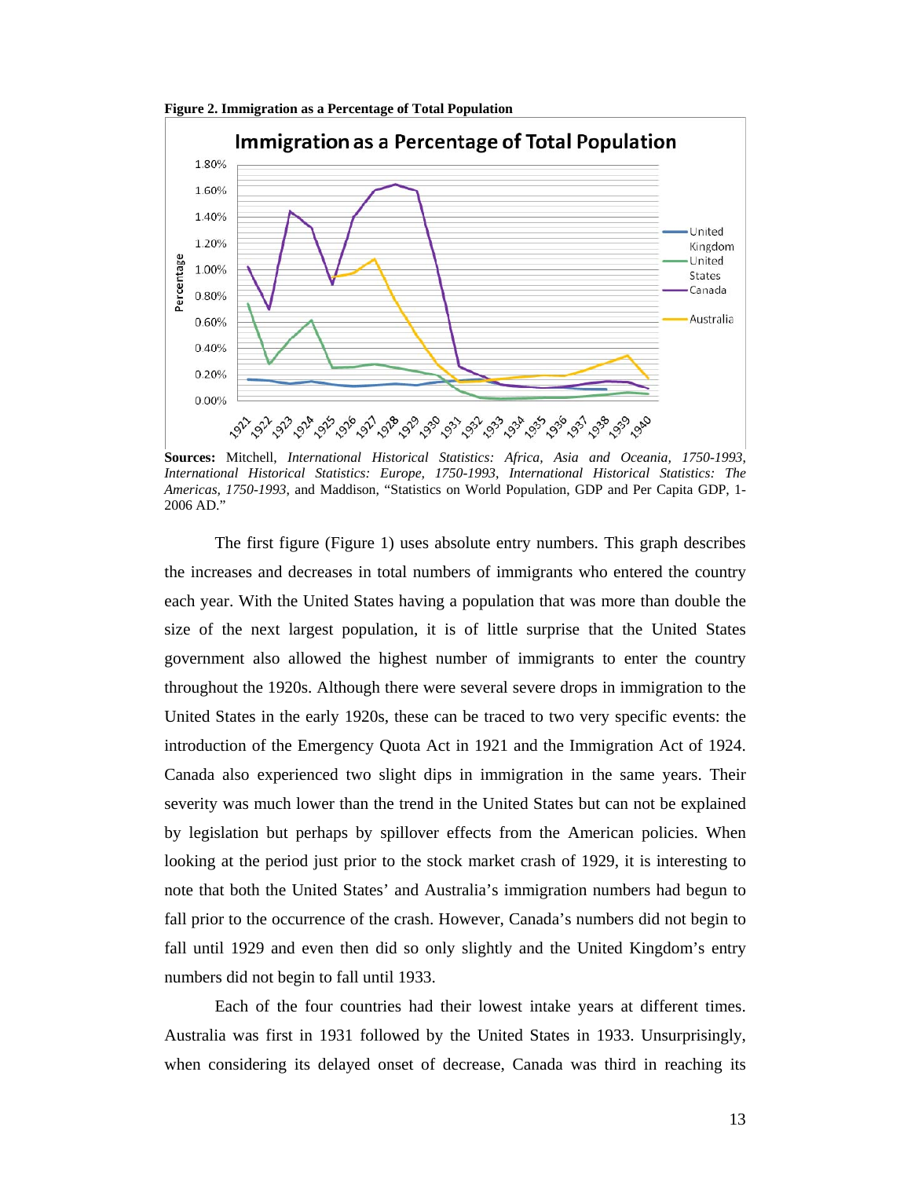**Figure 2. Immigration as a Percentage of Total Population**

**Sources:** Mitchell, *International Historical Statistics: Africa, Asia and Oceania, 1750-1993*, *International Historical Statistics: Europe, 1750-1993*, *International Historical Statistics: The Americas, 1750-1993*, and Maddison, "Statistics on World Population, GDP and Per Capita GDP, 1-2006 AD."

The first figure (Figure 1) uses absolute entry numbers. This graph describes the increases and decreases in total numbers of immigrants who entered the country each year. With the United States having a population that was more than double the size of the next largest population, it is of little surprise that the United States government also allowed the highest number of immigrants to enter the country throughout the 1920s. Although there were several severe drops in immigration to the United States in the early 1920s, these can be traced to two very specific events: the introduction of the Emergency Quota Act in 1921 and the Immigration Act of 1924. Canada also experienced two slight dips in immigration in the same years. Their severity was much lower than the trend in the United States but can not be explained by legislation but perhaps by spillover effects from the American policies. When looking at the period just prior to the stock market crash of 1929, it is interesting to note that both the United States' and Australia's immigration numbers had begun to fall prior to the occurrence of the crash. However, Canada's numbers did not begin to fall until 1929 and even then did so only slightly and the United Kingdom's entry numbers did not begin to fall until 1933.

Each of the four countries had their lowest intake years at different times. Australia was first in 1931 followed by the United States in 1933. Unsurprisingly, when considering its delayed onset of decrease, Canada was third in reaching its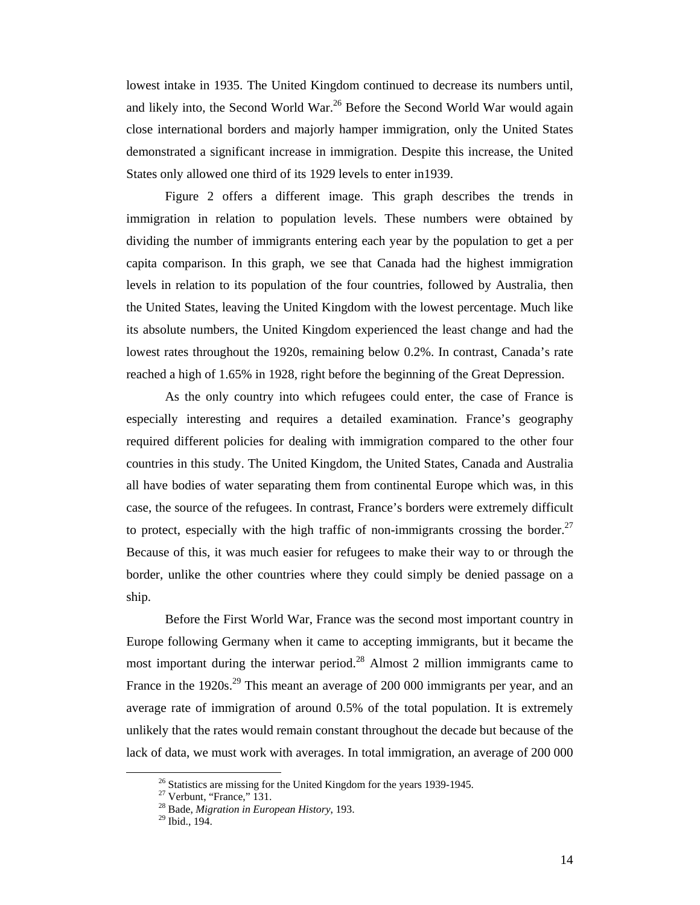lowest intake in 1935. The United Kingdom continued to decrease its numbers until, and likely into, the Second World War.[26] Before the Second World War would again close international borders and majorly hamper immigration, only the United States demonstrated a significant increase in immigration. Despite this increase, the United States only allowed one third of its 1929 levels to enter in1939.

Figure 2 offers a different image. This graph describes the trends in immigration in relation to population levels. These numbers were obtained by dividing the number of immigrants entering each year by the population to get a per capita comparison. In this graph, we see that Canada had the highest immigration levels in relation to its population of the four countries, followed by Australia, then the United States, leaving the United Kingdom with the lowest percentage. Much like its absolute numbers, the United Kingdom experienced the least change and had the lowest rates throughout the 1920s, remaining below 0.2%. In contrast, Canada's rate reached a high of 1.65% in 1928, right before the beginning of the Great Depression.

As the only country into which refugees could enter, the case of France is especially interesting and requires a detailed examination. France's geography required different policies for dealing with immigration compared to the other four countries in this study. The United Kingdom, the United States, Canada and Australia all have bodies of water separating them from continental Europe which was, in this case, the source of the refugees. In contrast, France's borders were extremely difficult to protect, especially with the high traffic of non-immigrants crossing the border.[27] Because of this, it was much easier for refugees to make their way to or through the border, unlike the other countries where they could simply be denied passage on a ship.

Before the First World War, France was the second most important country in Europe following Germany when it came to accepting immigrants, but it became the most important during the interwar period.[28] Almost 2 million immigrants came to France in the 1920s.[29] This meant an average of 200 000 immigrants per year, and an average rate of immigration of around 0.5% of the total population. It is extremely unlikely that the rates would remain constant throughout the decade but because of the lack of data, we must work with averages. In total immigration, an average of 200 000

---

[26] Statistics are missing for the United Kingdom for the years 1939-1945.

[27] Verbunt, "France," 131.

[28] Bade, *Migration in European History*, 193.

[29] Ibid., 194.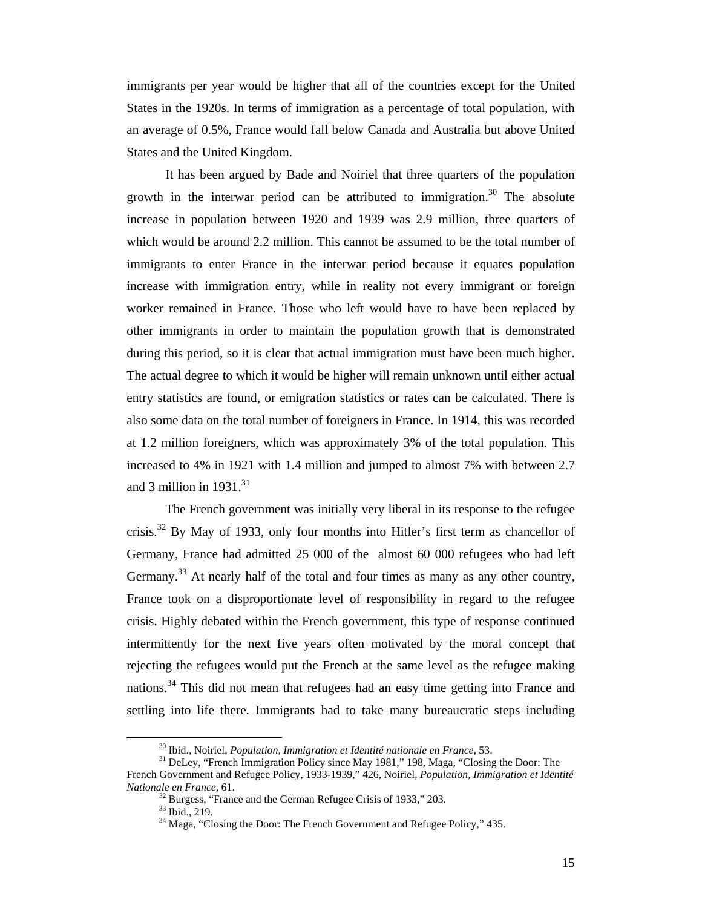immigrants per year would be higher that all of the countries except for the United States in the 1920s. In terms of immigration as a percentage of total population, with an average of 0.5%, France would fall below Canada and Australia but above United States and the United Kingdom.

It has been argued by Bade and Noiriel that three quarters of the population growth in the interwar period can be attributed to immigration.[30] The absolute increase in population between 1920 and 1939 was 2.9 million, three quarters of which would be around 2.2 million. This cannot be assumed to be the total number of immigrants to enter France in the interwar period because it equates population increase with immigration entry, while in reality not every immigrant or foreign worker remained in France. Those who left would have to have been replaced by other immigrants in order to maintain the population growth that is demonstrated during this period, so it is clear that actual immigration must have been much higher. The actual degree to which it would be higher will remain unknown until either actual entry statistics are found, or emigration statistics or rates can be calculated. There is also some data on the total number of foreigners in France. In 1914, this was recorded at 1.2 million foreigners, which was approximately 3% of the total population. This increased to 4% in 1921 with 1.4 million and jumped to almost 7% with between 2.7 and 3 million in 1931.[31]

The French government was initially very liberal in its response to the refugee crisis.[32] By May of 1933, only four months into Hitler's first term as chancellor of Germany, France had admitted 25 000 of the almost 60 000 refugees who had left Germany.[33] At nearly half of the total and four times as many as any other country, France took on a disproportionate level of responsibility in regard to the refugee crisis. Highly debated within the French government, this type of response continued intermittently for the next five years often motivated by the moral concept that rejecting the refugees would put the French at the same level as the refugee making nations.[34] This did not mean that refugees had an easy time getting into France and settling into life there. Immigrants had to take many bureaucratic steps including

---

[30] Ibid., Noiriel, *Population, Immigration et Identité nationale en France,* 53.

[31] DeLey, "French Immigration Policy since May 1981," 198, Maga, "Closing the Door: The French Government and Refugee Policy, 1933-1939," 426, Noiriel, *Population, Immigration et Identité Nationale en France,* 61.

[32] Burgess, "France and the German Refugee Crisis of 1933," 203.

[33] Ibid., 219.

[34] Maga, "Closing the Door: The French Government and Refugee Policy," 435.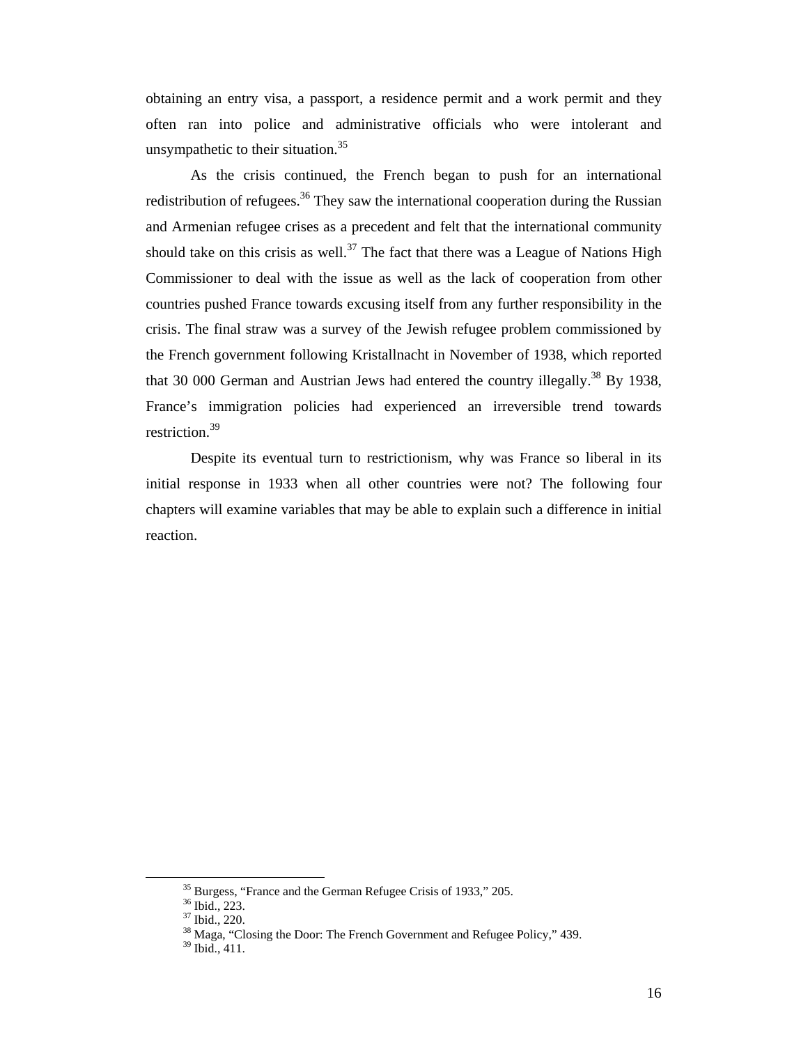obtaining an entry visa, a passport, a residence permit and a work permit and they often ran into police and administrative officials who were intolerant and unsympathetic to their situation.[35]

As the crisis continued, the French began to push for an international redistribution of refugees.[36] They saw the international cooperation during the Russian and Armenian refugee crises as a precedent and felt that the international community should take on this crisis as well.[37] The fact that there was a League of Nations High Commissioner to deal with the issue as well as the lack of cooperation from other countries pushed France towards excusing itself from any further responsibility in the crisis. The final straw was a survey of the Jewish refugee problem commissioned by the French government following Kristallnacht in November of 1938, which reported that 30 000 German and Austrian Jews had entered the country illegally.[38] By 1938, France's immigration policies had experienced an irreversible trend towards restriction.[39]

Despite its eventual turn to restrictionism, why was France so liberal in its initial response in 1933 when all other countries were not? The following four chapters will examine variables that may be able to explain such a difference in initial reaction.

---

[35] Burgess, "France and the German Refugee Crisis of 1933," 205.
[36] Ibid., 223.
[37] Ibid., 220.
[38] Maga, "Closing the Door: The French Government and Refugee Policy," 439.
[39] Ibid., 411.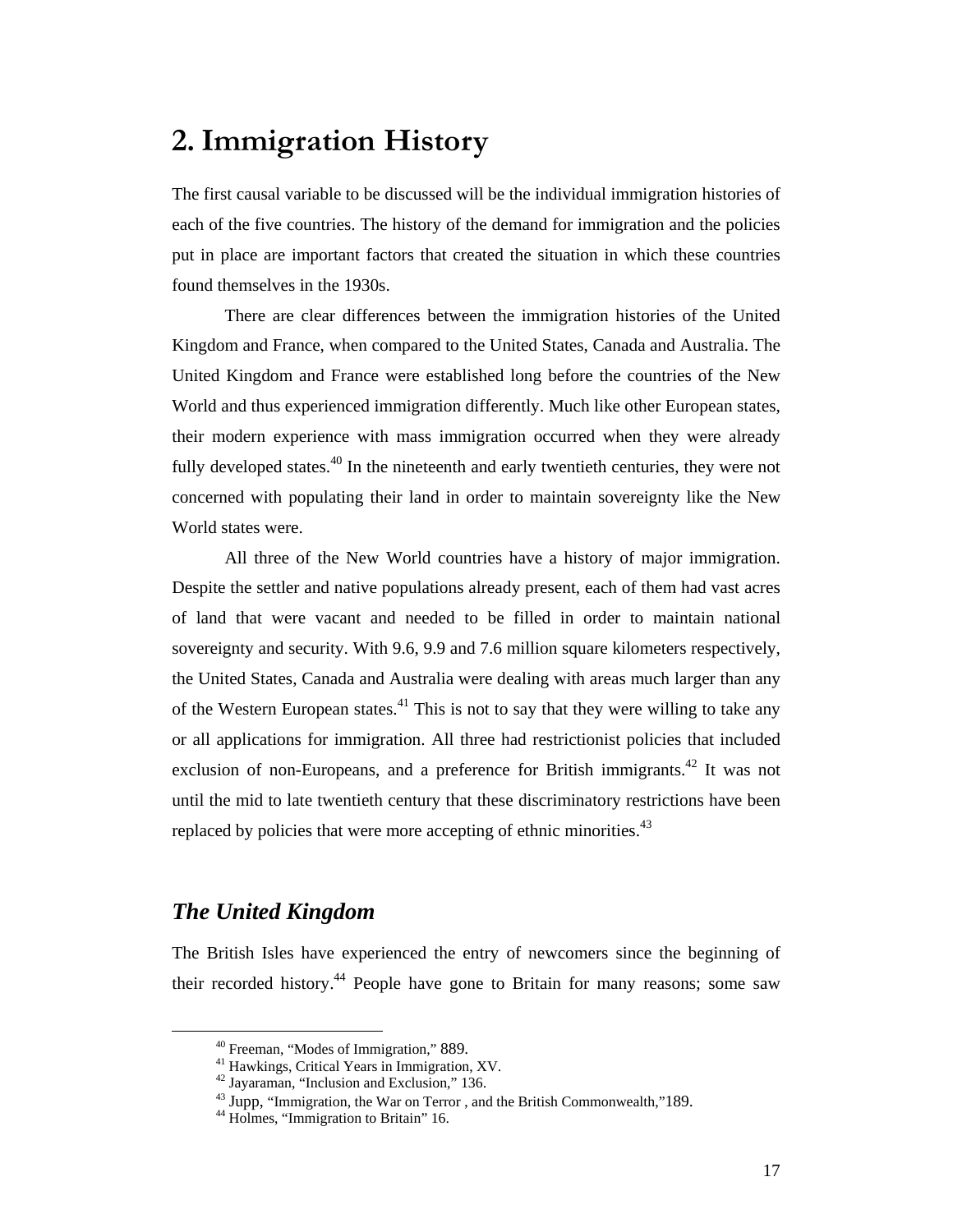# 2. Immigration History

The first causal variable to be discussed will be the individual immigration histories of each of the five countries. The history of the demand for immigration and the policies put in place are important factors that created the situation in which these countries found themselves in the 1930s.

There are clear differences between the immigration histories of the United Kingdom and France, when compared to the United States, Canada and Australia. The United Kingdom and France were established long before the countries of the New World and thus experienced immigration differently. Much like other European states, their modern experience with mass immigration occurred when they were already fully developed states.[40] In the nineteenth and early twentieth centuries, they were not concerned with populating their land in order to maintain sovereignty like the New World states were.

All three of the New World countries have a history of major immigration. Despite the settler and native populations already present, each of them had vast acres of land that were vacant and needed to be filled in order to maintain national sovereignty and security. With 9.6, 9.9 and 7.6 million square kilometers respectively, the United States, Canada and Australia were dealing with areas much larger than any of the Western European states.[41] This is not to say that they were willing to take any or all applications for immigration. All three had restrictionist policies that included exclusion of non-Europeans, and a preference for British immigrants.[42] It was not until the mid to late twentieth century that these discriminatory restrictions have been replaced by policies that were more accepting of ethnic minorities.[43]

## *The United Kingdom*

The British Isles have experienced the entry of newcomers since the beginning of their recorded history.[44] People have gone to Britain for many reasons; some saw

---

[40] Freeman, "Modes of Immigration," 889.

[41] Hawkings, Critical Years in Immigration, XV.

[42] Jayaraman, "Inclusion and Exclusion," 136.

[43] Jupp, "Immigration, the War on Terror , and the British Commonwealth,"189.

[44] Holmes, "Immigration to Britain" 16.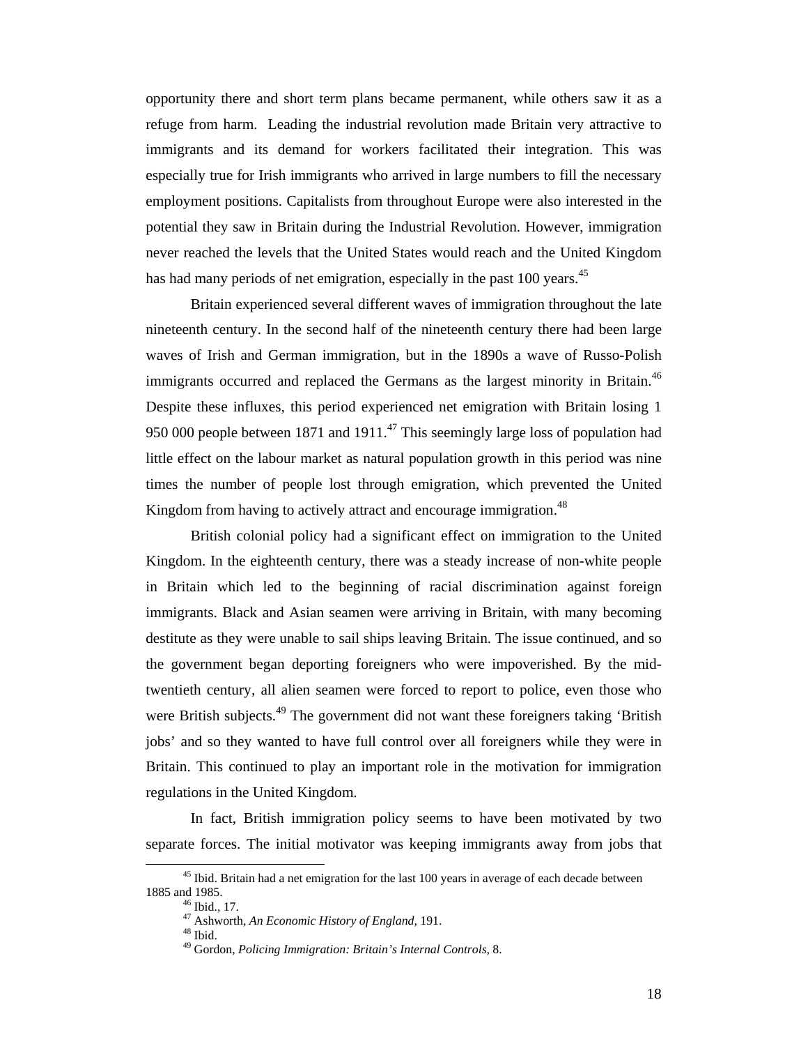opportunity there and short term plans became permanent, while others saw it as a refuge from harm. Leading the industrial revolution made Britain very attractive to immigrants and its demand for workers facilitated their integration. This was especially true for Irish immigrants who arrived in large numbers to fill the necessary employment positions. Capitalists from throughout Europe were also interested in the potential they saw in Britain during the Industrial Revolution. However, immigration never reached the levels that the United States would reach and the United Kingdom has had many periods of net emigration, especially in the past 100 years.[45]

Britain experienced several different waves of immigration throughout the late nineteenth century. In the second half of the nineteenth century there had been large waves of Irish and German immigration, but in the 1890s a wave of Russo-Polish immigrants occurred and replaced the Germans as the largest minority in Britain.[46] Despite these influxes, this period experienced net emigration with Britain losing 1 950 000 people between 1871 and 1911.[47] This seemingly large loss of population had little effect on the labour market as natural population growth in this period was nine times the number of people lost through emigration, which prevented the United Kingdom from having to actively attract and encourage immigration.[48]

British colonial policy had a significant effect on immigration to the United Kingdom. In the eighteenth century, there was a steady increase of non-white people in Britain which led to the beginning of racial discrimination against foreign immigrants. Black and Asian seamen were arriving in Britain, with many becoming destitute as they were unable to sail ships leaving Britain. The issue continued, and so the government began deporting foreigners who were impoverished. By the mid-twentieth century, all alien seamen were forced to report to police, even those who were British subjects.[49] The government did not want these foreigners taking 'British jobs' and so they wanted to have full control over all foreigners while they were in Britain. This continued to play an important role in the motivation for immigration regulations in the United Kingdom.

In fact, British immigration policy seems to have been motivated by two separate forces. The initial motivator was keeping immigrants away from jobs that

---

[45] Ibid. Britain had a net emigration for the last 100 years in average of each decade between 1885 and 1985.

[46] Ibid., 17.

[47] Ashworth, *An Economic History of England,* 191.

[48] Ibid.

[49] Gordon, *Policing Immigration: Britain's Internal Controls,* 8.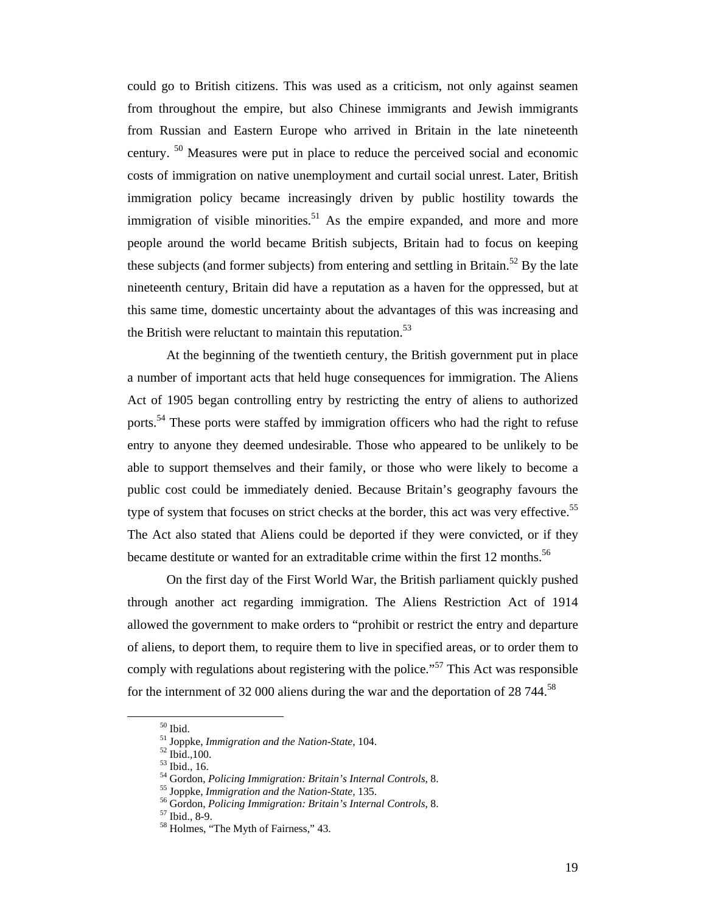could go to British citizens. This was used as a criticism, not only against seamen from throughout the empire, but also Chinese immigrants and Jewish immigrants from Russian and Eastern Europe who arrived in Britain in the late nineteenth century. [50] Measures were put in place to reduce the perceived social and economic costs of immigration on native unemployment and curtail social unrest. Later, British immigration policy became increasingly driven by public hostility towards the immigration of visible minorities.[51] As the empire expanded, and more and more people around the world became British subjects, Britain had to focus on keeping these subjects (and former subjects) from entering and settling in Britain.[52] By the late nineteenth century, Britain did have a reputation as a haven for the oppressed, but at this same time, domestic uncertainty about the advantages of this was increasing and the British were reluctant to maintain this reputation.[53]

At the beginning of the twentieth century, the British government put in place a number of important acts that held huge consequences for immigration. The Aliens Act of 1905 began controlling entry by restricting the entry of aliens to authorized ports.[54] These ports were staffed by immigration officers who had the right to refuse entry to anyone they deemed undesirable. Those who appeared to be unlikely to be able to support themselves and their family, or those who were likely to become a public cost could be immediately denied. Because Britain's geography favours the type of system that focuses on strict checks at the border, this act was very effective.[55] The Act also stated that Aliens could be deported if they were convicted, or if they became destitute or wanted for an extraditable crime within the first 12 months.[56]

On the first day of the First World War, the British parliament quickly pushed through another act regarding immigration. The Aliens Restriction Act of 1914 allowed the government to make orders to "prohibit or restrict the entry and departure of aliens, to deport them, to require them to live in specified areas, or to order them to comply with regulations about registering with the police."[57] This Act was responsible for the internment of 32 000 aliens during the war and the deportation of 28 744.[58]

---

[50] Ibid.

[51] Joppke, *Immigration and the Nation-State,* 104.

[52] Ibid.,100.

[53] Ibid., 16.

[54] Gordon, *Policing Immigration: Britain's Internal Controls,* 8.

[55] Joppke, *Immigration and the Nation-State,* 135.

[56] Gordon, *Policing Immigration: Britain's Internal Controls,* 8.

[57] Ibid., 8-9.

[58] Holmes, "The Myth of Fairness," 43.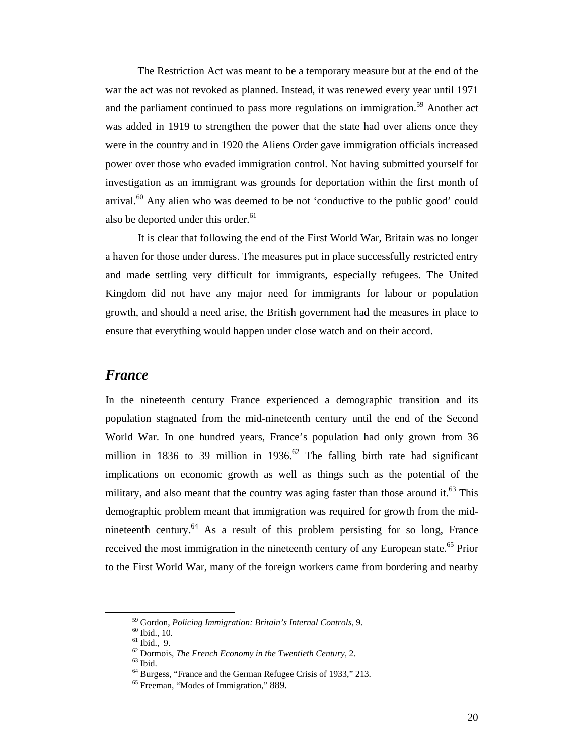The Restriction Act was meant to be a temporary measure but at the end of the war the act was not revoked as planned. Instead, it was renewed every year until 1971 and the parliament continued to pass more regulations on immigration.[59] Another act was added in 1919 to strengthen the power that the state had over aliens once they were in the country and in 1920 the Aliens Order gave immigration officials increased power over those who evaded immigration control. Not having submitted yourself for investigation as an immigrant was grounds for deportation within the first month of arrival.[60] Any alien who was deemed to be not 'conductive to the public good' could also be deported under this order.[61]

It is clear that following the end of the First World War, Britain was no longer a haven for those under duress. The measures put in place successfully restricted entry and made settling very difficult for immigrants, especially refugees. The United Kingdom did not have any major need for immigrants for labour or population growth, and should a need arise, the British government had the measures in place to ensure that everything would happen under close watch and on their accord.

## *France*

In the nineteenth century France experienced a demographic transition and its population stagnated from the mid-nineteenth century until the end of the Second World War. In one hundred years, France's population had only grown from 36 million in 1836 to 39 million in 1936.[62] The falling birth rate had significant implications on economic growth as well as things such as the potential of the military, and also meant that the country was aging faster than those around it.[63] This demographic problem meant that immigration was required for growth from the mid-nineteenth century.[64] As a result of this problem persisting for so long, France received the most immigration in the nineteenth century of any European state.[65] Prior to the First World War, many of the foreign workers came from bordering and nearby

---

[59] Gordon, *Policing Immigration: Britain's Internal Controls*, 9.
[60] Ibid., 10.
[61] Ibid., 9.
[62] Dormois, *The French Economy in the Twentieth Century*, 2.
[63] Ibid.
[64] Burgess, "France and the German Refugee Crisis of 1933," 213.
[65] Freeman, "Modes of Immigration," 889.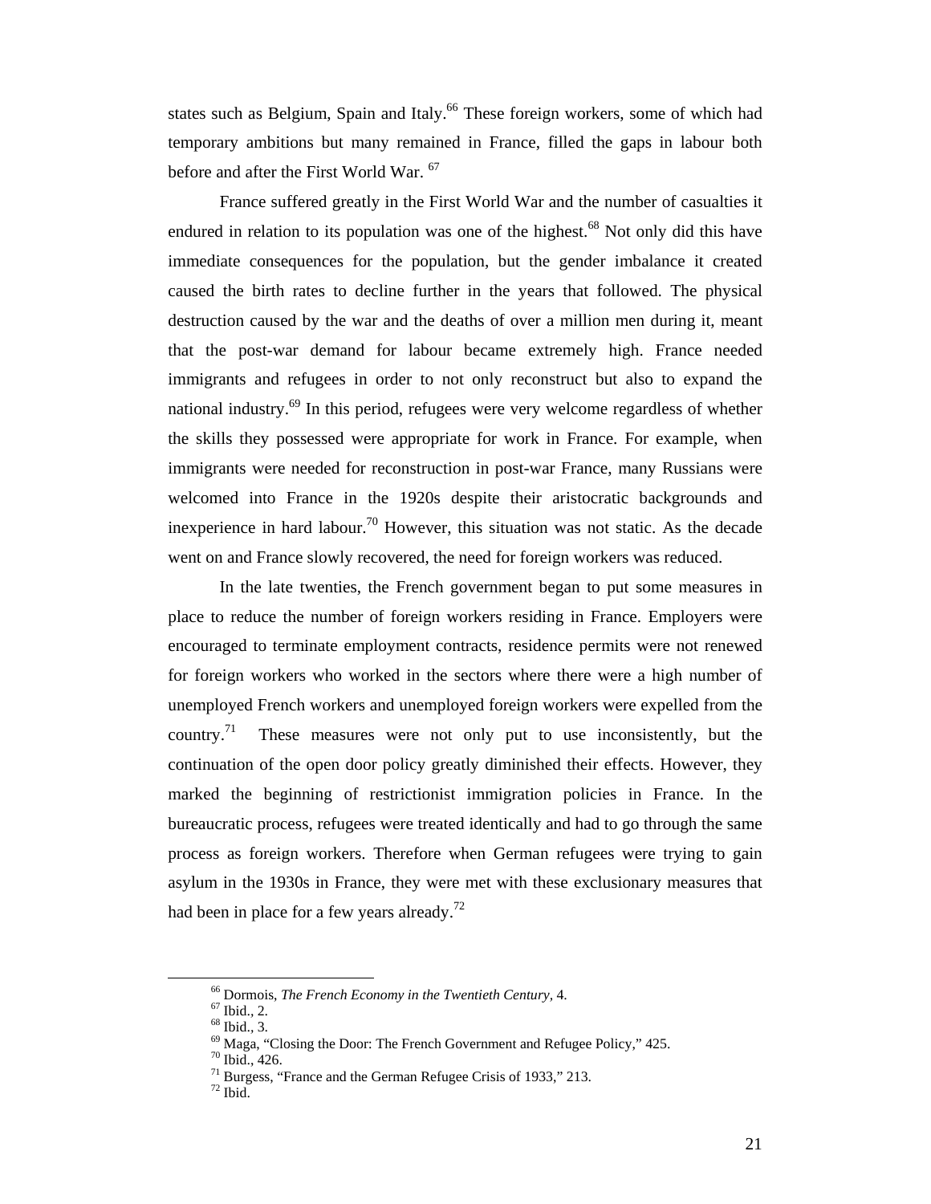states such as Belgium, Spain and Italy.[66] These foreign workers, some of which had temporary ambitions but many remained in France, filled the gaps in labour both before and after the First World War. [67]

France suffered greatly in the First World War and the number of casualties it endured in relation to its population was one of the highest.[68] Not only did this have immediate consequences for the population, but the gender imbalance it created caused the birth rates to decline further in the years that followed. The physical destruction caused by the war and the deaths of over a million men during it, meant that the post-war demand for labour became extremely high. France needed immigrants and refugees in order to not only reconstruct but also to expand the national industry.[69] In this period, refugees were very welcome regardless of whether the skills they possessed were appropriate for work in France. For example, when immigrants were needed for reconstruction in post-war France, many Russians were welcomed into France in the 1920s despite their aristocratic backgrounds and inexperience in hard labour.[70] However, this situation was not static. As the decade went on and France slowly recovered, the need for foreign workers was reduced.

In the late twenties, the French government began to put some measures in place to reduce the number of foreign workers residing in France. Employers were encouraged to terminate employment contracts, residence permits were not renewed for foreign workers who worked in the sectors where there were a high number of unemployed French workers and unemployed foreign workers were expelled from the country.[71] These measures were not only put to use inconsistently, but the continuation of the open door policy greatly diminished their effects. However, they marked the beginning of restrictionist immigration policies in France. In the bureaucratic process, refugees were treated identically and had to go through the same process as foreign workers. Therefore when German refugees were trying to gain asylum in the 1930s in France, they were met with these exclusionary measures that had been in place for a few years already.[72]

---

[66] Dormois, *The French Economy in the Twentieth Century*, 4.
[67] Ibid., 2.
[68] Ibid., 3.
[69] Maga, "Closing the Door: The French Government and Refugee Policy," 425.
[70] Ibid., 426.
[71] Burgess, "France and the German Refugee Crisis of 1933," 213.
[72] Ibid.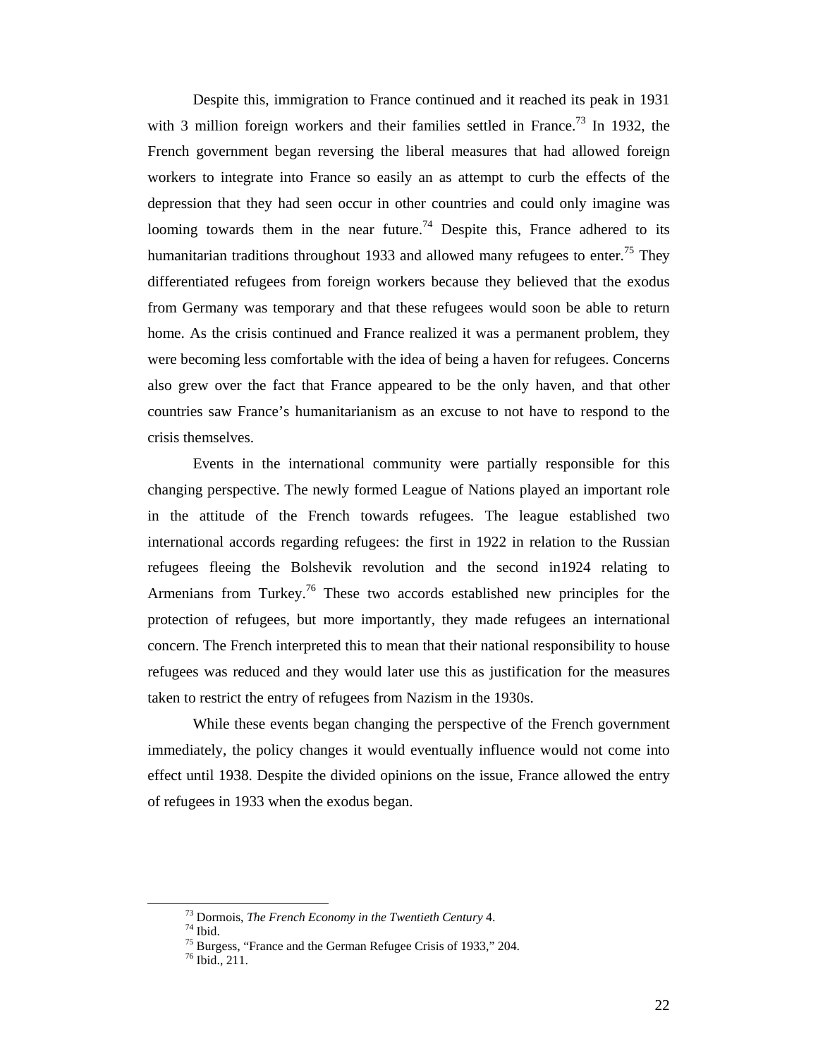Despite this, immigration to France continued and it reached its peak in 1931 with 3 million foreign workers and their families settled in France.[73] In 1932, the French government began reversing the liberal measures that had allowed foreign workers to integrate into France so easily an as attempt to curb the effects of the depression that they had seen occur in other countries and could only imagine was looming towards them in the near future.[74] Despite this, France adhered to its humanitarian traditions throughout 1933 and allowed many refugees to enter.[75] They differentiated refugees from foreign workers because they believed that the exodus from Germany was temporary and that these refugees would soon be able to return home. As the crisis continued and France realized it was a permanent problem, they were becoming less comfortable with the idea of being a haven for refugees. Concerns also grew over the fact that France appeared to be the only haven, and that other countries saw France's humanitarianism as an excuse to not have to respond to the crisis themselves.

Events in the international community were partially responsible for this changing perspective. The newly formed League of Nations played an important role in the attitude of the French towards refugees. The league established two international accords regarding refugees: the first in 1922 in relation to the Russian refugees fleeing the Bolshevik revolution and the second in1924 relating to Armenians from Turkey.[76] These two accords established new principles for the protection of refugees, but more importantly, they made refugees an international concern. The French interpreted this to mean that their national responsibility to house refugees was reduced and they would later use this as justification for the measures taken to restrict the entry of refugees from Nazism in the 1930s.

While these events began changing the perspective of the French government immediately, the policy changes it would eventually influence would not come into effect until 1938. Despite the divided opinions on the issue, France allowed the entry of refugees in 1933 when the exodus began.

---

[73] Dormois, *The French Economy in the Twentieth Century* 4.
[74] Ibid.
[75] Burgess, "France and the German Refugee Crisis of 1933," 204.
[76] Ibid., 211.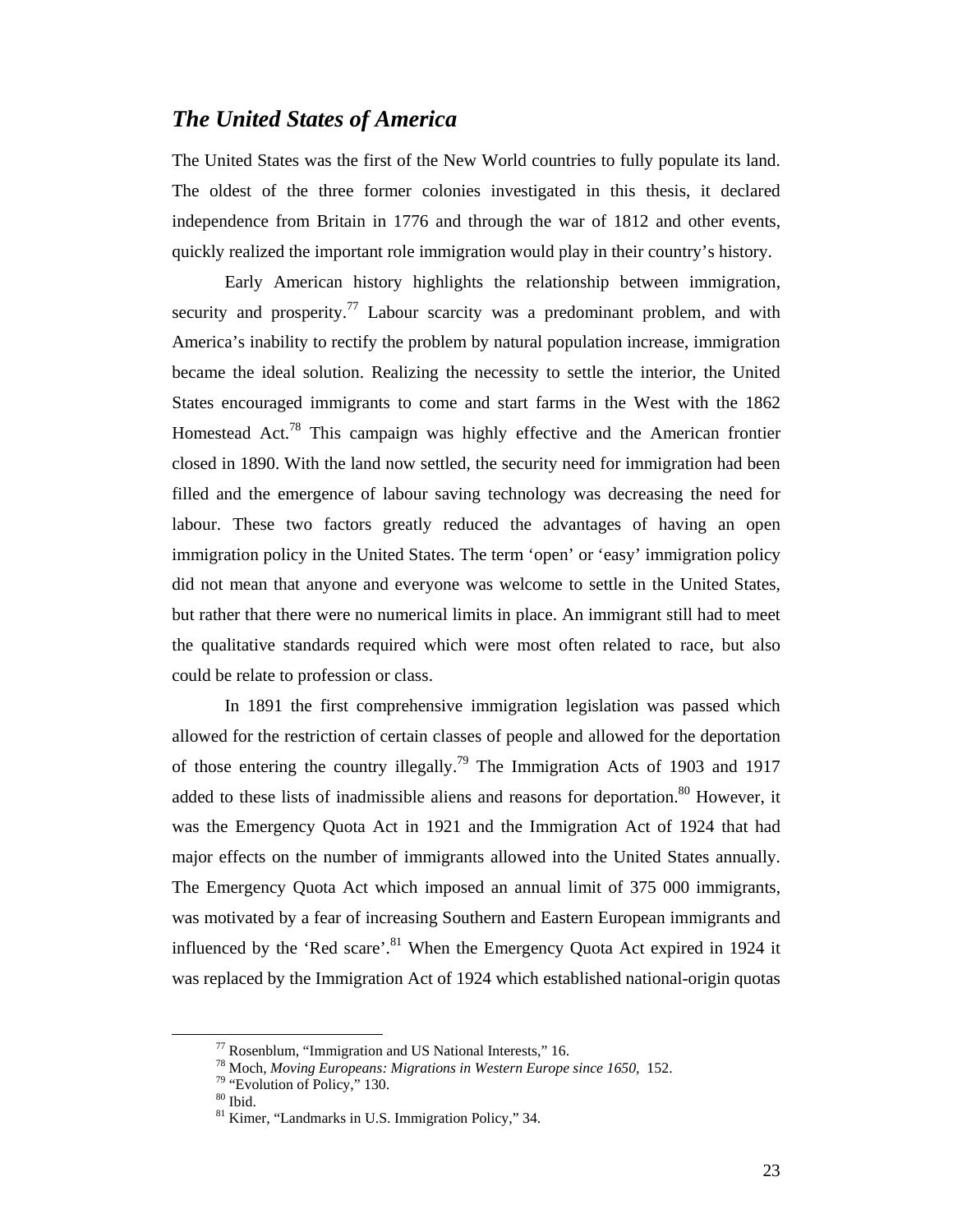## *The United States of America*

The United States was the first of the New World countries to fully populate its land. The oldest of the three former colonies investigated in this thesis, it declared independence from Britain in 1776 and through the war of 1812 and other events, quickly realized the important role immigration would play in their country's history.

Early American history highlights the relationship between immigration, security and prosperity.[77] Labour scarcity was a predominant problem, and with America's inability to rectify the problem by natural population increase, immigration became the ideal solution. Realizing the necessity to settle the interior, the United States encouraged immigrants to come and start farms in the West with the 1862 Homestead Act.[78] This campaign was highly effective and the American frontier closed in 1890. With the land now settled, the security need for immigration had been filled and the emergence of labour saving technology was decreasing the need for labour. These two factors greatly reduced the advantages of having an open immigration policy in the United States. The term 'open' or 'easy' immigration policy did not mean that anyone and everyone was welcome to settle in the United States, but rather that there were no numerical limits in place. An immigrant still had to meet the qualitative standards required which were most often related to race, but also could be relate to profession or class.

In 1891 the first comprehensive immigration legislation was passed which allowed for the restriction of certain classes of people and allowed for the deportation of those entering the country illegally.[79] The Immigration Acts of 1903 and 1917 added to these lists of inadmissible aliens and reasons for deportation.[80] However, it was the Emergency Quota Act in 1921 and the Immigration Act of 1924 that had major effects on the number of immigrants allowed into the United States annually. The Emergency Quota Act which imposed an annual limit of 375 000 immigrants, was motivated by a fear of increasing Southern and Eastern European immigrants and influenced by the 'Red scare'.[81] When the Emergency Quota Act expired in 1924 it was replaced by the Immigration Act of 1924 which established national-origin quotas

---

[77] Rosenblum, "Immigration and US National Interests," 16.

[78] Moch, *Moving Europeans: Migrations in Western Europe since 1650,* 152.

[79] "Evolution of Policy," 130.

[80] Ibid.

[81] Kimer, "Landmarks in U.S. Immigration Policy," 34.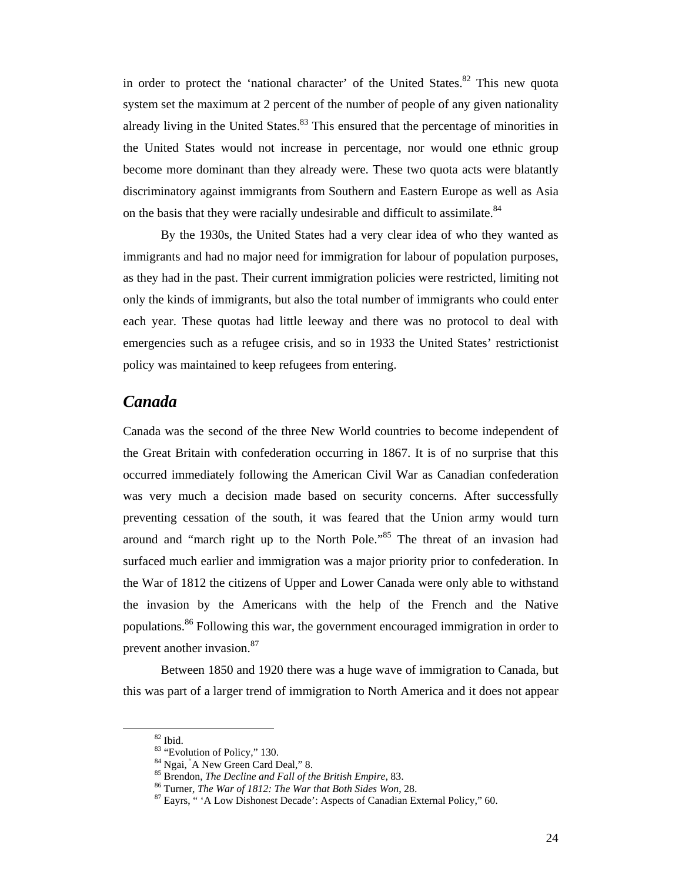in order to protect the 'national character' of the United States.[82] This new quota system set the maximum at 2 percent of the number of people of any given nationality already living in the United States.[83] This ensured that the percentage of minorities in the United States would not increase in percentage, nor would one ethnic group become more dominant than they already were. These two quota acts were blatantly discriminatory against immigrants from Southern and Eastern Europe as well as Asia on the basis that they were racially undesirable and difficult to assimilate.[84]

By the 1930s, the United States had a very clear idea of who they wanted as immigrants and had no major need for immigration for labour of population purposes, as they had in the past. Their current immigration policies were restricted, limiting not only the kinds of immigrants, but also the total number of immigrants who could enter each year. These quotas had little leeway and there was no protocol to deal with emergencies such as a refugee crisis, and so in 1933 the United States' restrictionist policy was maintained to keep refugees from entering.

## *Canada*

Canada was the second of the three New World countries to become independent of the Great Britain with confederation occurring in 1867. It is of no surprise that this occurred immediately following the American Civil War as Canadian confederation was very much a decision made based on security concerns. After successfully preventing cessation of the south, it was feared that the Union army would turn around and "march right up to the North Pole."[85] The threat of an invasion had surfaced much earlier and immigration was a major priority prior to confederation. In the War of 1812 the citizens of Upper and Lower Canada were only able to withstand the invasion by the Americans with the help of the French and the Native populations.[86] Following this war, the government encouraged immigration in order to prevent another invasion.[87]

Between 1850 and 1920 there was a huge wave of immigration to Canada, but this was part of a larger trend of immigration to North America and it does not appear

---

[82] Ibid.

[83] "Evolution of Policy," 130.

[84] Ngai, "A New Green Card Deal," 8.

[85] Brendon, *The Decline and Fall of the British Empire*, 83.

[86] Turner, *The War of 1812: The War that Both Sides Won*, 28.

[87] Eayrs, " 'A Low Dishonest Decade': Aspects of Canadian External Policy," 60.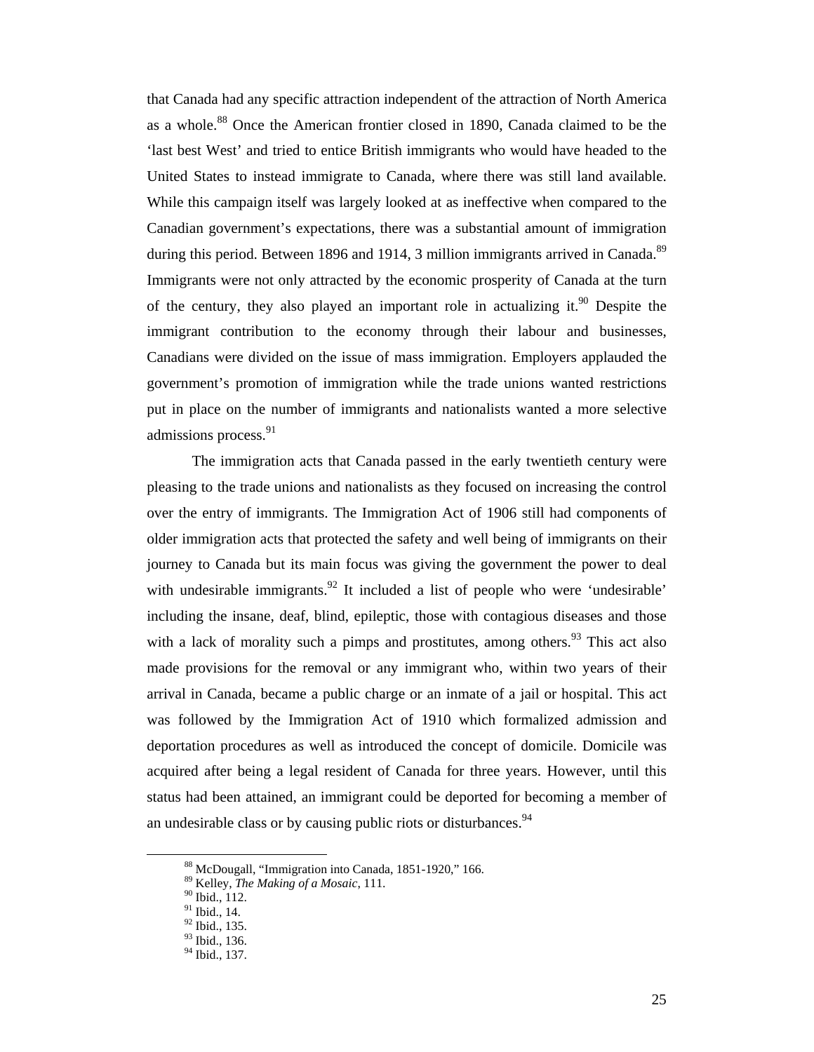that Canada had any specific attraction independent of the attraction of North America as a whole.[88] Once the American frontier closed in 1890, Canada claimed to be the 'last best West' and tried to entice British immigrants who would have headed to the United States to instead immigrate to Canada, where there was still land available. While this campaign itself was largely looked at as ineffective when compared to the Canadian government's expectations, there was a substantial amount of immigration during this period. Between 1896 and 1914, 3 million immigrants arrived in Canada.[89] Immigrants were not only attracted by the economic prosperity of Canada at the turn of the century, they also played an important role in actualizing it.[90] Despite the immigrant contribution to the economy through their labour and businesses, Canadians were divided on the issue of mass immigration. Employers applauded the government's promotion of immigration while the trade unions wanted restrictions put in place on the number of immigrants and nationalists wanted a more selective admissions process.[91]

The immigration acts that Canada passed in the early twentieth century were pleasing to the trade unions and nationalists as they focused on increasing the control over the entry of immigrants. The Immigration Act of 1906 still had components of older immigration acts that protected the safety and well being of immigrants on their journey to Canada but its main focus was giving the government the power to deal with undesirable immigrants.[92] It included a list of people who were 'undesirable' including the insane, deaf, blind, epileptic, those with contagious diseases and those with a lack of morality such a pimps and prostitutes, among others.[93] This act also made provisions for the removal or any immigrant who, within two years of their arrival in Canada, became a public charge or an inmate of a jail or hospital. This act was followed by the Immigration Act of 1910 which formalized admission and deportation procedures as well as introduced the concept of domicile. Domicile was acquired after being a legal resident of Canada for three years. However, until this status had been attained, an immigrant could be deported for becoming a member of an undesirable class or by causing public riots or disturbances.[94]

---

[88] McDougall, "Immigration into Canada, 1851-1920," 166.
[89] Kelley, *The Making of a Mosaic*, 111.
[90] Ibid., 112.
[91] Ibid., 14.
[92] Ibid., 135.
[93] Ibid., 136.
[94] Ibid., 137.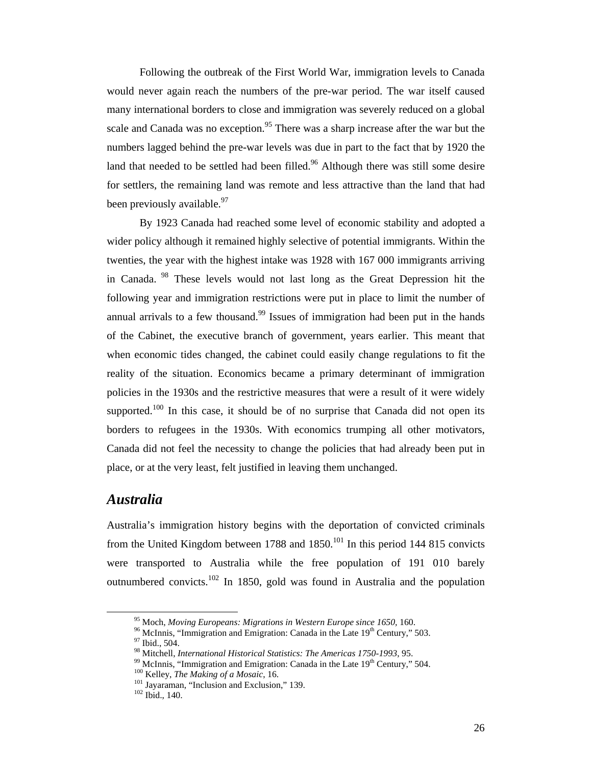Following the outbreak of the First World War, immigration levels to Canada would never again reach the numbers of the pre-war period. The war itself caused many international borders to close and immigration was severely reduced on a global scale and Canada was no exception.[95] There was a sharp increase after the war but the numbers lagged behind the pre-war levels was due in part to the fact that by 1920 the land that needed to be settled had been filled.[96] Although there was still some desire for settlers, the remaining land was remote and less attractive than the land that had been previously available.[97]

By 1923 Canada had reached some level of economic stability and adopted a wider policy although it remained highly selective of potential immigrants. Within the twenties, the year with the highest intake was 1928 with 167 000 immigrants arriving in Canada. [98] These levels would not last long as the Great Depression hit the following year and immigration restrictions were put in place to limit the number of annual arrivals to a few thousand.[99] Issues of immigration had been put in the hands of the Cabinet, the executive branch of government, years earlier. This meant that when economic tides changed, the cabinet could easily change regulations to fit the reality of the situation. Economics became a primary determinant of immigration policies in the 1930s and the restrictive measures that were a result of it were widely supported.[100] In this case, it should be of no surprise that Canada did not open its borders to refugees in the 1930s. With economics trumping all other motivators, Canada did not feel the necessity to change the policies that had already been put in place, or at the very least, felt justified in leaving them unchanged.

## *Australia*

Australia's immigration history begins with the deportation of convicted criminals from the United Kingdom between 1788 and 1850.[101] In this period 144 815 convicts were transported to Australia while the free population of 191 010 barely outnumbered convicts.[102] In 1850, gold was found in Australia and the population

---

[95] Moch, *Moving Europeans: Migrations in Western Europe since 1650*, 160.
[96] McInnis, "Immigration and Emigration: Canada in the Late 19th Century," 503.
[97] Ibid., 504.
[98] Mitchell, *International Historical Statistics: The Americas 1750-1993*, 95.
[99] McInnis, "Immigration and Emigration: Canada in the Late 19th Century," 504.
[100] Kelley, *The Making of a Mosaic*, 16.
[101] Jayaraman, "Inclusion and Exclusion," 139.
[102] Ibid., 140.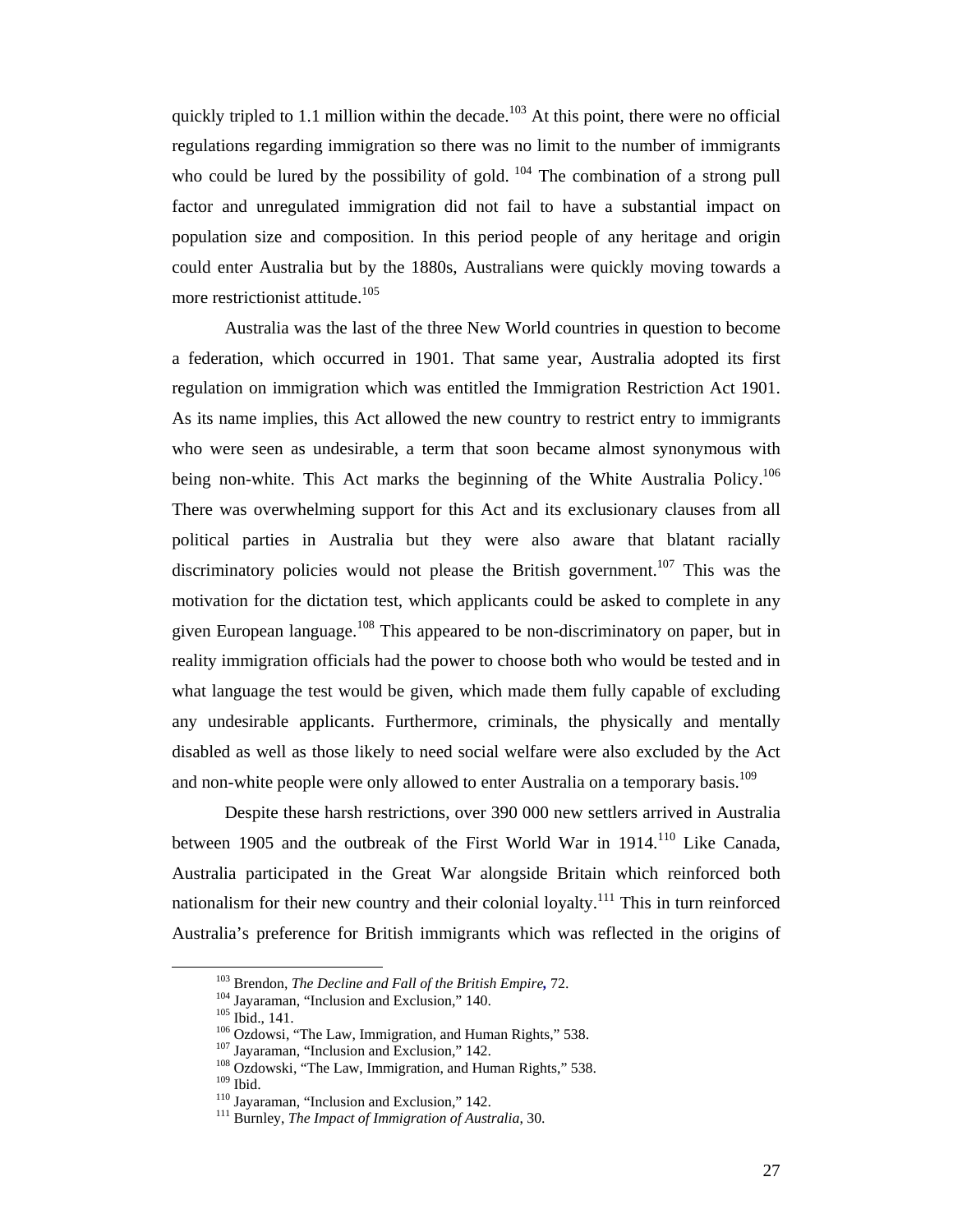quickly tripled to 1.1 million within the decade.[103] At this point, there were no official regulations regarding immigration so there was no limit to the number of immigrants who could be lured by the possibility of gold. [104] The combination of a strong pull factor and unregulated immigration did not fail to have a substantial impact on population size and composition. In this period people of any heritage and origin could enter Australia but by the 1880s, Australians were quickly moving towards a more restrictionist attitude.[105]

Australia was the last of the three New World countries in question to become a federation, which occurred in 1901. That same year, Australia adopted its first regulation on immigration which was entitled the Immigration Restriction Act 1901. As its name implies, this Act allowed the new country to restrict entry to immigrants who were seen as undesirable, a term that soon became almost synonymous with being non-white. This Act marks the beginning of the White Australia Policy.[106] There was overwhelming support for this Act and its exclusionary clauses from all political parties in Australia but they were also aware that blatant racially discriminatory policies would not please the British government.[107] This was the motivation for the dictation test, which applicants could be asked to complete in any given European language.[108] This appeared to be non-discriminatory on paper, but in reality immigration officials had the power to choose both who would be tested and in what language the test would be given, which made them fully capable of excluding any undesirable applicants. Furthermore, criminals, the physically and mentally disabled as well as those likely to need social welfare were also excluded by the Act and non-white people were only allowed to enter Australia on a temporary basis.[109]

Despite these harsh restrictions, over 390 000 new settlers arrived in Australia between 1905 and the outbreak of the First World War in 1914.[110] Like Canada, Australia participated in the Great War alongside Britain which reinforced both nationalism for their new country and their colonial loyalty.[111] This in turn reinforced Australia's preference for British immigrants which was reflected in the origins of

---

[103] Brendon, *The Decline and Fall of the British Empire*, 72.
[104] Jayaraman, "Inclusion and Exclusion," 140.
[105] Ibid., 141.
[106] Ozdowsi, "The Law, Immigration, and Human Rights," 538.
[107] Jayaraman, "Inclusion and Exclusion," 142.
[108] Ozdowski, "The Law, Immigration, and Human Rights," 538.
[109] Ibid.
[110] Jayaraman, "Inclusion and Exclusion," 142.
[111] Burnley, *The Impact of Immigration of Australia*, 30.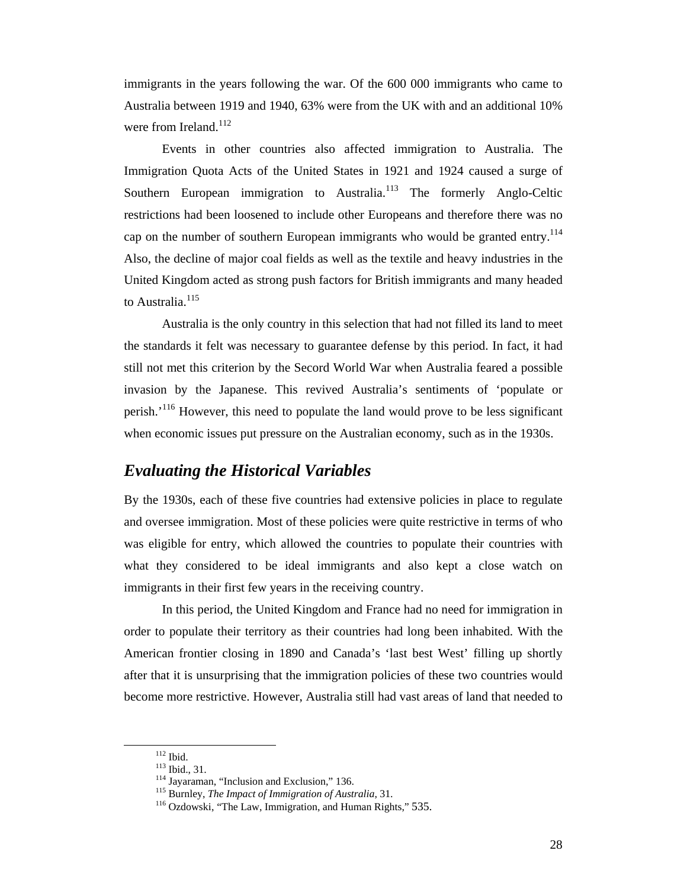immigrants in the years following the war. Of the 600 000 immigrants who came to Australia between 1919 and 1940, 63% were from the UK with and an additional 10% were from Ireland.[112]

Events in other countries also affected immigration to Australia. The Immigration Quota Acts of the United States in 1921 and 1924 caused a surge of Southern European immigration to Australia.[113] The formerly Anglo-Celtic restrictions had been loosened to include other Europeans and therefore there was no cap on the number of southern European immigrants who would be granted entry.[114] Also, the decline of major coal fields as well as the textile and heavy industries in the United Kingdom acted as strong push factors for British immigrants and many headed to Australia.[115]

Australia is the only country in this selection that had not filled its land to meet the standards it felt was necessary to guarantee defense by this period. In fact, it had still not met this criterion by the Secord World War when Australia feared a possible invasion by the Japanese. This revived Australia's sentiments of 'populate or perish.'[116] However, this need to populate the land would prove to be less significant when economic issues put pressure on the Australian economy, such as in the 1930s.

## *Evaluating the Historical Variables*

By the 1930s, each of these five countries had extensive policies in place to regulate and oversee immigration. Most of these policies were quite restrictive in terms of who was eligible for entry, which allowed the countries to populate their countries with what they considered to be ideal immigrants and also kept a close watch on immigrants in their first few years in the receiving country.

In this period, the United Kingdom and France had no need for immigration in order to populate their territory as their countries had long been inhabited. With the American frontier closing in 1890 and Canada's 'last best West' filling up shortly after that it is unsurprising that the immigration policies of these two countries would become more restrictive. However, Australia still had vast areas of land that needed to

---

[112] Ibid.
[113] Ibid., 31.
[114] Jayaraman, "Inclusion and Exclusion," 136.
[115] Burnley, *The Impact of Immigration of Australia*, 31.
[116] Ozdowski, "The Law, Immigration, and Human Rights," 535.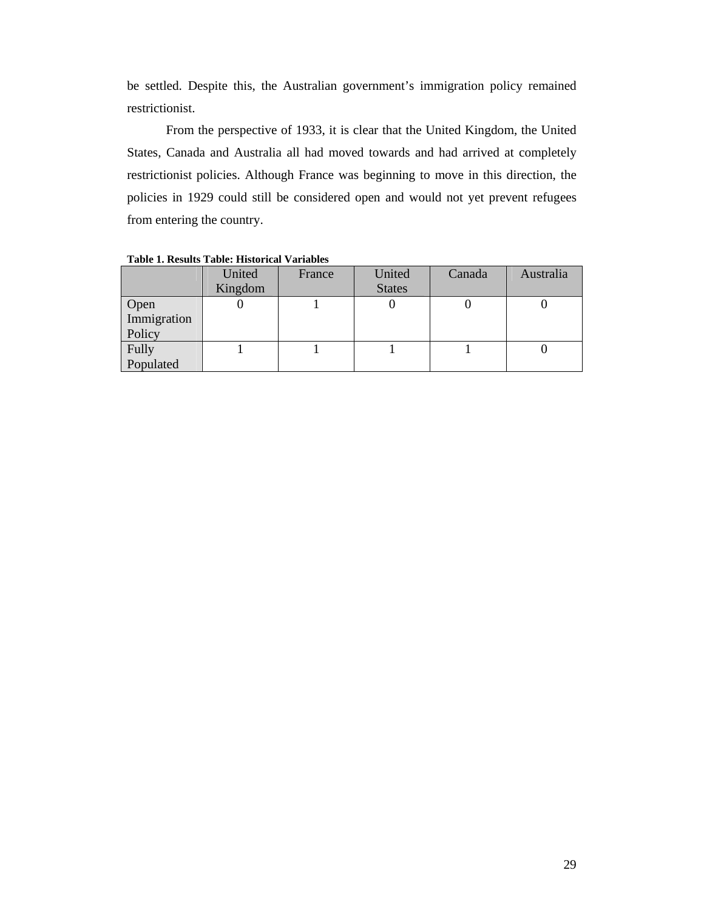be settled. Despite this, the Australian government's immigration policy remained restrictionist.

From the perspective of 1933, it is clear that the United Kingdom, the United States, Canada and Australia all had moved towards and had arrived at completely restrictionist policies. Although France was beginning to move in this direction, the policies in 1929 could still be considered open and would not yet prevent refugees from entering the country.

**Table 1. Results Table: Historical Variables**

| | United Kingdom | France | United States | Canada | Australia |
|---|---|---|---|---|---|
| Open Immigration Policy | 0 | 1 | 0 | 0 | 0 |
| Fully Populated | 1 | 1 | 1 | 1 | 0 |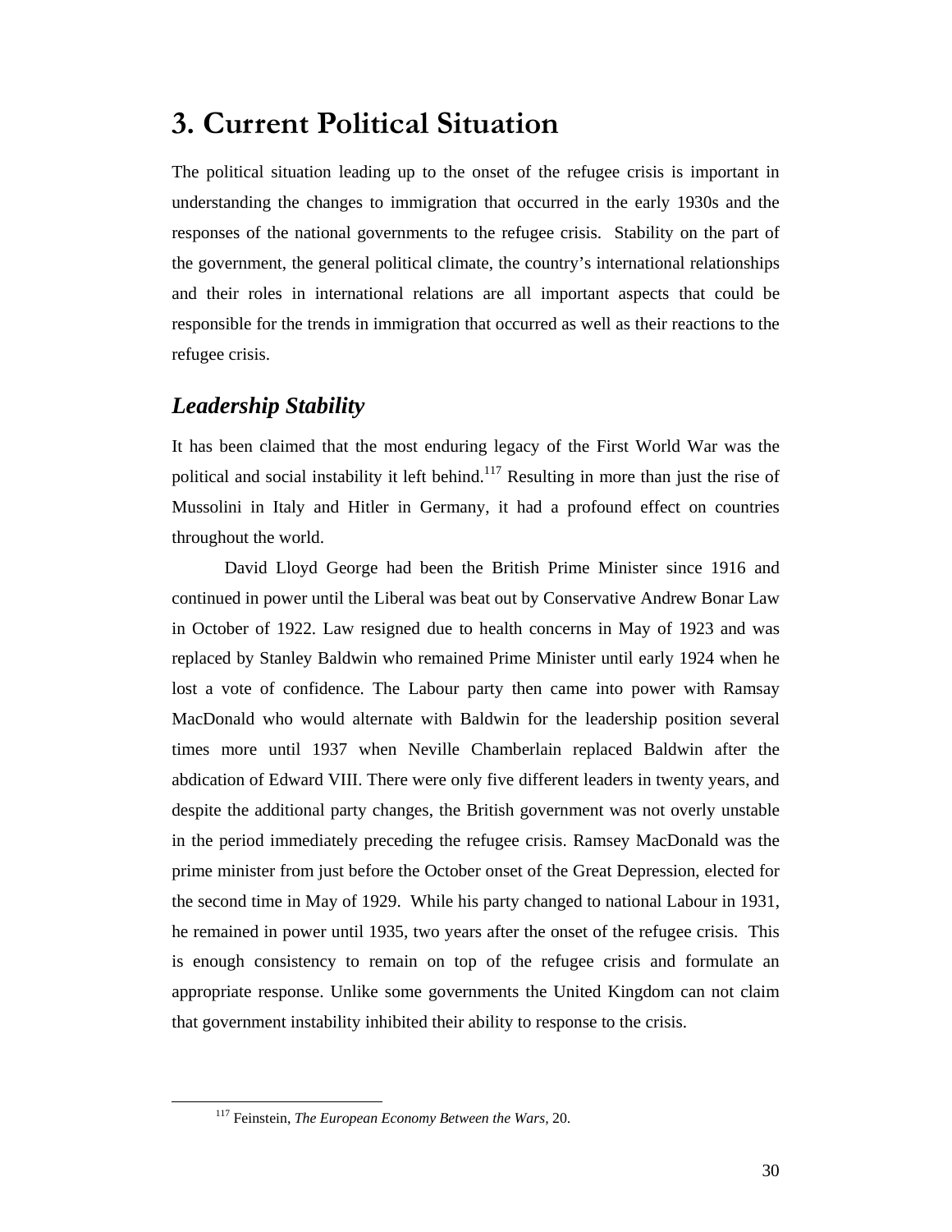# 3. Current Political Situation

The political situation leading up to the onset of the refugee crisis is important in understanding the changes to immigration that occurred in the early 1930s and the responses of the national governments to the refugee crisis. Stability on the part of the government, the general political climate, the country's international relationships and their roles in international relations are all important aspects that could be responsible for the trends in immigration that occurred as well as their reactions to the refugee crisis.

## *Leadership Stability*

It has been claimed that the most enduring legacy of the First World War was the political and social instability it left behind.[117] Resulting in more than just the rise of Mussolini in Italy and Hitler in Germany, it had a profound effect on countries throughout the world.

David Lloyd George had been the British Prime Minister since 1916 and continued in power until the Liberal was beat out by Conservative Andrew Bonar Law in October of 1922. Law resigned due to health concerns in May of 1923 and was replaced by Stanley Baldwin who remained Prime Minister until early 1924 when he lost a vote of confidence. The Labour party then came into power with Ramsay MacDonald who would alternate with Baldwin for the leadership position several times more until 1937 when Neville Chamberlain replaced Baldwin after the abdication of Edward VIII. There were only five different leaders in twenty years, and despite the additional party changes, the British government was not overly unstable in the period immediately preceding the refugee crisis. Ramsey MacDonald was the prime minister from just before the October onset of the Great Depression, elected for the second time in May of 1929. While his party changed to national Labour in 1931, he remained in power until 1935, two years after the onset of the refugee crisis. This is enough consistency to remain on top of the refugee crisis and formulate an appropriate response. Unlike some governments the United Kingdom can not claim that government instability inhibited their ability to response to the crisis.

---

[117] Feinstein, *The European Economy Between the Wars,* 20.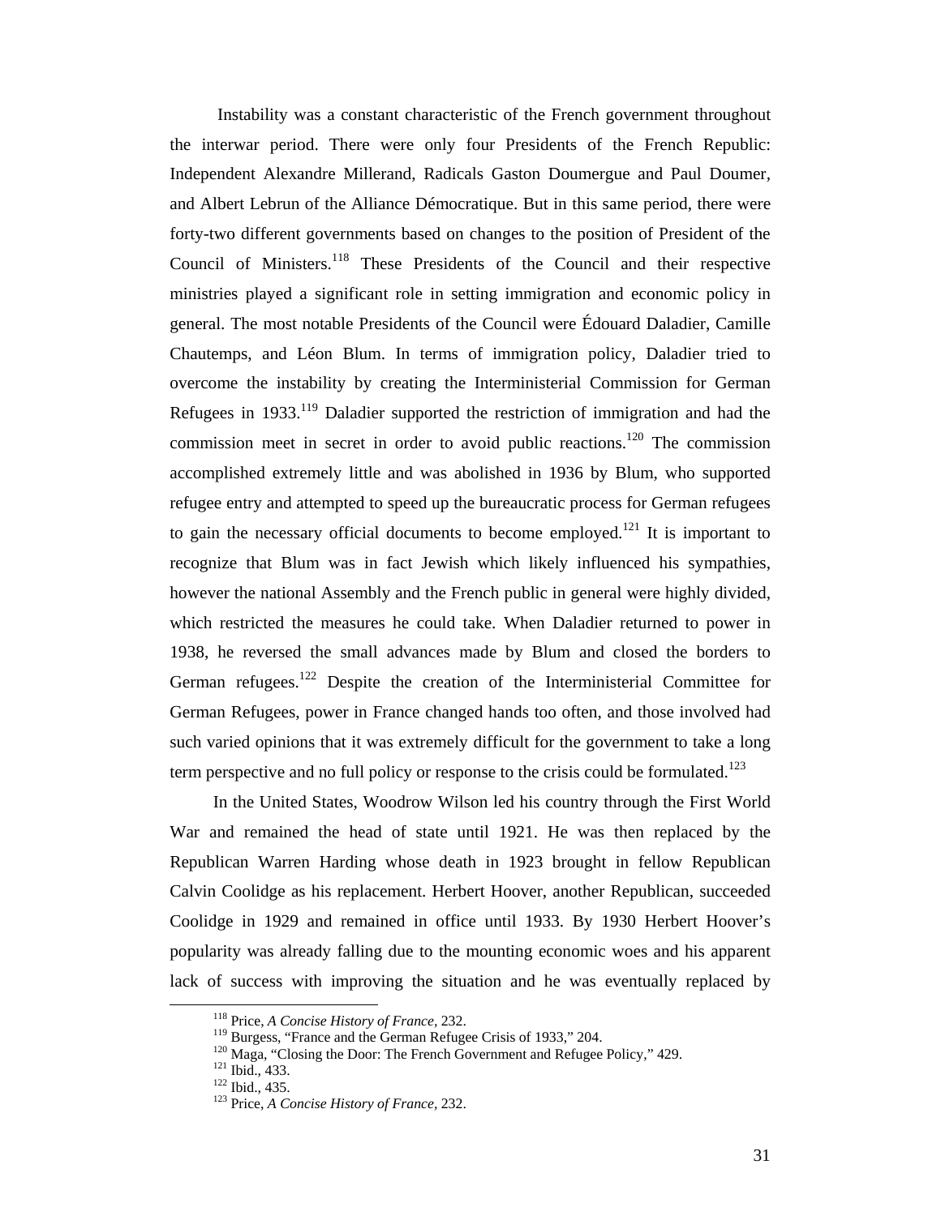Instability was a constant characteristic of the French government throughout the interwar period. There were only four Presidents of the French Republic: Independent Alexandre Millerand, Radicals Gaston Doumergue and Paul Doumer, and Albert Lebrun of the Alliance Démocratique. But in this same period, there were forty-two different governments based on changes to the position of President of the Council of Ministers.[118] These Presidents of the Council and their respective ministries played a significant role in setting immigration and economic policy in general. The most notable Presidents of the Council were Édouard Daladier, Camille Chautemps, and Léon Blum. In terms of immigration policy, Daladier tried to overcome the instability by creating the Interministerial Commission for German Refugees in 1933.[119] Daladier supported the restriction of immigration and had the commission meet in secret in order to avoid public reactions.[120] The commission accomplished extremely little and was abolished in 1936 by Blum, who supported refugee entry and attempted to speed up the bureaucratic process for German refugees to gain the necessary official documents to become employed.[121] It is important to recognize that Blum was in fact Jewish which likely influenced his sympathies, however the national Assembly and the French public in general were highly divided, which restricted the measures he could take. When Daladier returned to power in 1938, he reversed the small advances made by Blum and closed the borders to German refugees.[122] Despite the creation of the Interministerial Committee for German Refugees, power in France changed hands too often, and those involved had such varied opinions that it was extremely difficult for the government to take a long term perspective and no full policy or response to the crisis could be formulated.[123]

In the United States, Woodrow Wilson led his country through the First World War and remained the head of state until 1921. He was then replaced by the Republican Warren Harding whose death in 1923 brought in fellow Republican Calvin Coolidge as his replacement. Herbert Hoover, another Republican, succeeded Coolidge in 1929 and remained in office until 1933. By 1930 Herbert Hoover's popularity was already falling due to the mounting economic woes and his apparent lack of success with improving the situation and he was eventually replaced by

---

[118] Price, *A Concise History of France,* 232.

[119] Burgess, "France and the German Refugee Crisis of 1933," 204.

[120] Maga, "Closing the Door: The French Government and Refugee Policy," 429.

[121] Ibid., 433.

[122] Ibid., 435.

[123] Price, *A Concise History of France,* 232.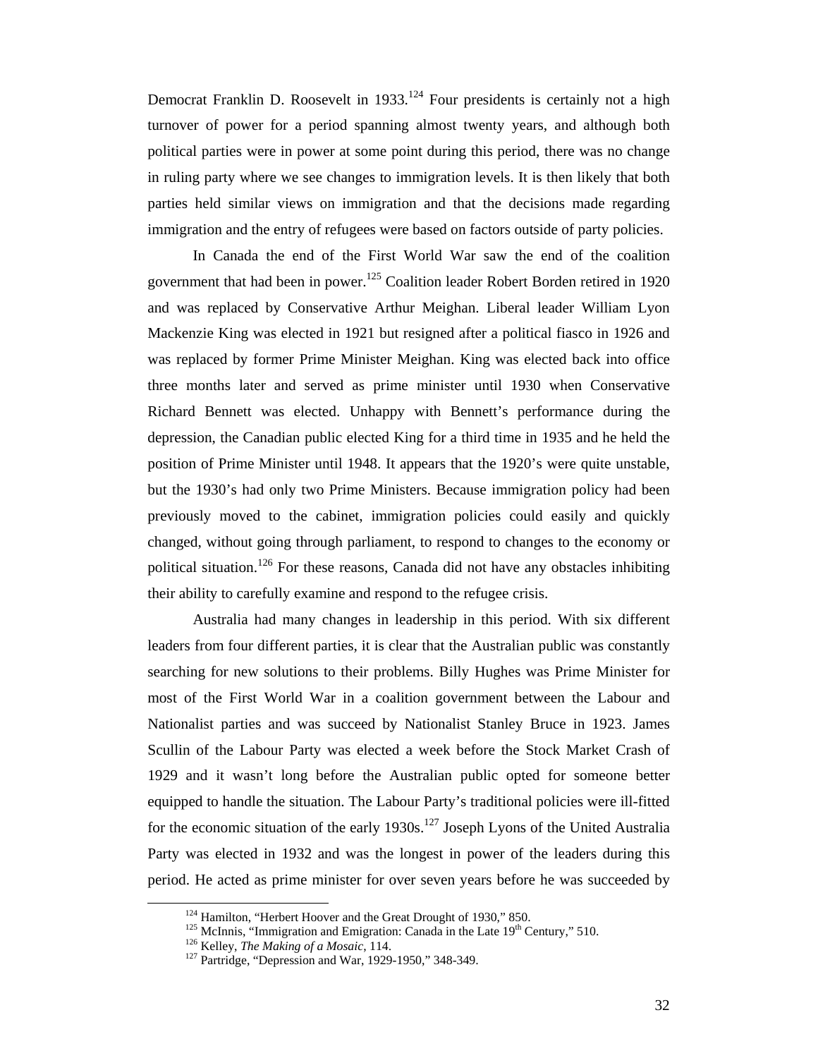Democrat Franklin D. Roosevelt in 1933.[124] Four presidents is certainly not a high turnover of power for a period spanning almost twenty years, and although both political parties were in power at some point during this period, there was no change in ruling party where we see changes to immigration levels. It is then likely that both parties held similar views on immigration and that the decisions made regarding immigration and the entry of refugees were based on factors outside of party policies.

In Canada the end of the First World War saw the end of the coalition government that had been in power.[125] Coalition leader Robert Borden retired in 1920 and was replaced by Conservative Arthur Meighan. Liberal leader William Lyon Mackenzie King was elected in 1921 but resigned after a political fiasco in 1926 and was replaced by former Prime Minister Meighan. King was elected back into office three months later and served as prime minister until 1930 when Conservative Richard Bennett was elected. Unhappy with Bennett's performance during the depression, the Canadian public elected King for a third time in 1935 and he held the position of Prime Minister until 1948. It appears that the 1920's were quite unstable, but the 1930's had only two Prime Ministers. Because immigration policy had been previously moved to the cabinet, immigration policies could easily and quickly changed, without going through parliament, to respond to changes to the economy or political situation.[126] For these reasons, Canada did not have any obstacles inhibiting their ability to carefully examine and respond to the refugee crisis.

Australia had many changes in leadership in this period. With six different leaders from four different parties, it is clear that the Australian public was constantly searching for new solutions to their problems. Billy Hughes was Prime Minister for most of the First World War in a coalition government between the Labour and Nationalist parties and was succeed by Nationalist Stanley Bruce in 1923. James Scullin of the Labour Party was elected a week before the Stock Market Crash of 1929 and it wasn't long before the Australian public opted for someone better equipped to handle the situation. The Labour Party's traditional policies were ill-fitted for the economic situation of the early 1930s.[127] Joseph Lyons of the United Australia Party was elected in 1932 and was the longest in power of the leaders during this period. He acted as prime minister for over seven years before he was succeeded by

---

[124] Hamilton, "Herbert Hoover and the Great Drought of 1930," 850.

[125] McInnis, "Immigration and Emigration: Canada in the Late 19th Century," 510.

[126] Kelley, *The Making of a Mosaic*, 114.

[127] Partridge, "Depression and War, 1929-1950," 348-349.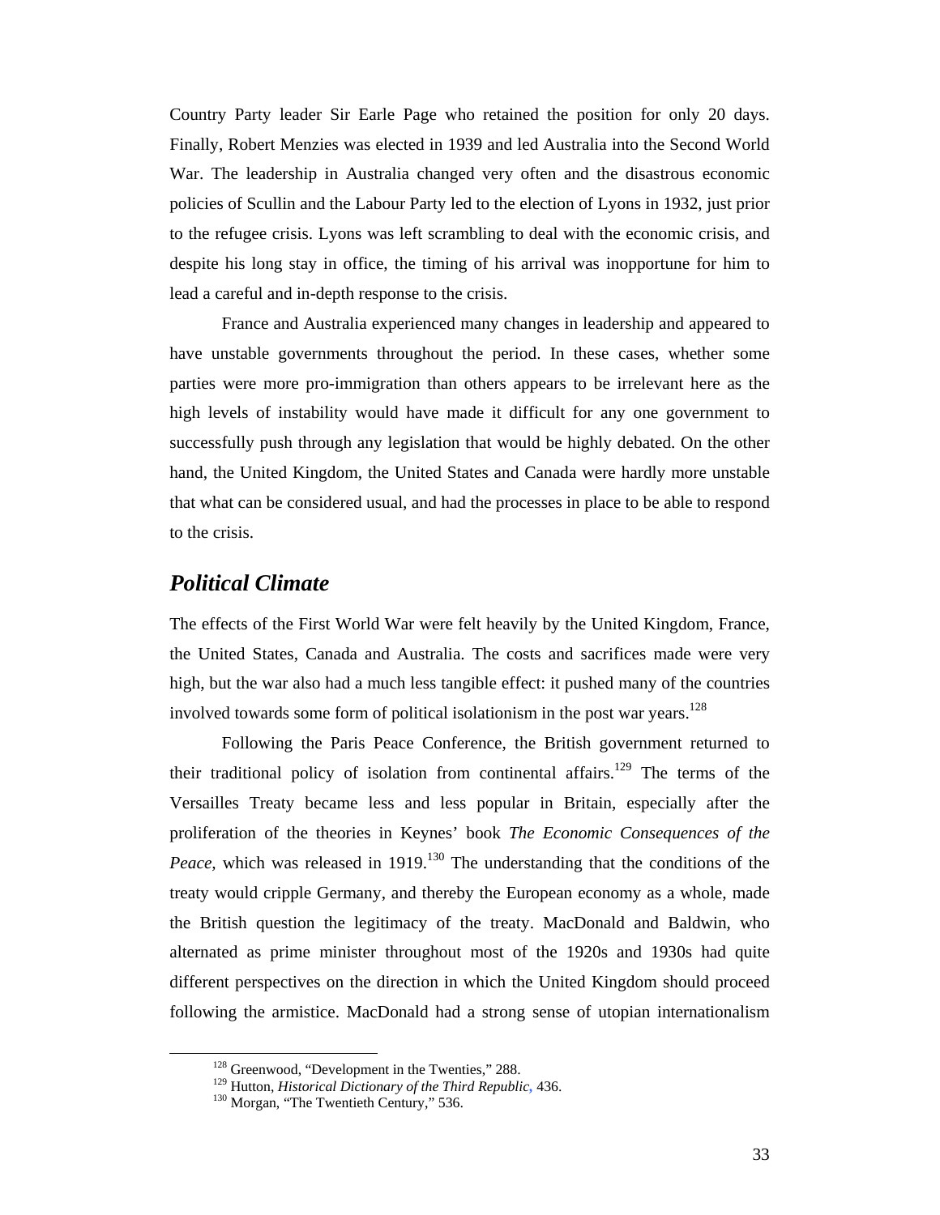Country Party leader Sir Earle Page who retained the position for only 20 days. Finally, Robert Menzies was elected in 1939 and led Australia into the Second World War. The leadership in Australia changed very often and the disastrous economic policies of Scullin and the Labour Party led to the election of Lyons in 1932, just prior to the refugee crisis. Lyons was left scrambling to deal with the economic crisis, and despite his long stay in office, the timing of his arrival was inopportune for him to lead a careful and in-depth response to the crisis.

France and Australia experienced many changes in leadership and appeared to have unstable governments throughout the period. In these cases, whether some parties were more pro-immigration than others appears to be irrelevant here as the high levels of instability would have made it difficult for any one government to successfully push through any legislation that would be highly debated. On the other hand, the United Kingdom, the United States and Canada were hardly more unstable that what can be considered usual, and had the processes in place to be able to respond to the crisis.

## *Political Climate*

The effects of the First World War were felt heavily by the United Kingdom, France, the United States, Canada and Australia. The costs and sacrifices made were very high, but the war also had a much less tangible effect: it pushed many of the countries involved towards some form of political isolationism in the post war years.[128]

Following the Paris Peace Conference, the British government returned to their traditional policy of isolation from continental affairs.[129] The terms of the Versailles Treaty became less and less popular in Britain, especially after the proliferation of the theories in Keynes' book *The Economic Consequences of the Peace,* which was released in 1919.[130] The understanding that the conditions of the treaty would cripple Germany, and thereby the European economy as a whole, made the British question the legitimacy of the treaty. MacDonald and Baldwin, who alternated as prime minister throughout most of the 1920s and 1930s had quite different perspectives on the direction in which the United Kingdom should proceed following the armistice. MacDonald had a strong sense of utopian internationalism

[128] Greenwood, "Development in the Twenties," 288.
[129] Hutton, *Historical Dictionary of the Third Republic*, 436.
[130] Morgan, "The Twentieth Century," 536.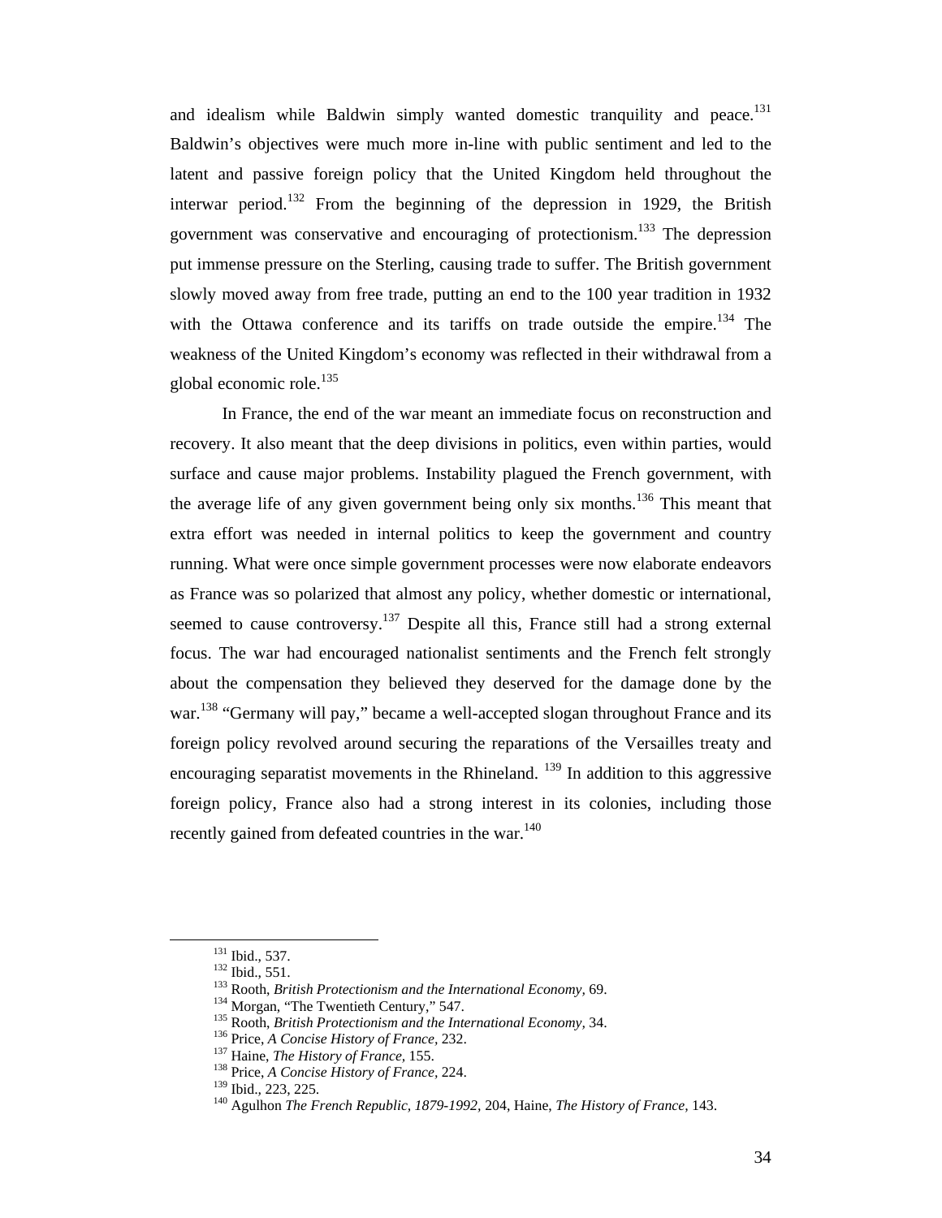and idealism while Baldwin simply wanted domestic tranquility and peace.[131] Baldwin's objectives were much more in-line with public sentiment and led to the latent and passive foreign policy that the United Kingdom held throughout the interwar period.[132] From the beginning of the depression in 1929, the British government was conservative and encouraging of protectionism.[133] The depression put immense pressure on the Sterling, causing trade to suffer. The British government slowly moved away from free trade, putting an end to the 100 year tradition in 1932 with the Ottawa conference and its tariffs on trade outside the empire.[134] The weakness of the United Kingdom's economy was reflected in their withdrawal from a global economic role.[135]

In France, the end of the war meant an immediate focus on reconstruction and recovery. It also meant that the deep divisions in politics, even within parties, would surface and cause major problems. Instability plagued the French government, with the average life of any given government being only six months.[136] This meant that extra effort was needed in internal politics to keep the government and country running. What were once simple government processes were now elaborate endeavors as France was so polarized that almost any policy, whether domestic or international, seemed to cause controversy.[137] Despite all this, France still had a strong external focus. The war had encouraged nationalist sentiments and the French felt strongly about the compensation they believed they deserved for the damage done by the war.[138] "Germany will pay," became a well-accepted slogan throughout France and its foreign policy revolved around securing the reparations of the Versailles treaty and encouraging separatist movements in the Rhineland. [139] In addition to this aggressive foreign policy, France also had a strong interest in its colonies, including those recently gained from defeated countries in the war.[140]

---

[131] Ibid., 537.
[132] Ibid., 551.
[133] Rooth, *British Protectionism and the International Economy,* 69.
[134] Morgan, "The Twentieth Century," 547.
[135] Rooth, *British Protectionism and the International Economy,* 34.
[136] Price, *A Concise History of France,* 232.
[137] Haine, *The History of France,* 155.
[138] Price, *A Concise History of France,* 224.
[139] Ibid., 223, 225.
[140] Agulhon *The French Republic, 1879-1992,* 204, Haine, *The History of France,* 143.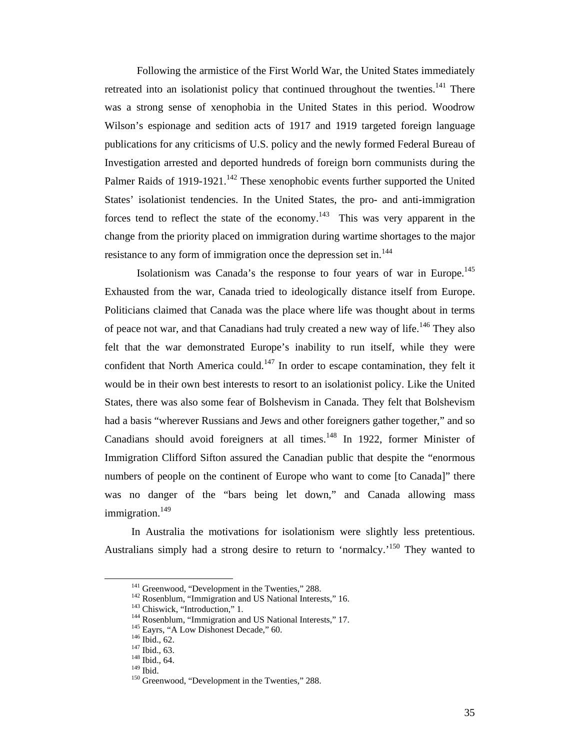Following the armistice of the First World War, the United States immediately retreated into an isolationist policy that continued throughout the twenties.[141] There was a strong sense of xenophobia in the United States in this period. Woodrow Wilson's espionage and sedition acts of 1917 and 1919 targeted foreign language publications for any criticisms of U.S. policy and the newly formed Federal Bureau of Investigation arrested and deported hundreds of foreign born communists during the Palmer Raids of 1919-1921.[142] These xenophobic events further supported the United States' isolationist tendencies. In the United States, the pro- and anti-immigration forces tend to reflect the state of the economy.[143] This was very apparent in the change from the priority placed on immigration during wartime shortages to the major resistance to any form of immigration once the depression set in.[144]

Isolationism was Canada's the response to four years of war in Europe.[145] Exhausted from the war, Canada tried to ideologically distance itself from Europe. Politicians claimed that Canada was the place where life was thought about in terms of peace not war, and that Canadians had truly created a new way of life.[146] They also felt that the war demonstrated Europe's inability to run itself, while they were confident that North America could.[147] In order to escape contamination, they felt it would be in their own best interests to resort to an isolationist policy. Like the United States, there was also some fear of Bolshevism in Canada. They felt that Bolshevism had a basis "wherever Russians and Jews and other foreigners gather together," and so Canadians should avoid foreigners at all times.[148] In 1922, former Minister of Immigration Clifford Sifton assured the Canadian public that despite the "enormous numbers of people on the continent of Europe who want to come [to Canada]" there was no danger of the "bars being let down," and Canada allowing mass immigration.[149]

In Australia the motivations for isolationism were slightly less pretentious. Australians simply had a strong desire to return to 'normalcy.'[150] They wanted to

---

[141] Greenwood, "Development in the Twenties," 288.
[142] Rosenblum, "Immigration and US National Interests," 16.
[143] Chiswick, "Introduction," 1.
[144] Rosenblum, "Immigration and US National Interests," 17.
[145] Eayrs, "A Low Dishonest Decade," 60.
[146] Ibid., 62.
[147] Ibid., 63.
[148] Ibid., 64.
[149] Ibid.
[150] Greenwood, "Development in the Twenties," 288.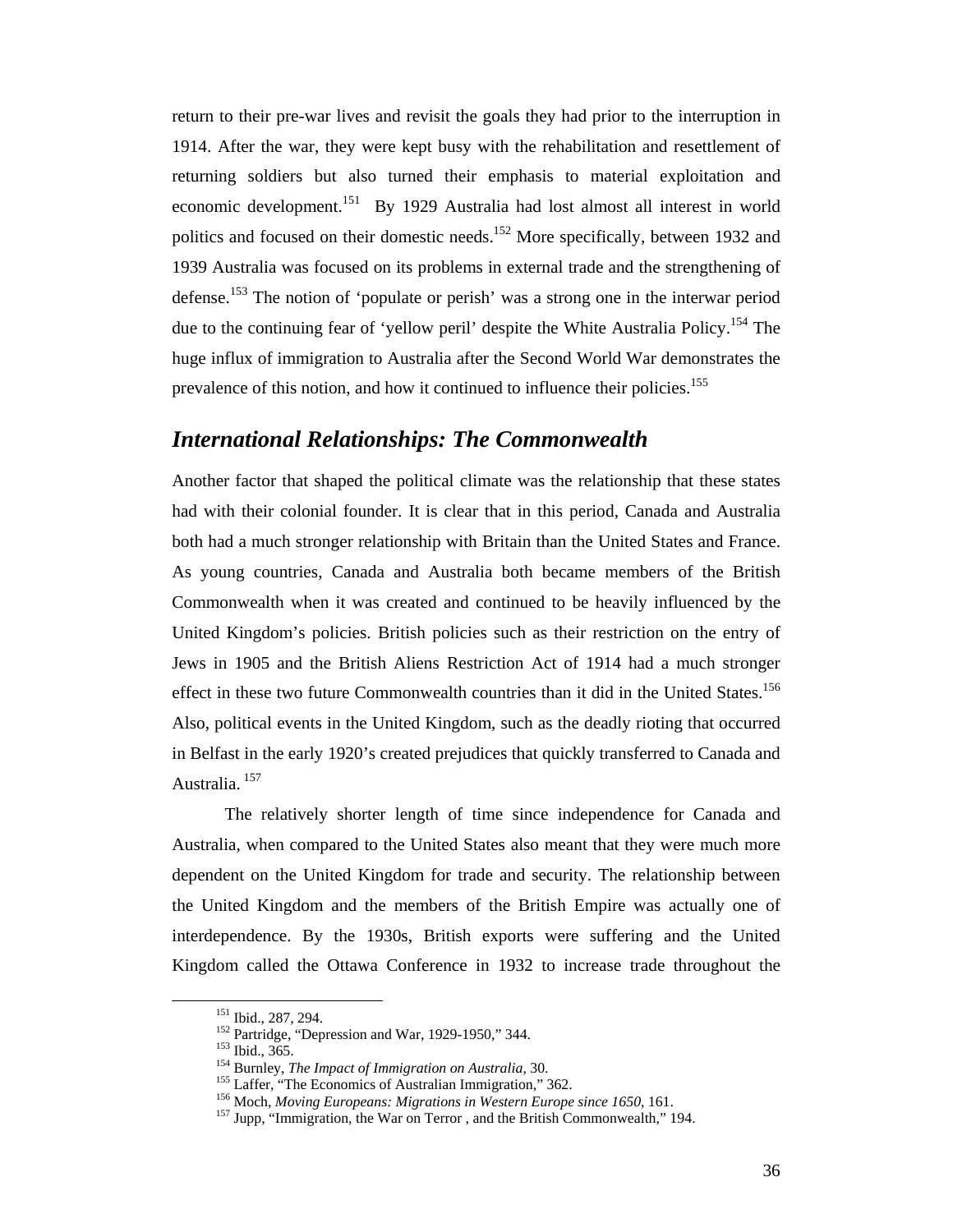return to their pre-war lives and revisit the goals they had prior to the interruption in 1914. After the war, they were kept busy with the rehabilitation and resettlement of returning soldiers but also turned their emphasis to material exploitation and economic development.[151] By 1929 Australia had lost almost all interest in world politics and focused on their domestic needs.[152] More specifically, between 1932 and 1939 Australia was focused on its problems in external trade and the strengthening of defense.[153] The notion of 'populate or perish' was a strong one in the interwar period due to the continuing fear of 'yellow peril' despite the White Australia Policy.[154] The huge influx of immigration to Australia after the Second World War demonstrates the prevalence of this notion, and how it continued to influence their policies.[155]

## *International Relationships: The Commonwealth*

Another factor that shaped the political climate was the relationship that these states had with their colonial founder. It is clear that in this period, Canada and Australia both had a much stronger relationship with Britain than the United States and France. As young countries, Canada and Australia both became members of the British Commonwealth when it was created and continued to be heavily influenced by the United Kingdom's policies. British policies such as their restriction on the entry of Jews in 1905 and the British Aliens Restriction Act of 1914 had a much stronger effect in these two future Commonwealth countries than it did in the United States.[156] Also, political events in the United Kingdom, such as the deadly rioting that occurred in Belfast in the early 1920's created prejudices that quickly transferred to Canada and Australia.[157]

The relatively shorter length of time since independence for Canada and Australia, when compared to the United States also meant that they were much more dependent on the United Kingdom for trade and security. The relationship between the United Kingdom and the members of the British Empire was actually one of interdependence. By the 1930s, British exports were suffering and the United Kingdom called the Ottawa Conference in 1932 to increase trade throughout the

---

[151] Ibid., 287, 294.
[152] Partridge, "Depression and War, 1929-1950," 344.
[153] Ibid., 365.
[154] Burnley, *The Impact of Immigration on Australia*, 30.
[155] Laffer, "The Economics of Australian Immigration," 362.
[156] Moch, *Moving Europeans: Migrations in Western Europe since 1650*, 161.
[157] Jupp, "Immigration, the War on Terror , and the British Commonwealth," 194.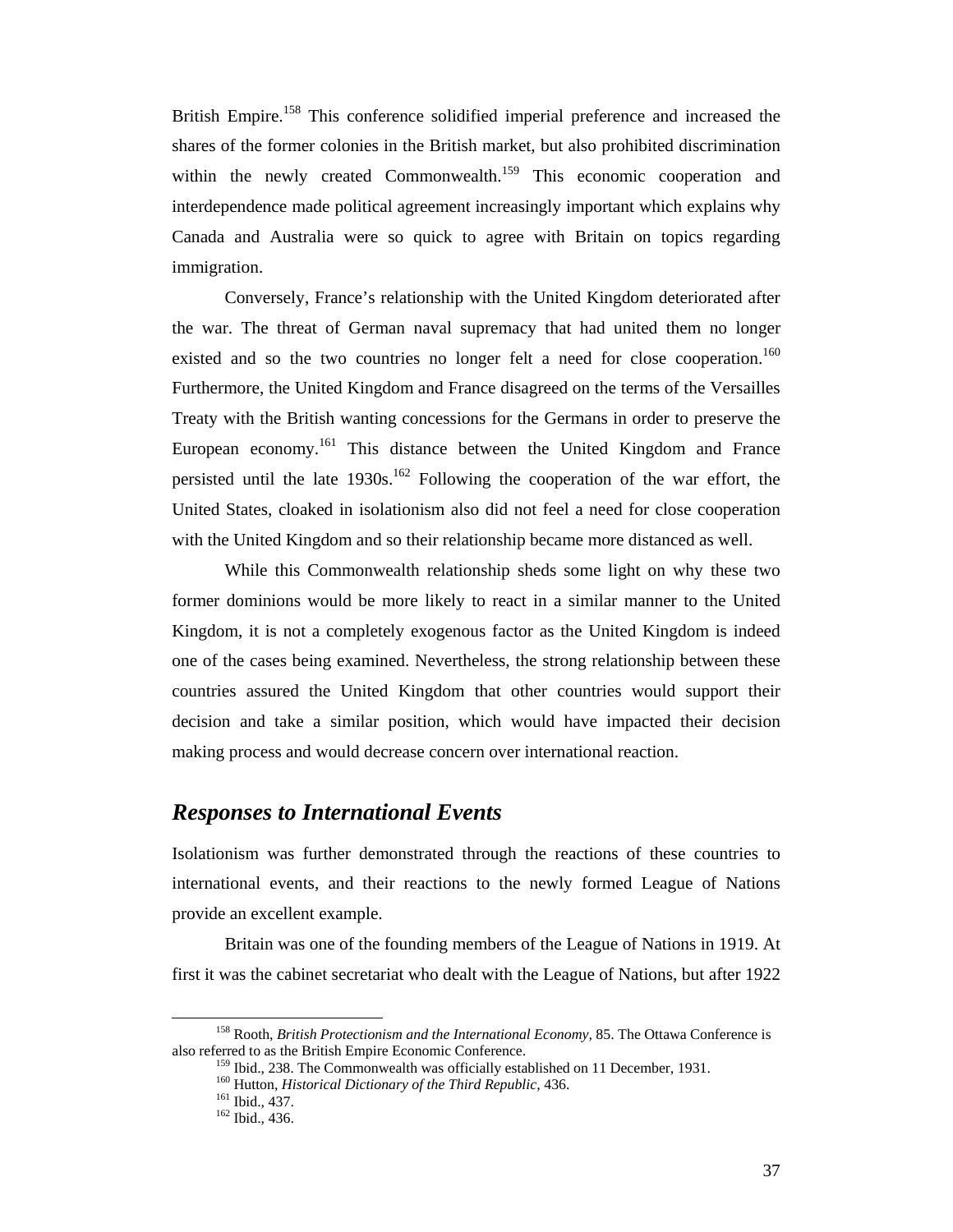British Empire.[158] This conference solidified imperial preference and increased the shares of the former colonies in the British market, but also prohibited discrimination within the newly created Commonwealth.[159] This economic cooperation and interdependence made political agreement increasingly important which explains why Canada and Australia were so quick to agree with Britain on topics regarding immigration.

Conversely, France's relationship with the United Kingdom deteriorated after the war. The threat of German naval supremacy that had united them no longer existed and so the two countries no longer felt a need for close cooperation.[160] Furthermore, the United Kingdom and France disagreed on the terms of the Versailles Treaty with the British wanting concessions for the Germans in order to preserve the European economy.[161] This distance between the United Kingdom and France persisted until the late 1930s.[162] Following the cooperation of the war effort, the United States, cloaked in isolationism also did not feel a need for close cooperation with the United Kingdom and so their relationship became more distanced as well.

While this Commonwealth relationship sheds some light on why these two former dominions would be more likely to react in a similar manner to the United Kingdom, it is not a completely exogenous factor as the United Kingdom is indeed one of the cases being examined. Nevertheless, the strong relationship between these countries assured the United Kingdom that other countries would support their decision and take a similar position, which would have impacted their decision making process and would decrease concern over international reaction.

## *Responses to International Events*

Isolationism was further demonstrated through the reactions of these countries to international events, and their reactions to the newly formed League of Nations provide an excellent example.

Britain was one of the founding members of the League of Nations in 1919. At first it was the cabinet secretariat who dealt with the League of Nations, but after 1922

---

[158] Rooth, *British Protectionism and the International Economy,* 85. The Ottawa Conference is also referred to as the British Empire Economic Conference.

[159] Ibid., 238. The Commonwealth was officially established on 11 December, 1931.

[160] Hutton, *Historical Dictionary of the Third Republic,* 436.

[161] Ibid., 437.

[162] Ibid., 436.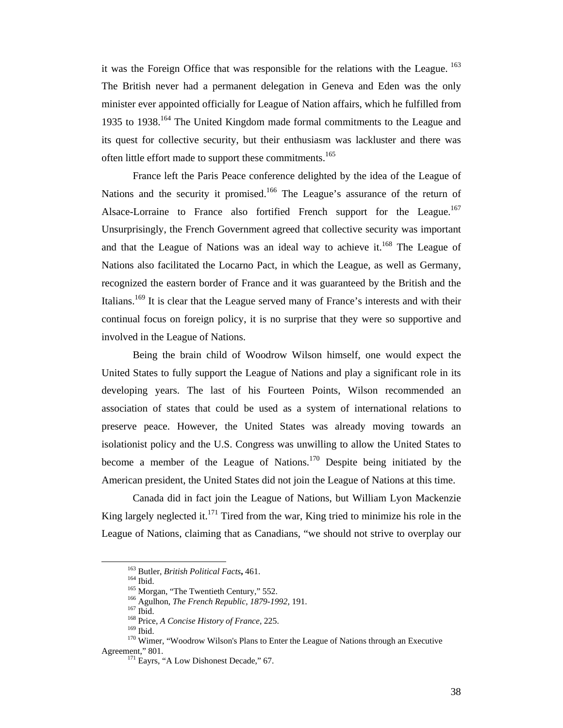it was the Foreign Office that was responsible for the relations with the League. [163] The British never had a permanent delegation in Geneva and Eden was the only minister ever appointed officially for League of Nation affairs, which he fulfilled from 1935 to 1938.[164] The United Kingdom made formal commitments to the League and its quest for collective security, but their enthusiasm was lackluster and there was often little effort made to support these commitments.[165]

France left the Paris Peace conference delighted by the idea of the League of Nations and the security it promised.[166] The League's assurance of the return of Alsace-Lorraine to France also fortified French support for the League.[167] Unsurprisingly, the French Government agreed that collective security was important and that the League of Nations was an ideal way to achieve it.[168] The League of Nations also facilitated the Locarno Pact, in which the League, as well as Germany, recognized the eastern border of France and it was guaranteed by the British and the Italians.[169] It is clear that the League served many of France's interests and with their continual focus on foreign policy, it is no surprise that they were so supportive and involved in the League of Nations.

Being the brain child of Woodrow Wilson himself, one would expect the United States to fully support the League of Nations and play a significant role in its developing years. The last of his Fourteen Points, Wilson recommended an association of states that could be used as a system of international relations to preserve peace. However, the United States was already moving towards an isolationist policy and the U.S. Congress was unwilling to allow the United States to become a member of the League of Nations.[170] Despite being initiated by the American president, the United States did not join the League of Nations at this time.

Canada did in fact join the League of Nations, but William Lyon Mackenzie King largely neglected it.[171] Tired from the war, King tried to minimize his role in the League of Nations, claiming that as Canadians, "we should not strive to overplay our

---

[163] Butler, *British Political Facts***,** 461.

[164] Ibid.

[165] Morgan, "The Twentieth Century," 552.

[166] Agulhon, *The French Republic, 1879-1992,* 191.

[167] Ibid.

[168] Price, *A Concise History of France,* 225.

[169] Ibid.

[170] Wimer, "Woodrow Wilson's Plans to Enter the League of Nations through an Executive Agreement," 801.

[171] Eayrs, "A Low Dishonest Decade," 67.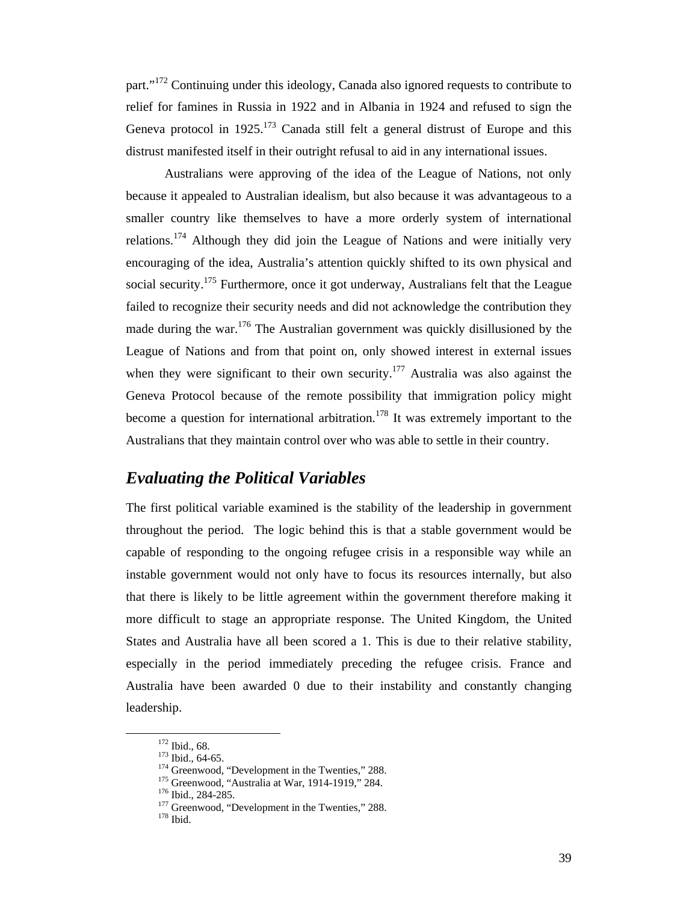part."[172] Continuing under this ideology, Canada also ignored requests to contribute to relief for famines in Russia in 1922 and in Albania in 1924 and refused to sign the Geneva protocol in 1925.[173] Canada still felt a general distrust of Europe and this distrust manifested itself in their outright refusal to aid in any international issues.

Australians were approving of the idea of the League of Nations, not only because it appealed to Australian idealism, but also because it was advantageous to a smaller country like themselves to have a more orderly system of international relations.[174] Although they did join the League of Nations and were initially very encouraging of the idea, Australia's attention quickly shifted to its own physical and social security.[175] Furthermore, once it got underway, Australians felt that the League failed to recognize their security needs and did not acknowledge the contribution they made during the war.[176] The Australian government was quickly disillusioned by the League of Nations and from that point on, only showed interest in external issues when they were significant to their own security.[177] Australia was also against the Geneva Protocol because of the remote possibility that immigration policy might become a question for international arbitration.[178] It was extremely important to the Australians that they maintain control over who was able to settle in their country.

## *Evaluating the Political Variables*

The first political variable examined is the stability of the leadership in government throughout the period. The logic behind this is that a stable government would be capable of responding to the ongoing refugee crisis in a responsible way while an instable government would not only have to focus its resources internally, but also that there is likely to be little agreement within the government therefore making it more difficult to stage an appropriate response. The United Kingdom, the United States and Australia have all been scored a 1. This is due to their relative stability, especially in the period immediately preceding the refugee crisis. France and Australia have been awarded 0 due to their instability and constantly changing leadership.

---

[172] Ibid., 68.
[173] Ibid., 64-65.
[174] Greenwood, "Development in the Twenties," 288.
[175] Greenwood, "Australia at War, 1914-1919," 284.
[176] Ibid., 284-285.
[177] Greenwood, "Development in the Twenties," 288.
[178] Ibid.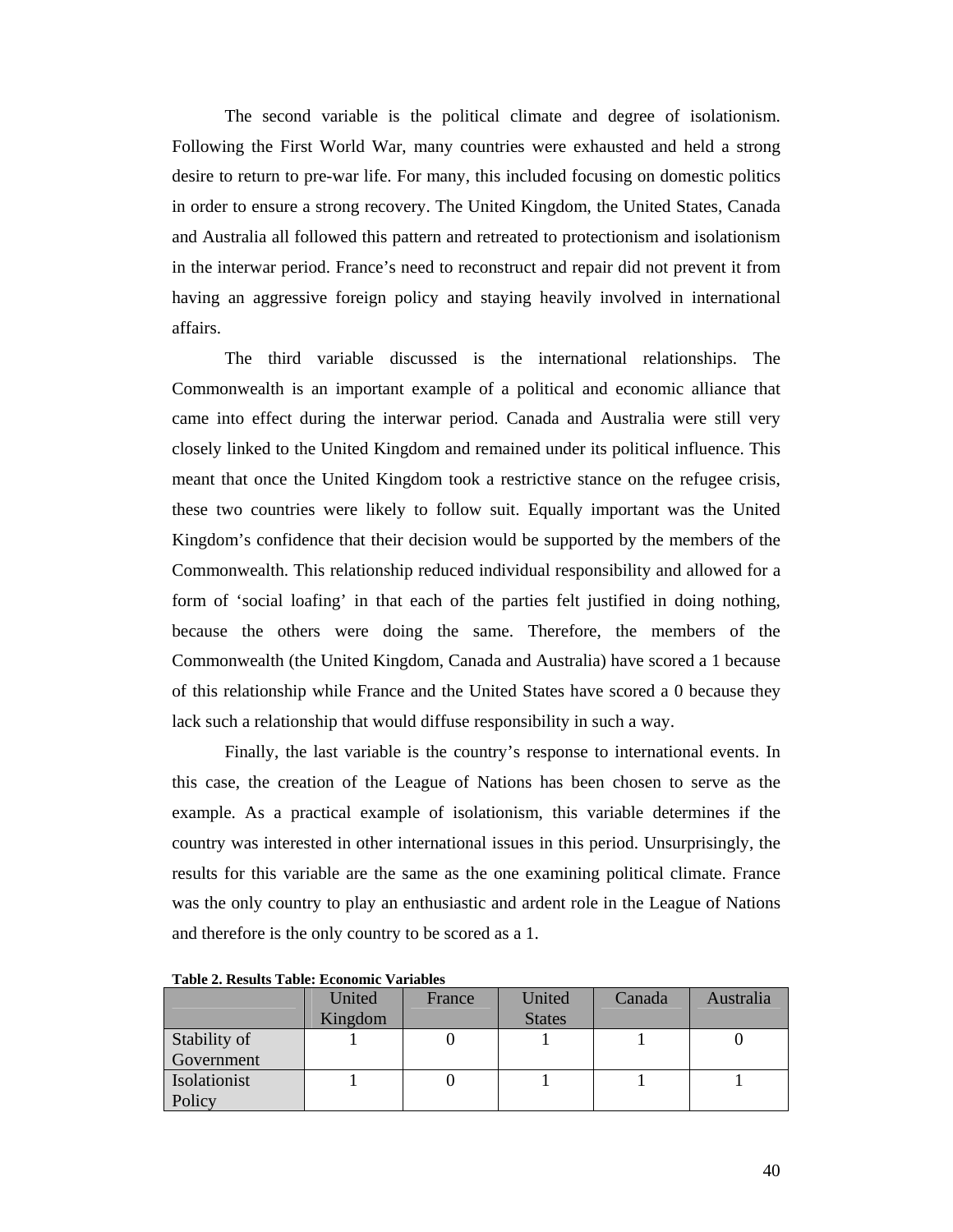The second variable is the political climate and degree of isolationism. Following the First World War, many countries were exhausted and held a strong desire to return to pre-war life. For many, this included focusing on domestic politics in order to ensure a strong recovery. The United Kingdom, the United States, Canada and Australia all followed this pattern and retreated to protectionism and isolationism in the interwar period. France's need to reconstruct and repair did not prevent it from having an aggressive foreign policy and staying heavily involved in international affairs.

The third variable discussed is the international relationships. The Commonwealth is an important example of a political and economic alliance that came into effect during the interwar period. Canada and Australia were still very closely linked to the United Kingdom and remained under its political influence. This meant that once the United Kingdom took a restrictive stance on the refugee crisis, these two countries were likely to follow suit. Equally important was the United Kingdom's confidence that their decision would be supported by the members of the Commonwealth. This relationship reduced individual responsibility and allowed for a form of 'social loafing' in that each of the parties felt justified in doing nothing, because the others were doing the same. Therefore, the members of the Commonwealth (the United Kingdom, Canada and Australia) have scored a 1 because of this relationship while France and the United States have scored a 0 because they lack such a relationship that would diffuse responsibility in such a way.

Finally, the last variable is the country's response to international events. In this case, the creation of the League of Nations has been chosen to serve as the example. As a practical example of isolationism, this variable determines if the country was interested in other international issues in this period. Unsurprisingly, the results for this variable are the same as the one examining political climate. France was the only country to play an enthusiastic and ardent role in the League of Nations and therefore is the only country to be scored as a 1.

**Table 2. Results Table: Economic Variables**

| | United Kingdom | France | United States | Canada | Australia |
|---|---|---|---|---|---|
| Stability of Government | 1 | 0 | 1 | 1 | 0 |
| Isolationist Policy | 1 | 0 | 1 | 1 | 1 |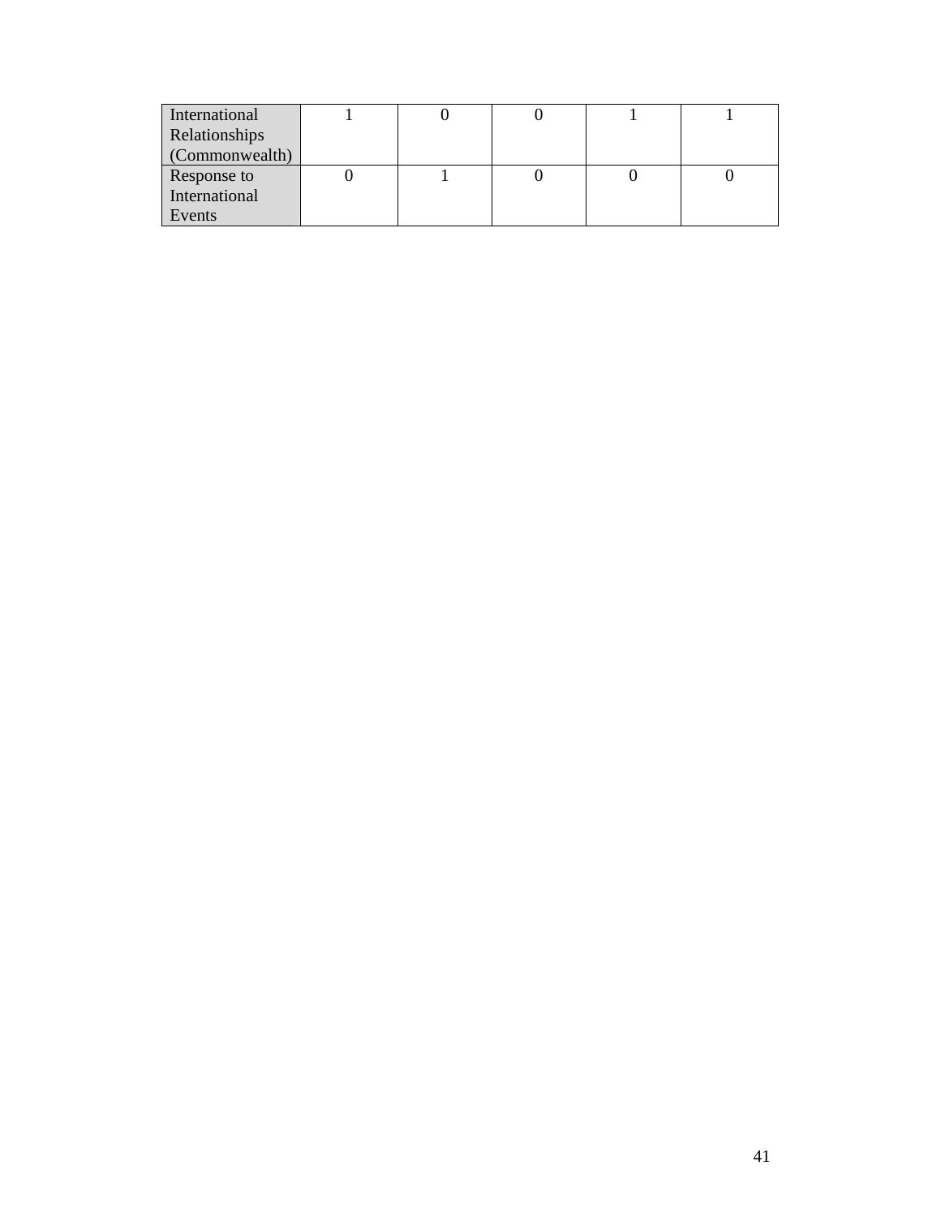| | | | | | |
|---|---|---|---|---|---|
| International Relationships (Commonwealth) | 1 | 0 | 0 | 1 | 1 |
| Response to International Events | 0 | 1 | 0 | 0 | 0 |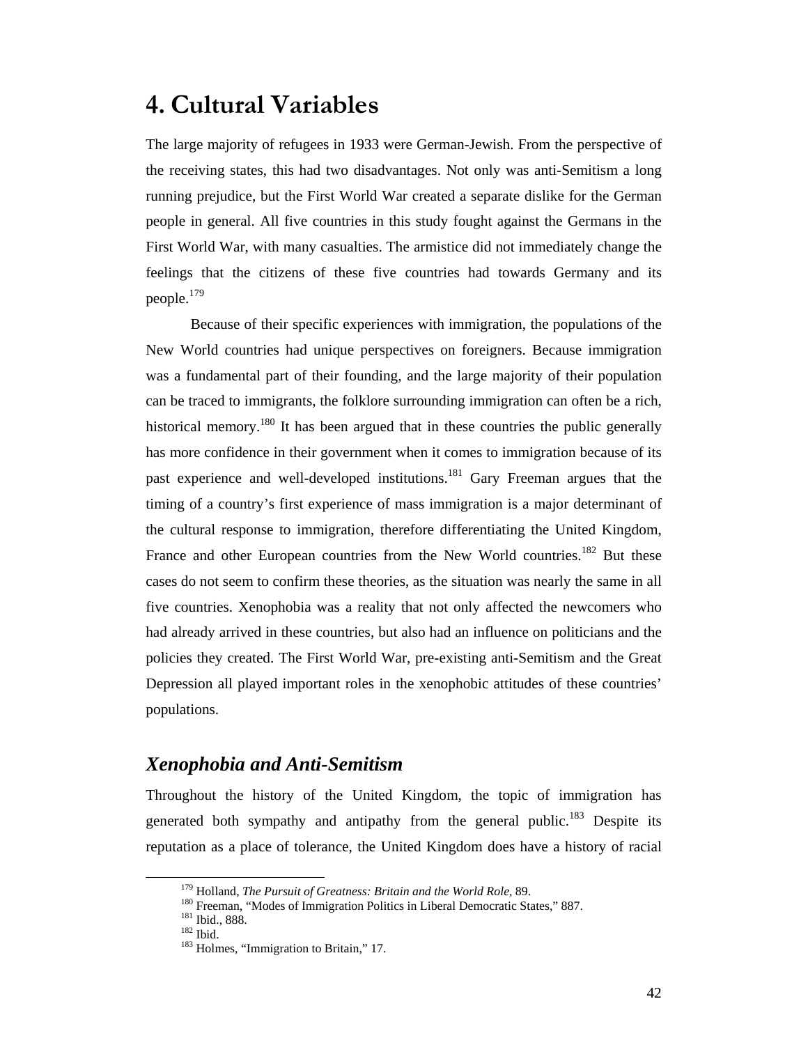# 4. Cultural Variables

The large majority of refugees in 1933 were German-Jewish. From the perspective of the receiving states, this had two disadvantages. Not only was anti-Semitism a long running prejudice, but the First World War created a separate dislike for the German people in general. All five countries in this study fought against the Germans in the First World War, with many casualties. The armistice did not immediately change the feelings that the citizens of these five countries had towards Germany and its people.[179]

Because of their specific experiences with immigration, the populations of the New World countries had unique perspectives on foreigners. Because immigration was a fundamental part of their founding, and the large majority of their population can be traced to immigrants, the folklore surrounding immigration can often be a rich, historical memory.[180] It has been argued that in these countries the public generally has more confidence in their government when it comes to immigration because of its past experience and well-developed institutions.[181] Gary Freeman argues that the timing of a country's first experience of mass immigration is a major determinant of the cultural response to immigration, therefore differentiating the United Kingdom, France and other European countries from the New World countries.[182] But these cases do not seem to confirm these theories, as the situation was nearly the same in all five countries. Xenophobia was a reality that not only affected the newcomers who had already arrived in these countries, but also had an influence on politicians and the policies they created. The First World War, pre-existing anti-Semitism and the Great Depression all played important roles in the xenophobic attitudes of these countries' populations.

## *Xenophobia and Anti-Semitism*

Throughout the history of the United Kingdom, the topic of immigration has generated both sympathy and antipathy from the general public.[183] Despite its reputation as a place of tolerance, the United Kingdom does have a history of racial

---

[179] Holland, *The Pursuit of Greatness: Britain and the World Role*, 89.
[180] Freeman, "Modes of Immigration Politics in Liberal Democratic States," 887.
[181] Ibid., 888.
[182] Ibid.
[183] Holmes, "Immigration to Britain," 17.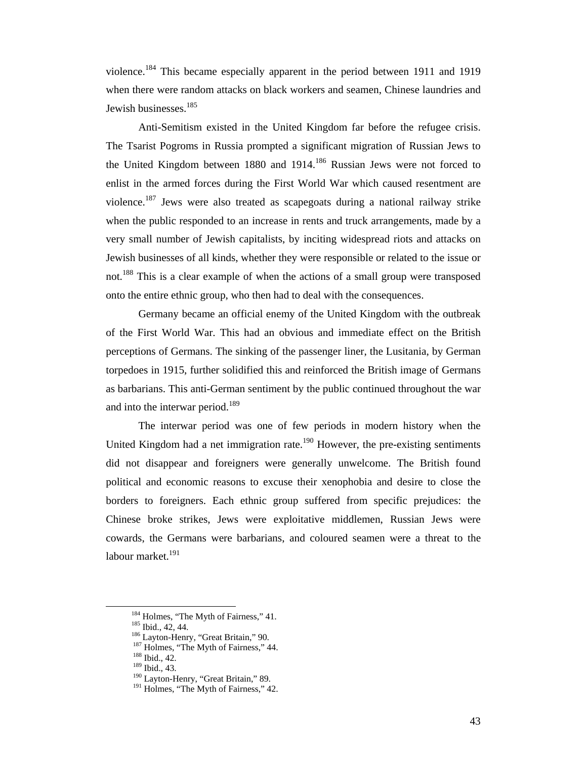violence.[184] This became especially apparent in the period between 1911 and 1919 when there were random attacks on black workers and seamen, Chinese laundries and Jewish businesses.[185]

Anti-Semitism existed in the United Kingdom far before the refugee crisis. The Tsarist Pogroms in Russia prompted a significant migration of Russian Jews to the United Kingdom between 1880 and 1914.[186] Russian Jews were not forced to enlist in the armed forces during the First World War which caused resentment are violence.[187] Jews were also treated as scapegoats during a national railway strike when the public responded to an increase in rents and truck arrangements, made by a very small number of Jewish capitalists, by inciting widespread riots and attacks on Jewish businesses of all kinds, whether they were responsible or related to the issue or not.[188] This is a clear example of when the actions of a small group were transposed onto the entire ethnic group, who then had to deal with the consequences.

Germany became an official enemy of the United Kingdom with the outbreak of the First World War. This had an obvious and immediate effect on the British perceptions of Germans. The sinking of the passenger liner, the Lusitania, by German torpedoes in 1915, further solidified this and reinforced the British image of Germans as barbarians. This anti-German sentiment by the public continued throughout the war and into the interwar period.[189]

The interwar period was one of few periods in modern history when the United Kingdom had a net immigration rate.[190] However, the pre-existing sentiments did not disappear and foreigners were generally unwelcome. The British found political and economic reasons to excuse their xenophobia and desire to close the borders to foreigners. Each ethnic group suffered from specific prejudices: the Chinese broke strikes, Jews were exploitative middlemen, Russian Jews were cowards, the Germans were barbarians, and coloured seamen were a threat to the labour market.[191]

---

[184] Holmes, "The Myth of Fairness," 41.
[185] Ibid., 42, 44.
[186] Layton-Henry, "Great Britain," 90.
[187] Holmes, "The Myth of Fairness," 44.
[188] Ibid., 42.
[189] Ibid., 43.
[190] Layton-Henry, "Great Britain," 89.
[191] Holmes, "The Myth of Fairness," 42.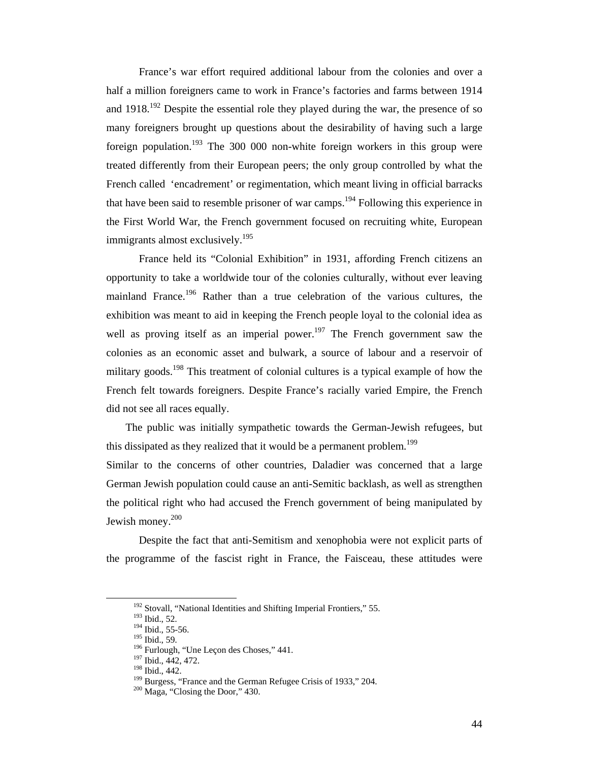France's war effort required additional labour from the colonies and over a half a million foreigners came to work in France's factories and farms between 1914 and 1918.[192] Despite the essential role they played during the war, the presence of so many foreigners brought up questions about the desirability of having such a large foreign population.[193] The 300 000 non-white foreign workers in this group were treated differently from their European peers; the only group controlled by what the French called 'encadrement' or regimentation, which meant living in official barracks that have been said to resemble prisoner of war camps.[194] Following this experience in the First World War, the French government focused on recruiting white, European immigrants almost exclusively.[195]

France held its "Colonial Exhibition" in 1931, affording French citizens an opportunity to take a worldwide tour of the colonies culturally, without ever leaving mainland France.[196] Rather than a true celebration of the various cultures, the exhibition was meant to aid in keeping the French people loyal to the colonial idea as well as proving itself as an imperial power.[197] The French government saw the colonies as an economic asset and bulwark, a source of labour and a reservoir of military goods.[198] This treatment of colonial cultures is a typical example of how the French felt towards foreigners. Despite France's racially varied Empire, the French did not see all races equally.

The public was initially sympathetic towards the German-Jewish refugees, but this dissipated as they realized that it would be a permanent problem.[199]
Similar to the concerns of other countries, Daladier was concerned that a large German Jewish population could cause an anti-Semitic backlash, as well as strengthen the political right who had accused the French government of being manipulated by Jewish money.[200]

Despite the fact that anti-Semitism and xenophobia were not explicit parts of the programme of the fascist right in France, the Faisceau, these attitudes were

---

[192] Stovall, "National Identities and Shifting Imperial Frontiers," 55.
[193] Ibid., 52.
[194] Ibid., 55-56.
[195] Ibid., 59.
[196] Furlough, "Une Leçon des Choses," 441.
[197] Ibid., 442, 472.
[198] Ibid., 442.
[199] Burgess, "France and the German Refugee Crisis of 1933," 204.
[200] Maga, "Closing the Door," 430.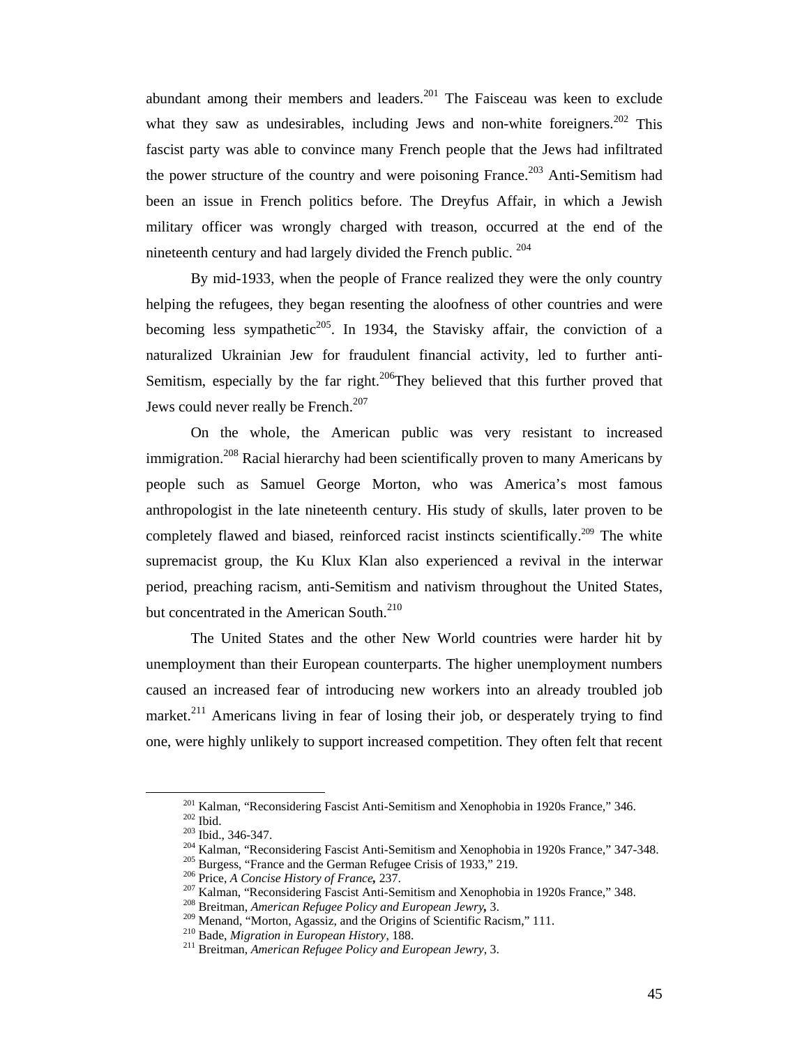abundant among their members and leaders.[201] The Faisceau was keen to exclude what they saw as undesirables, including Jews and non-white foreigners.[202] This fascist party was able to convince many French people that the Jews had infiltrated the power structure of the country and were poisoning France.[203] Anti-Semitism had been an issue in French politics before. The Dreyfus Affair, in which a Jewish military officer was wrongly charged with treason, occurred at the end of the nineteenth century and had largely divided the French public. [204]

By mid-1933, when the people of France realized they were the only country helping the refugees, they began resenting the aloofness of other countries and were becoming less sympathetic[205]. In 1934, the Stavisky affair, the conviction of a naturalized Ukrainian Jew for fraudulent financial activity, led to further anti-Semitism, especially by the far right.[206]They believed that this further proved that Jews could never really be French.[207]

On the whole, the American public was very resistant to increased immigration.[208] Racial hierarchy had been scientifically proven to many Americans by people such as Samuel George Morton, who was America's most famous anthropologist in the late nineteenth century. His study of skulls, later proven to be completely flawed and biased, reinforced racist instincts scientifically.[209] The white supremacist group, the Ku Klux Klan also experienced a revival in the interwar period, preaching racism, anti-Semitism and nativism throughout the United States, but concentrated in the American South.[210]

The United States and the other New World countries were harder hit by unemployment than their European counterparts. The higher unemployment numbers caused an increased fear of introducing new workers into an already troubled job market.[211] Americans living in fear of losing their job, or desperately trying to find one, were highly unlikely to support increased competition. They often felt that recent

---

[201] Kalman, "Reconsidering Fascist Anti-Semitism and Xenophobia in 1920s France," 346.
[202] Ibid.
[203] Ibid., 346-347.
[204] Kalman, "Reconsidering Fascist Anti-Semitism and Xenophobia in 1920s France," 347-348.
[205] Burgess, "France and the German Refugee Crisis of 1933," 219.
[206] Price, *A Concise History of France,* 237.
[207] Kalman, "Reconsidering Fascist Anti-Semitism and Xenophobia in 1920s France," 348.
[208] Breitman, *American Refugee Policy and European Jewry,* 3.
[209] Menand, "Morton, Agassiz, and the Origins of Scientific Racism," 111.
[210] Bade, *Migration in European History*, 188.
[211] Breitman, *American Refugee Policy and European Jewry*, 3.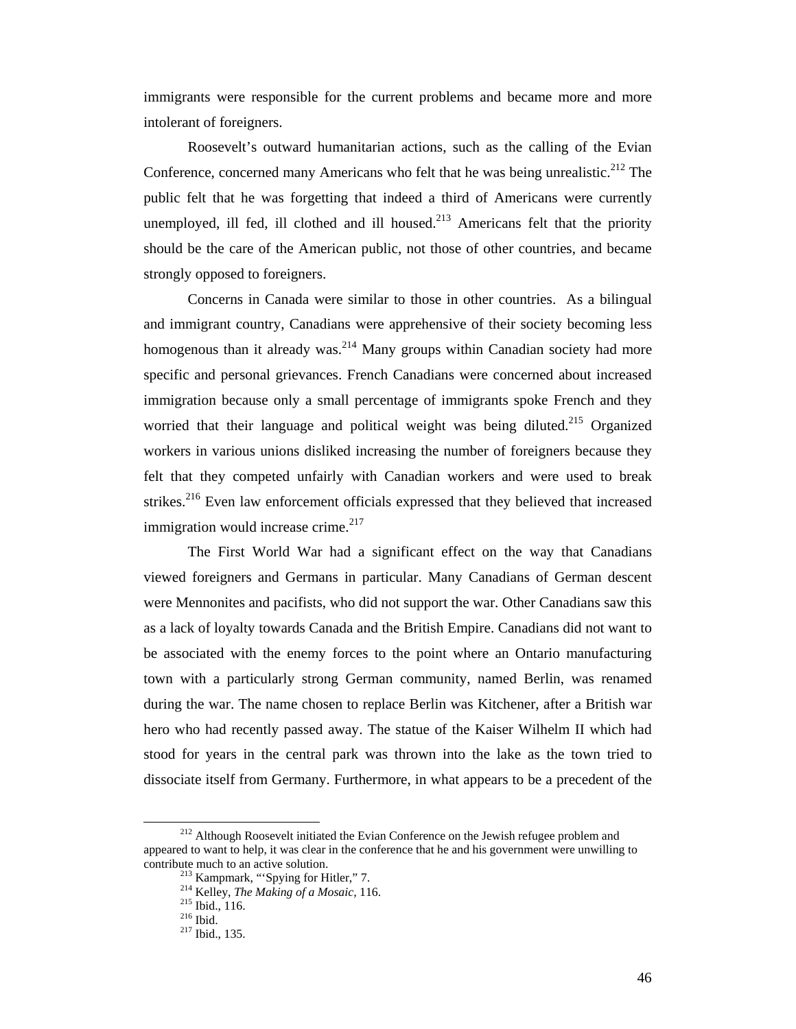immigrants were responsible for the current problems and became more and more intolerant of foreigners.

Roosevelt's outward humanitarian actions, such as the calling of the Evian Conference, concerned many Americans who felt that he was being unrealistic.[212] The public felt that he was forgetting that indeed a third of Americans were currently unemployed, ill fed, ill clothed and ill housed.[213] Americans felt that the priority should be the care of the American public, not those of other countries, and became strongly opposed to foreigners.

Concerns in Canada were similar to those in other countries. As a bilingual and immigrant country, Canadians were apprehensive of their society becoming less homogenous than it already was.[214] Many groups within Canadian society had more specific and personal grievances. French Canadians were concerned about increased immigration because only a small percentage of immigrants spoke French and they worried that their language and political weight was being diluted.[215] Organized workers in various unions disliked increasing the number of foreigners because they felt that they competed unfairly with Canadian workers and were used to break strikes.[216] Even law enforcement officials expressed that they believed that increased immigration would increase crime.[217]

The First World War had a significant effect on the way that Canadians viewed foreigners and Germans in particular. Many Canadians of German descent were Mennonites and pacifists, who did not support the war. Other Canadians saw this as a lack of loyalty towards Canada and the British Empire. Canadians did not want to be associated with the enemy forces to the point where an Ontario manufacturing town with a particularly strong German community, named Berlin, was renamed during the war. The name chosen to replace Berlin was Kitchener, after a British war hero who had recently passed away. The statue of the Kaiser Wilhelm II which had stood for years in the central park was thrown into the lake as the town tried to dissociate itself from Germany. Furthermore, in what appears to be a precedent of the

---

[212] Although Roosevelt initiated the Evian Conference on the Jewish refugee problem and appeared to want to help, it was clear in the conference that he and his government were unwilling to contribute much to an active solution.

[213] Kampmark, "'Spying for Hitler," 7.

[214] Kelley, *The Making of a Mosaic*, 116.

[215] Ibid., 116.

[216] Ibid.

[217] Ibid., 135.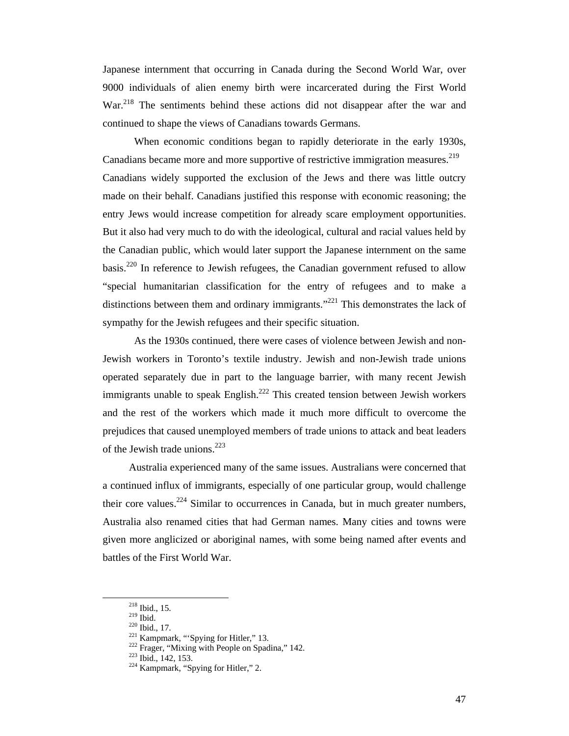Japanese internment that occurring in Canada during the Second World War, over 9000 individuals of alien enemy birth were incarcerated during the First World War.[218] The sentiments behind these actions did not disappear after the war and continued to shape the views of Canadians towards Germans.

When economic conditions began to rapidly deteriorate in the early 1930s, Canadians became more and more supportive of restrictive immigration measures.[219] Canadians widely supported the exclusion of the Jews and there was little outcry made on their behalf. Canadians justified this response with economic reasoning; the entry Jews would increase competition for already scare employment opportunities. But it also had very much to do with the ideological, cultural and racial values held by the Canadian public, which would later support the Japanese internment on the same basis.[220] In reference to Jewish refugees, the Canadian government refused to allow "special humanitarian classification for the entry of refugees and to make a distinctions between them and ordinary immigrants."[221] This demonstrates the lack of sympathy for the Jewish refugees and their specific situation.

As the 1930s continued, there were cases of violence between Jewish and non-Jewish workers in Toronto's textile industry. Jewish and non-Jewish trade unions operated separately due in part to the language barrier, with many recent Jewish immigrants unable to speak English.[222] This created tension between Jewish workers and the rest of the workers which made it much more difficult to overcome the prejudices that caused unemployed members of trade unions to attack and beat leaders of the Jewish trade unions.[223]

Australia experienced many of the same issues. Australians were concerned that a continued influx of immigrants, especially of one particular group, would challenge their core values.[224] Similar to occurrences in Canada, but in much greater numbers, Australia also renamed cities that had German names. Many cities and towns were given more anglicized or aboriginal names, with some being named after events and battles of the First World War.

---

[218] Ibid., 15.
[219] Ibid.
[220] Ibid., 17.
[221] Kampmark, "'Spying for Hitler," 13.
[222] Frager, "Mixing with People on Spadina," 142.
[223] Ibid., 142, 153.
[224] Kampmark, "Spying for Hitler," 2.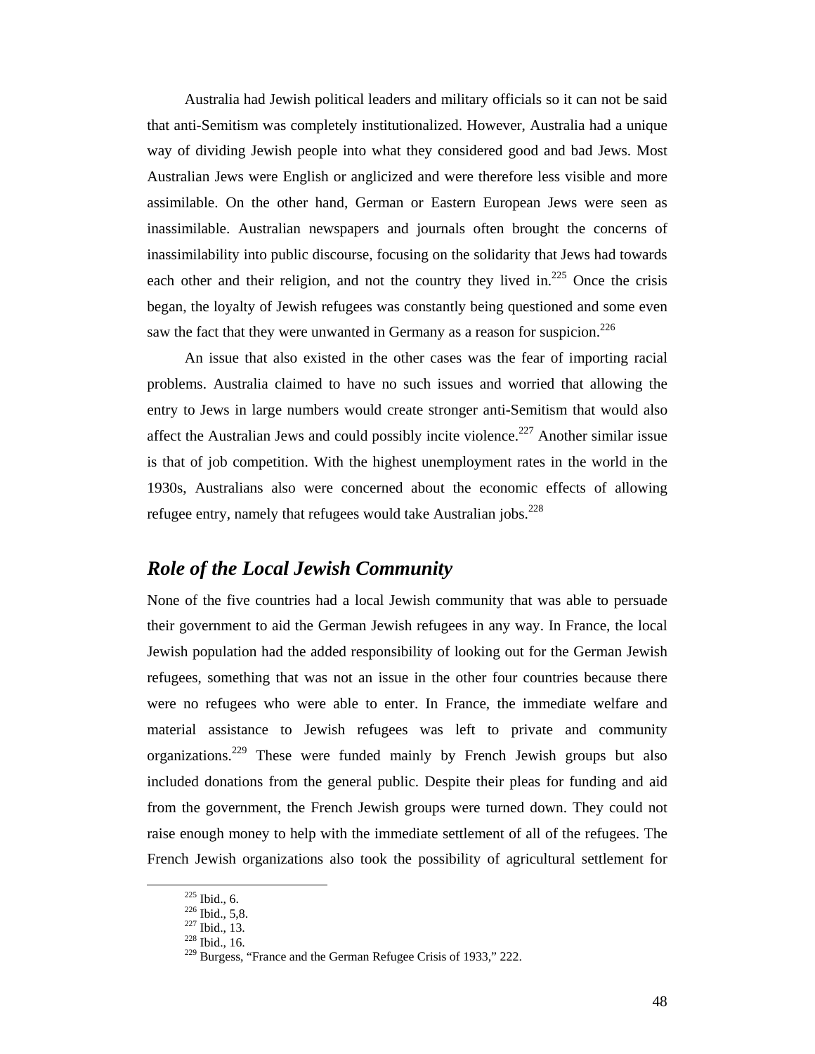Australia had Jewish political leaders and military officials so it can not be said that anti-Semitism was completely institutionalized. However, Australia had a unique way of dividing Jewish people into what they considered good and bad Jews. Most Australian Jews were English or anglicized and were therefore less visible and more assimilable. On the other hand, German or Eastern European Jews were seen as inassimilable. Australian newspapers and journals often brought the concerns of inassimilability into public discourse, focusing on the solidarity that Jews had towards each other and their religion, and not the country they lived in.[225] Once the crisis began, the loyalty of Jewish refugees was constantly being questioned and some even saw the fact that they were unwanted in Germany as a reason for suspicion.[226]

An issue that also existed in the other cases was the fear of importing racial problems. Australia claimed to have no such issues and worried that allowing the entry to Jews in large numbers would create stronger anti-Semitism that would also affect the Australian Jews and could possibly incite violence.[227] Another similar issue is that of job competition. With the highest unemployment rates in the world in the 1930s, Australians also were concerned about the economic effects of allowing refugee entry, namely that refugees would take Australian jobs.[228]

## *Role of the Local Jewish Community*

None of the five countries had a local Jewish community that was able to persuade their government to aid the German Jewish refugees in any way. In France, the local Jewish population had the added responsibility of looking out for the German Jewish refugees, something that was not an issue in the other four countries because there were no refugees who were able to enter. In France, the immediate welfare and material assistance to Jewish refugees was left to private and community organizations.[229] These were funded mainly by French Jewish groups but also included donations from the general public. Despite their pleas for funding and aid from the government, the French Jewish groups were turned down. They could not raise enough money to help with the immediate settlement of all of the refugees. The French Jewish organizations also took the possibility of agricultural settlement for

---

[225] Ibid., 6.
[226] Ibid., 5,8.
[227] Ibid., 13.
[228] Ibid., 16.
[229] Burgess, "France and the German Refugee Crisis of 1933," 222.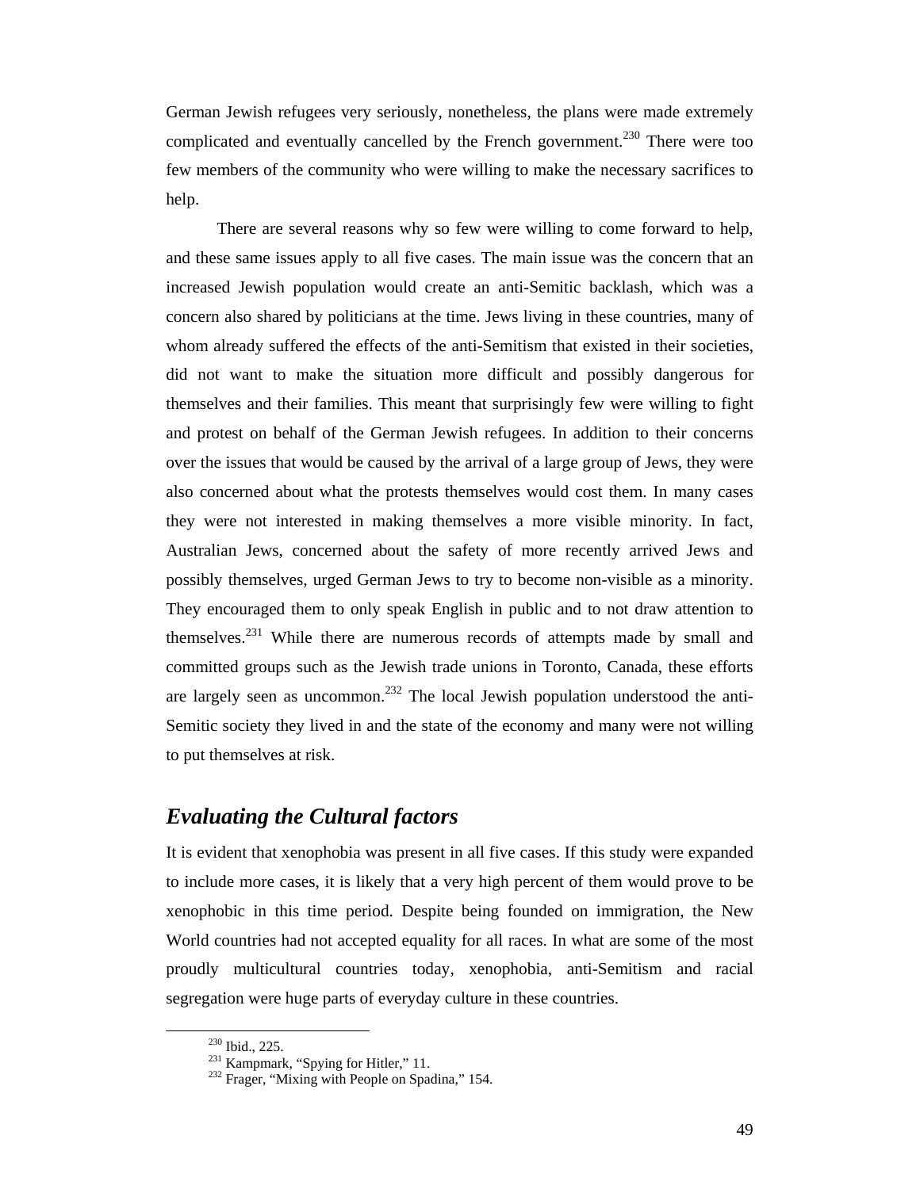German Jewish refugees very seriously, nonetheless, the plans were made extremely complicated and eventually cancelled by the French government.[230] There were too few members of the community who were willing to make the necessary sacrifices to help.

There are several reasons why so few were willing to come forward to help, and these same issues apply to all five cases. The main issue was the concern that an increased Jewish population would create an anti-Semitic backlash, which was a concern also shared by politicians at the time. Jews living in these countries, many of whom already suffered the effects of the anti-Semitism that existed in their societies, did not want to make the situation more difficult and possibly dangerous for themselves and their families. This meant that surprisingly few were willing to fight and protest on behalf of the German Jewish refugees. In addition to their concerns over the issues that would be caused by the arrival of a large group of Jews, they were also concerned about what the protests themselves would cost them. In many cases they were not interested in making themselves a more visible minority. In fact, Australian Jews, concerned about the safety of more recently arrived Jews and possibly themselves, urged German Jews to try to become non-visible as a minority. They encouraged them to only speak English in public and to not draw attention to themselves.[231] While there are numerous records of attempts made by small and committed groups such as the Jewish trade unions in Toronto, Canada, these efforts are largely seen as uncommon.[232] The local Jewish population understood the anti-Semitic society they lived in and the state of the economy and many were not willing to put themselves at risk.

## *Evaluating the Cultural factors*

It is evident that xenophobia was present in all five cases. If this study were expanded to include more cases, it is likely that a very high percent of them would prove to be xenophobic in this time period. Despite being founded on immigration, the New World countries had not accepted equality for all races. In what are some of the most proudly multicultural countries today, xenophobia, anti-Semitism and racial segregation were huge parts of everyday culture in these countries.

[230] Ibid., 225.

[231] Kampmark, "Spying for Hitler," 11.

[232] Frager, "Mixing with People on Spadina," 154.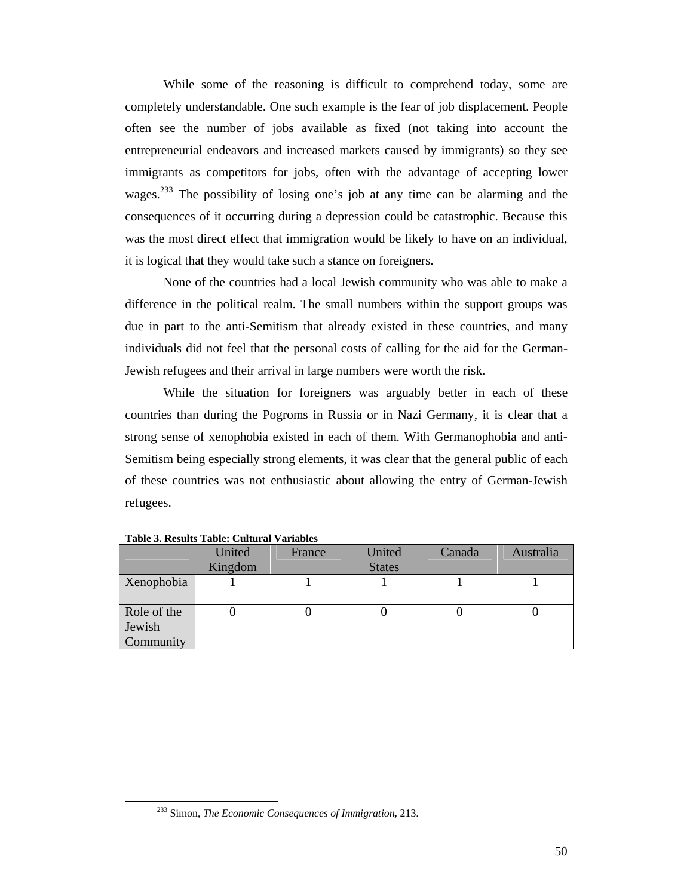While some of the reasoning is difficult to comprehend today, some are completely understandable. One such example is the fear of job displacement. People often see the number of jobs available as fixed (not taking into account the entrepreneurial endeavors and increased markets caused by immigrants) so they see immigrants as competitors for jobs, often with the advantage of accepting lower wages.[233] The possibility of losing one's job at any time can be alarming and the consequences of it occurring during a depression could be catastrophic. Because this was the most direct effect that immigration would be likely to have on an individual, it is logical that they would take such a stance on foreigners.

None of the countries had a local Jewish community who was able to make a difference in the political realm. The small numbers within the support groups was due in part to the anti-Semitism that already existed in these countries, and many individuals did not feel that the personal costs of calling for the aid for the German-Jewish refugees and their arrival in large numbers were worth the risk.

While the situation for foreigners was arguably better in each of these countries than during the Pogroms in Russia or in Nazi Germany, it is clear that a strong sense of xenophobia existed in each of them. With Germanophobia and anti-Semitism being especially strong elements, it was clear that the general public of each of these countries was not enthusiastic about allowing the entry of German-Jewish refugees.

**Table 3. Results Table: Cultural Variables**

| | United Kingdom | France | United States | Canada | Australia |
|---|---|---|---|---|---|
| Xenophobia | 1 | 1 | 1 | 1 | 1 |
| Role of the Jewish Community | 0 | 0 | 0 | 0 | 0 |

[233] Simon, *The Economic Consequences of Immigration*, 213.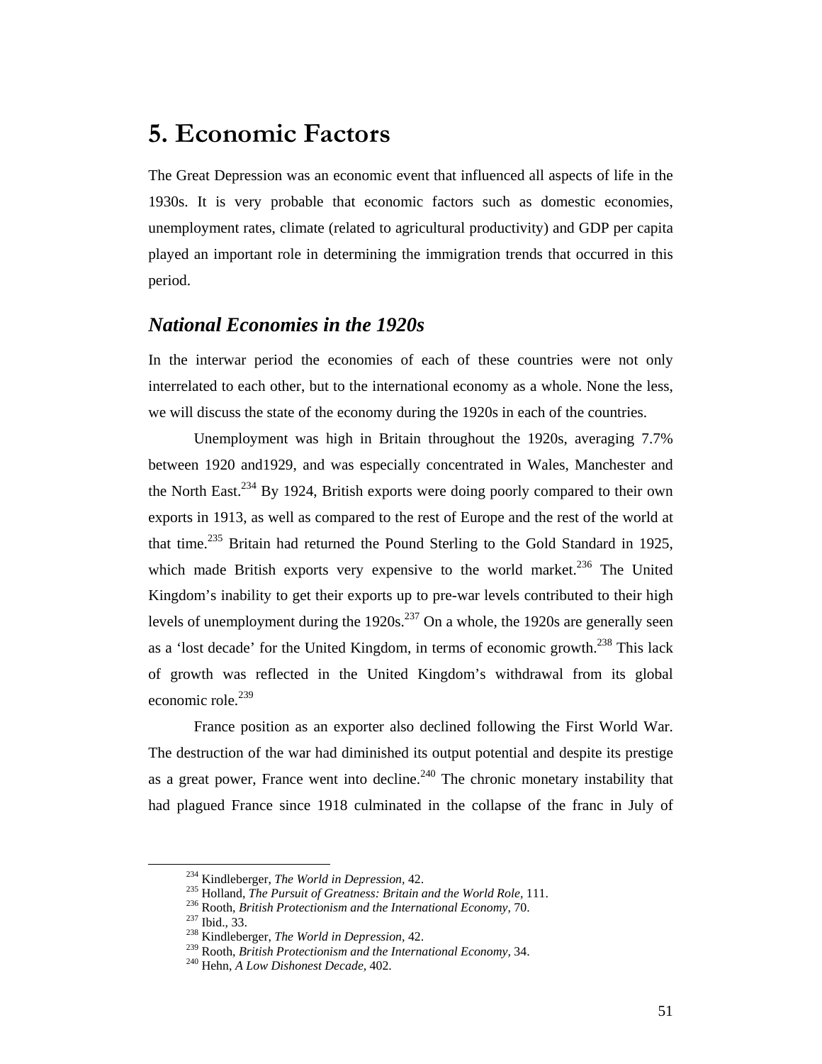# 5. Economic Factors

The Great Depression was an economic event that influenced all aspects of life in the 1930s. It is very probable that economic factors such as domestic economies, unemployment rates, climate (related to agricultural productivity) and GDP per capita played an important role in determining the immigration trends that occurred in this period.

## *National Economies in the 1920s*

In the interwar period the economies of each of these countries were not only interrelated to each other, but to the international economy as a whole. None the less, we will discuss the state of the economy during the 1920s in each of the countries.

Unemployment was high in Britain throughout the 1920s, averaging 7.7% between 1920 and1929, and was especially concentrated in Wales, Manchester and the North East.[234] By 1924, British exports were doing poorly compared to their own exports in 1913, as well as compared to the rest of Europe and the rest of the world at that time.[235] Britain had returned the Pound Sterling to the Gold Standard in 1925, which made British exports very expensive to the world market.[236] The United Kingdom's inability to get their exports up to pre-war levels contributed to their high levels of unemployment during the 1920s.[237] On a whole, the 1920s are generally seen as a 'lost decade' for the United Kingdom, in terms of economic growth.[238] This lack of growth was reflected in the United Kingdom's withdrawal from its global economic role.[239]

France position as an exporter also declined following the First World War. The destruction of the war had diminished its output potential and despite its prestige as a great power, France went into decline.[240] The chronic monetary instability that had plagued France since 1918 culminated in the collapse of the franc in July of

[234] Kindleberger, *The World in Depression*, 42.
[235] Holland, *The Pursuit of Greatness: Britain and the World Role*, 111.
[236] Rooth, *British Protectionism and the International Economy*, 70.
[237] Ibid., 33.
[238] Kindleberger, *The World in Depression*, 42.
[239] Rooth, *British Protectionism and the International Economy*, 34.
[240] Hehn, *A Low Dishonest Decade*, 402.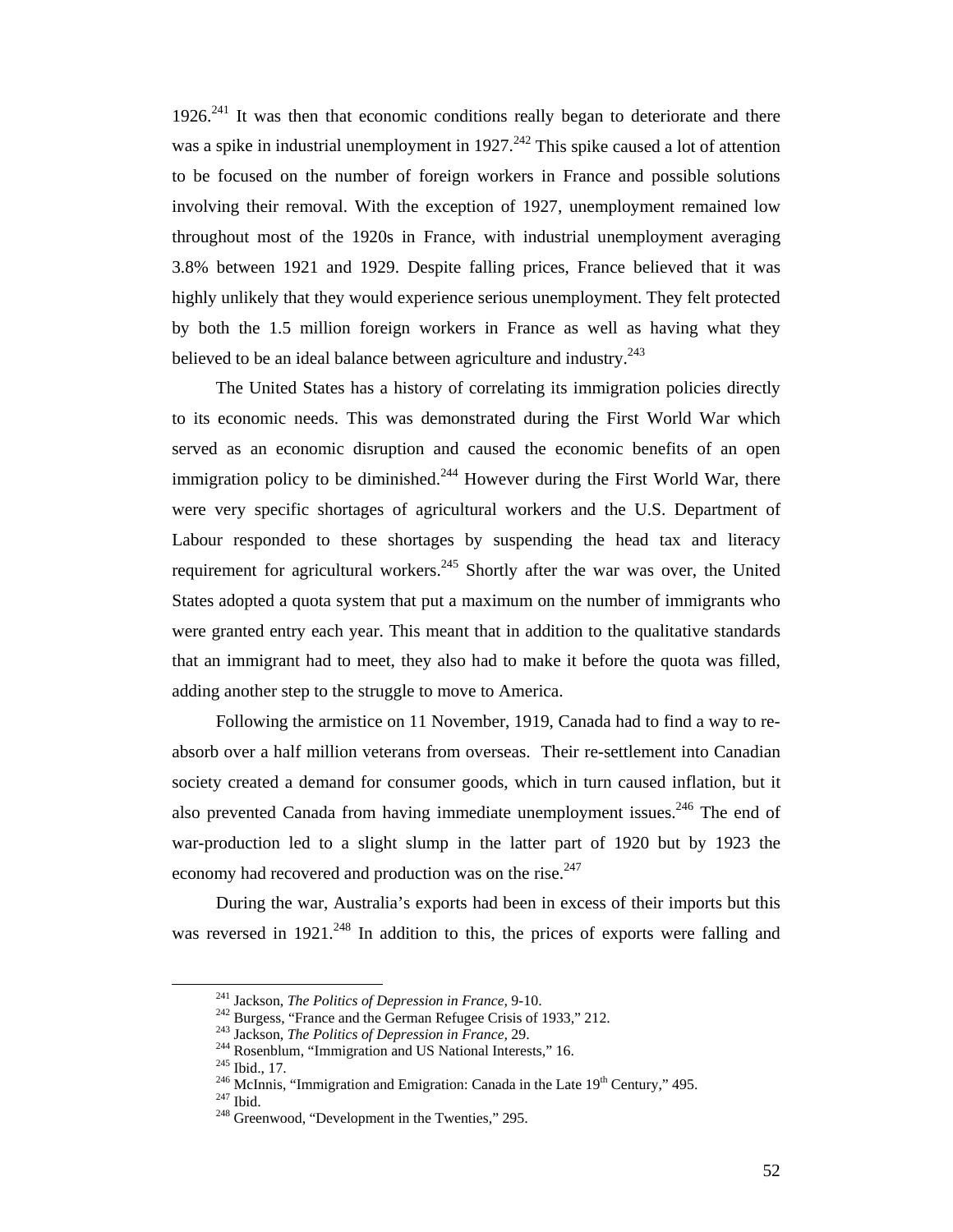1926.[241] It was then that economic conditions really began to deteriorate and there was a spike in industrial unemployment in 1927.[242] This spike caused a lot of attention to be focused on the number of foreign workers in France and possible solutions involving their removal. With the exception of 1927, unemployment remained low throughout most of the 1920s in France, with industrial unemployment averaging 3.8% between 1921 and 1929. Despite falling prices, France believed that it was highly unlikely that they would experience serious unemployment. They felt protected by both the 1.5 million foreign workers in France as well as having what they believed to be an ideal balance between agriculture and industry.[243]

The United States has a history of correlating its immigration policies directly to its economic needs. This was demonstrated during the First World War which served as an economic disruption and caused the economic benefits of an open immigration policy to be diminished.[244] However during the First World War, there were very specific shortages of agricultural workers and the U.S. Department of Labour responded to these shortages by suspending the head tax and literacy requirement for agricultural workers.[245] Shortly after the war was over, the United States adopted a quota system that put a maximum on the number of immigrants who were granted entry each year. This meant that in addition to the qualitative standards that an immigrant had to meet, they also had to make it before the quota was filled, adding another step to the struggle to move to America.

Following the armistice on 11 November, 1919, Canada had to find a way to re-absorb over a half million veterans from overseas. Their re-settlement into Canadian society created a demand for consumer goods, which in turn caused inflation, but it also prevented Canada from having immediate unemployment issues.[246] The end of war-production led to a slight slump in the latter part of 1920 but by 1923 the economy had recovered and production was on the rise.[247]

During the war, Australia's exports had been in excess of their imports but this was reversed in 1921.[248] In addition to this, the prices of exports were falling and

---

[241] Jackson, *The Politics of Depression in France,* 9-10.
[242] Burgess, "France and the German Refugee Crisis of 1933," 212.
[243] Jackson, *The Politics of Depression in France,* 29.
[244] Rosenblum, "Immigration and US National Interests," 16.
[245] Ibid., 17.
[246] McInnis, "Immigration and Emigration: Canada in the Late 19th Century," 495.
[247] Ibid.
[248] Greenwood, "Development in the Twenties," 295.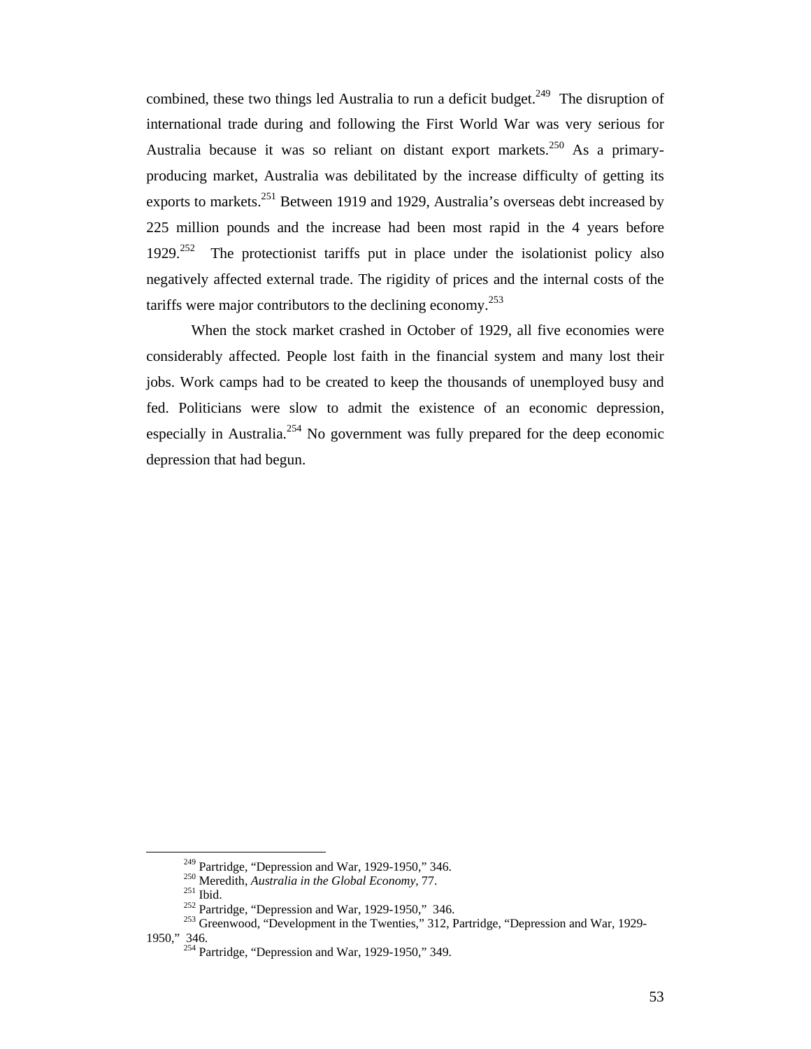combined, these two things led Australia to run a deficit budget.[249] The disruption of international trade during and following the First World War was very serious for Australia because it was so reliant on distant export markets.[250] As a primary-producing market, Australia was debilitated by the increase difficulty of getting its exports to markets.[251] Between 1919 and 1929, Australia's overseas debt increased by 225 million pounds and the increase had been most rapid in the 4 years before 1929.[252] The protectionist tariffs put in place under the isolationist policy also negatively affected external trade. The rigidity of prices and the internal costs of the tariffs were major contributors to the declining economy.[253]

When the stock market crashed in October of 1929, all five economies were considerably affected. People lost faith in the financial system and many lost their jobs. Work camps had to be created to keep the thousands of unemployed busy and fed. Politicians were slow to admit the existence of an economic depression, especially in Australia.[254] No government was fully prepared for the deep economic depression that had begun.

---

[249] Partridge, "Depression and War, 1929-1950," 346.
[250] Meredith, *Australia in the Global Economy*, 77.
[251] Ibid.
[252] Partridge, "Depression and War, 1929-1950," 346.
[253] Greenwood, "Development in the Twenties," 312, Partridge, "Depression and War, 1929-1950," 346.
[254] Partridge, "Depression and War, 1929-1950," 349.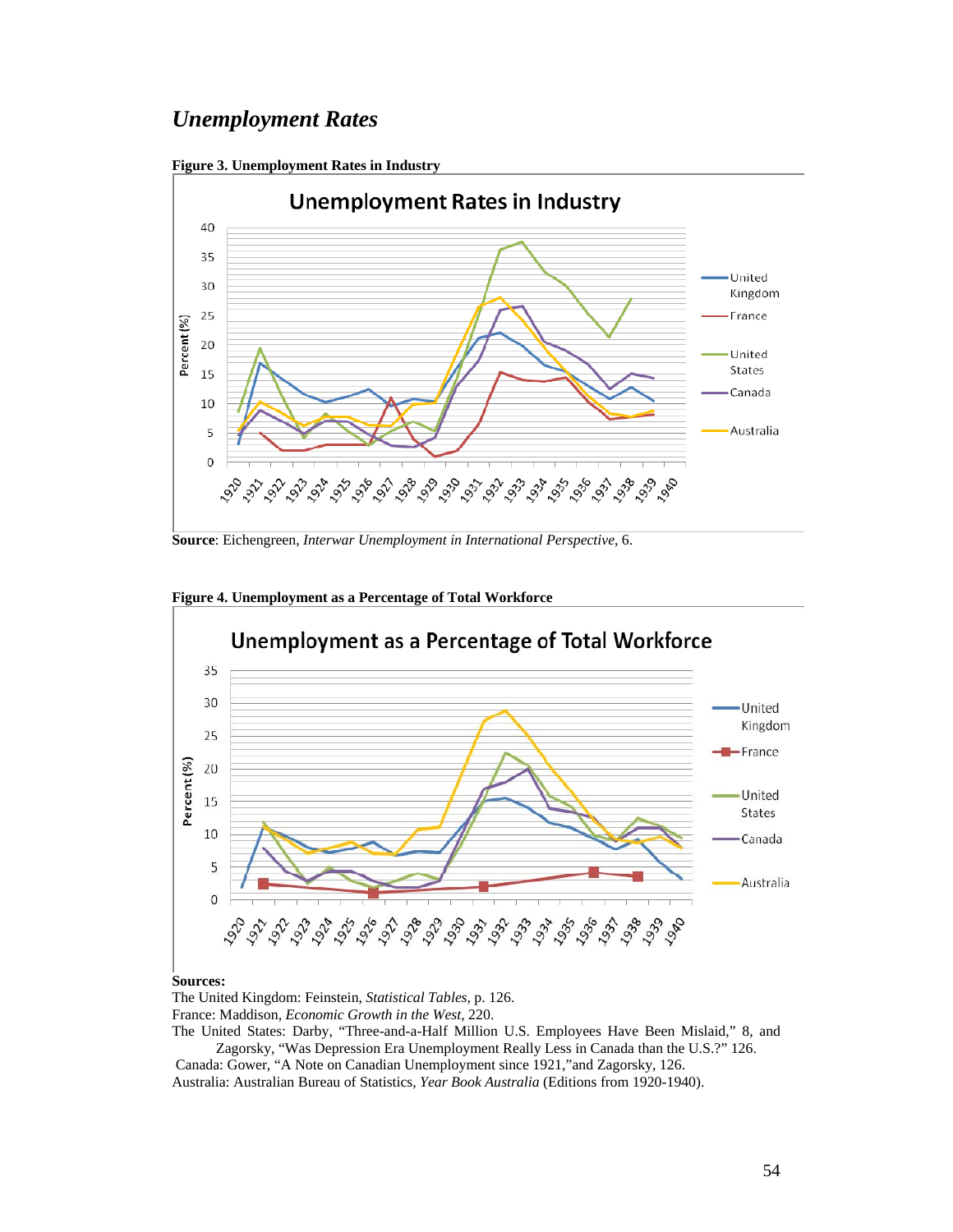## *Unemployment Rates*

**Figure 3. Unemployment Rates in Industry**

**Source**: Eichengreen, *Interwar Unemployment in International Perspective*, 6.

**Figure 4. Unemployment as a Percentage of Total Workforce**

**Sources:**

The United Kingdom: Feinstein, *Statistical Tables*, p. 126.

France: Maddison, *Economic Growth in the West*, 220.

The United States: Darby, "Three-and-a-Half Million U.S. Employees Have Been Mislaid," 8, and Zagorsky, "Was Depression Era Unemployment Really Less in Canada than the U.S.?" 126.

Canada: Gower, "A Note on Canadian Unemployment since 1921,"and Zagorsky, 126.

Australia: Australian Bureau of Statistics, *Year Book Australia* (Editions from 1920-1940).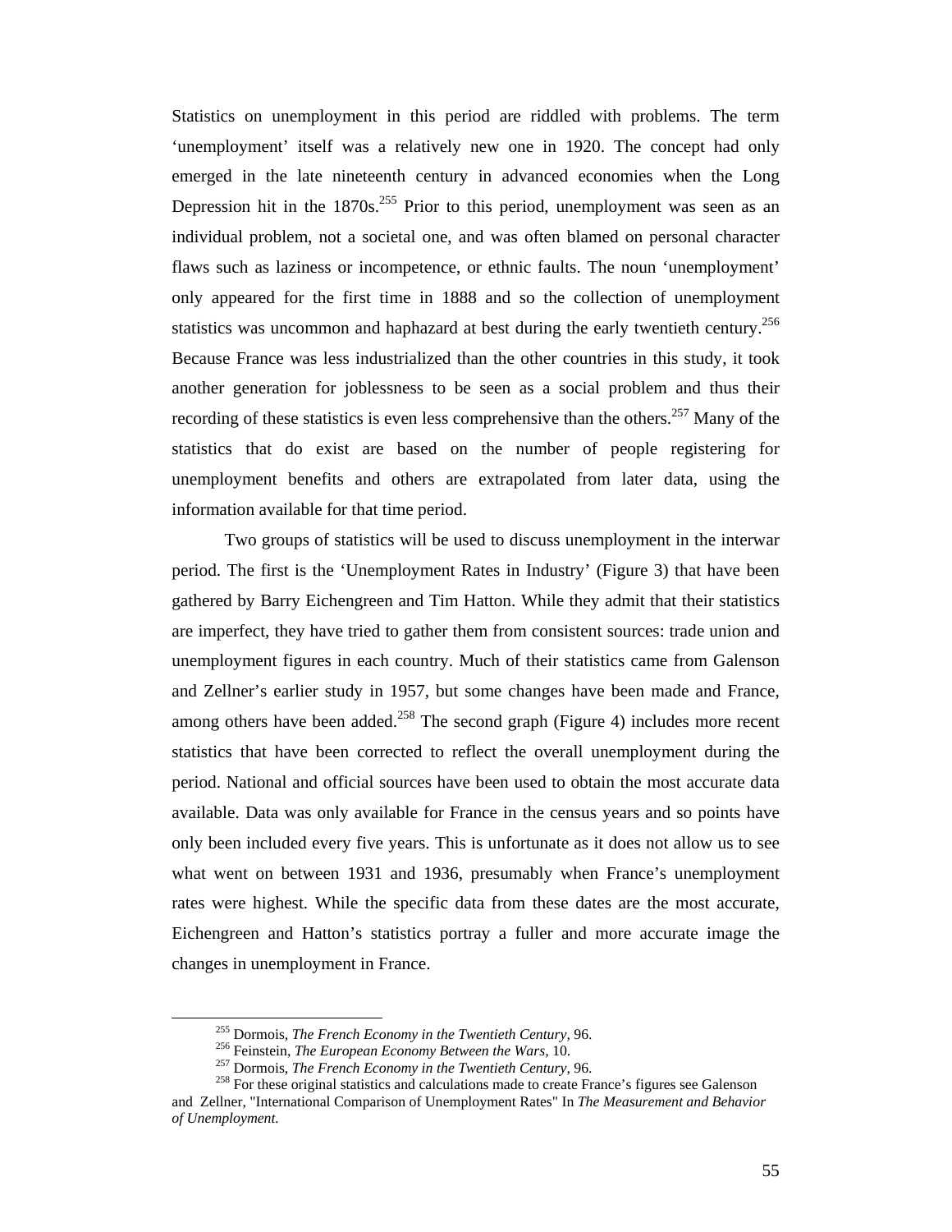Statistics on unemployment in this period are riddled with problems. The term 'unemployment' itself was a relatively new one in 1920. The concept had only emerged in the late nineteenth century in advanced economies when the Long Depression hit in the 1870s.[255] Prior to this period, unemployment was seen as an individual problem, not a societal one, and was often blamed on personal character flaws such as laziness or incompetence, or ethnic faults. The noun 'unemployment' only appeared for the first time in 1888 and so the collection of unemployment statistics was uncommon and haphazard at best during the early twentieth century.[256] Because France was less industrialized than the other countries in this study, it took another generation for joblessness to be seen as a social problem and thus their recording of these statistics is even less comprehensive than the others.[257] Many of the statistics that do exist are based on the number of people registering for unemployment benefits and others are extrapolated from later data, using the information available for that time period.

Two groups of statistics will be used to discuss unemployment in the interwar period. The first is the 'Unemployment Rates in Industry' (Figure 3) that have been gathered by Barry Eichengreen and Tim Hatton. While they admit that their statistics are imperfect, they have tried to gather them from consistent sources: trade union and unemployment figures in each country. Much of their statistics came from Galenson and Zellner's earlier study in 1957, but some changes have been made and France, among others have been added.[258] The second graph (Figure 4) includes more recent statistics that have been corrected to reflect the overall unemployment during the period. National and official sources have been used to obtain the most accurate data available. Data was only available for France in the census years and so points have only been included every five years. This is unfortunate as it does not allow us to see what went on between 1931 and 1936, presumably when France's unemployment rates were highest. While the specific data from these dates are the most accurate, Eichengreen and Hatton's statistics portray a fuller and more accurate image the changes in unemployment in France.

---

[255] Dormois, *The French Economy in the Twentieth Century,* 96.

[256] Feinstein, *The European Economy Between the Wars,* 10.

[257] Dormois, *The French Economy in the Twentieth Century,* 96.

[258] For these original statistics and calculations made to create France's figures see Galenson and Zellner, "International Comparison of Unemployment Rates" In *The Measurement and Behavior of Unemployment.*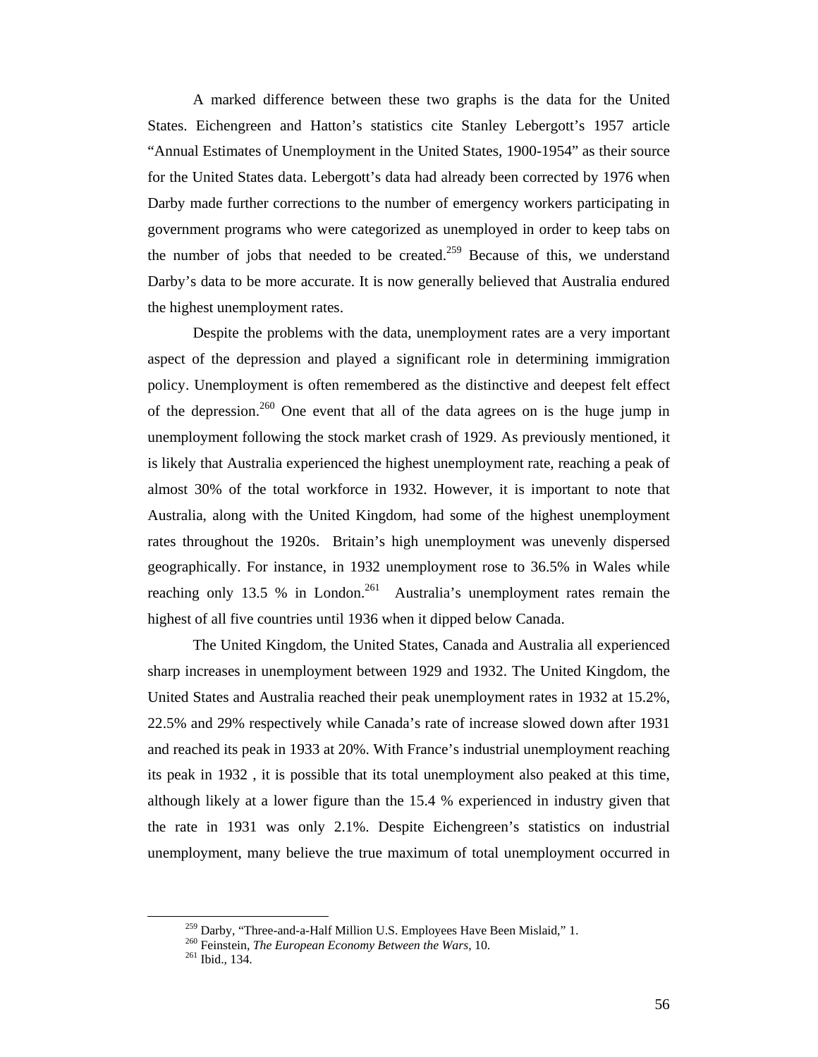A marked difference between these two graphs is the data for the United States. Eichengreen and Hatton's statistics cite Stanley Lebergott's 1957 article "Annual Estimates of Unemployment in the United States, 1900-1954" as their source for the United States data. Lebergott's data had already been corrected by 1976 when Darby made further corrections to the number of emergency workers participating in government programs who were categorized as unemployed in order to keep tabs on the number of jobs that needed to be created.[259] Because of this, we understand Darby's data to be more accurate. It is now generally believed that Australia endured the highest unemployment rates.

Despite the problems with the data, unemployment rates are a very important aspect of the depression and played a significant role in determining immigration policy. Unemployment is often remembered as the distinctive and deepest felt effect of the depression.[260] One event that all of the data agrees on is the huge jump in unemployment following the stock market crash of 1929. As previously mentioned, it is likely that Australia experienced the highest unemployment rate, reaching a peak of almost 30% of the total workforce in 1932. However, it is important to note that Australia, along with the United Kingdom, had some of the highest unemployment rates throughout the 1920s. Britain's high unemployment was unevenly dispersed geographically. For instance, in 1932 unemployment rose to 36.5% in Wales while reaching only 13.5 % in London.[261] Australia's unemployment rates remain the highest of all five countries until 1936 when it dipped below Canada.

The United Kingdom, the United States, Canada and Australia all experienced sharp increases in unemployment between 1929 and 1932. The United Kingdom, the United States and Australia reached their peak unemployment rates in 1932 at 15.2%, 22.5% and 29% respectively while Canada's rate of increase slowed down after 1931 and reached its peak in 1933 at 20%. With France's industrial unemployment reaching its peak in 1932 , it is possible that its total unemployment also peaked at this time, although likely at a lower figure than the 15.4 % experienced in industry given that the rate in 1931 was only 2.1%. Despite Eichengreen's statistics on industrial unemployment, many believe the true maximum of total unemployment occurred in

---

[259] Darby, "Three-and-a-Half Million U.S. Employees Have Been Mislaid," 1.

[260] Feinstein, *The European Economy Between the Wars*, 10.

[261] Ibid., 134.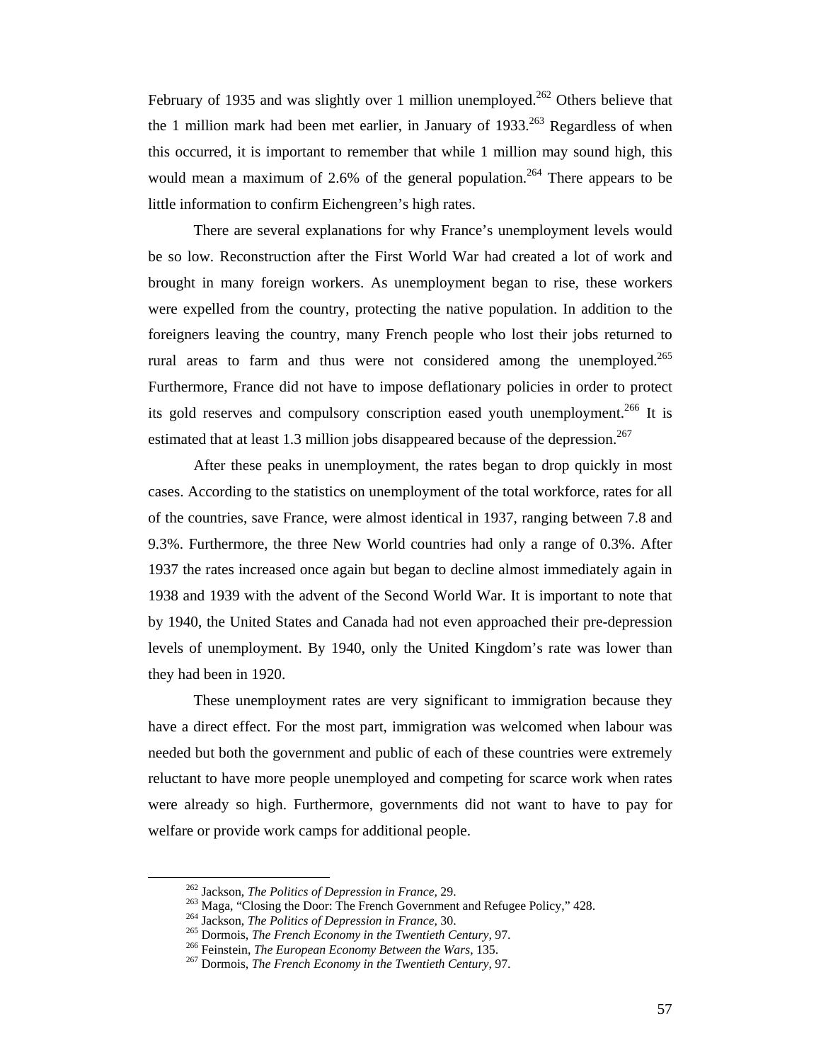February of 1935 and was slightly over 1 million unemployed.[262] Others believe that the 1 million mark had been met earlier, in January of 1933.[263] Regardless of when this occurred, it is important to remember that while 1 million may sound high, this would mean a maximum of 2.6% of the general population.[264] There appears to be little information to confirm Eichengreen's high rates.

There are several explanations for why France's unemployment levels would be so low. Reconstruction after the First World War had created a lot of work and brought in many foreign workers. As unemployment began to rise, these workers were expelled from the country, protecting the native population. In addition to the foreigners leaving the country, many French people who lost their jobs returned to rural areas to farm and thus were not considered among the unemployed.[265] Furthermore, France did not have to impose deflationary policies in order to protect its gold reserves and compulsory conscription eased youth unemployment.[266] It is estimated that at least 1.3 million jobs disappeared because of the depression.[267]

After these peaks in unemployment, the rates began to drop quickly in most cases. According to the statistics on unemployment of the total workforce, rates for all of the countries, save France, were almost identical in 1937, ranging between 7.8 and 9.3%. Furthermore, the three New World countries had only a range of 0.3%. After 1937 the rates increased once again but began to decline almost immediately again in 1938 and 1939 with the advent of the Second World War. It is important to note that by 1940, the United States and Canada had not even approached their pre-depression levels of unemployment. By 1940, only the United Kingdom's rate was lower than they had been in 1920.

These unemployment rates are very significant to immigration because they have a direct effect. For the most part, immigration was welcomed when labour was needed but both the government and public of each of these countries were extremely reluctant to have more people unemployed and competing for scarce work when rates were already so high. Furthermore, governments did not want to have to pay for welfare or provide work camps for additional people.

---

[262] Jackson, *The Politics of Depression in France,* 29.

[263] Maga, "Closing the Door: The French Government and Refugee Policy," 428.

[264] Jackson, *The Politics of Depression in France,* 30.

[265] Dormois, *The French Economy in the Twentieth Century,* 97.

[266] Feinstein, *The European Economy Between the Wars,* 135.

[267] Dormois, *The French Economy in the Twentieth Century,* 97.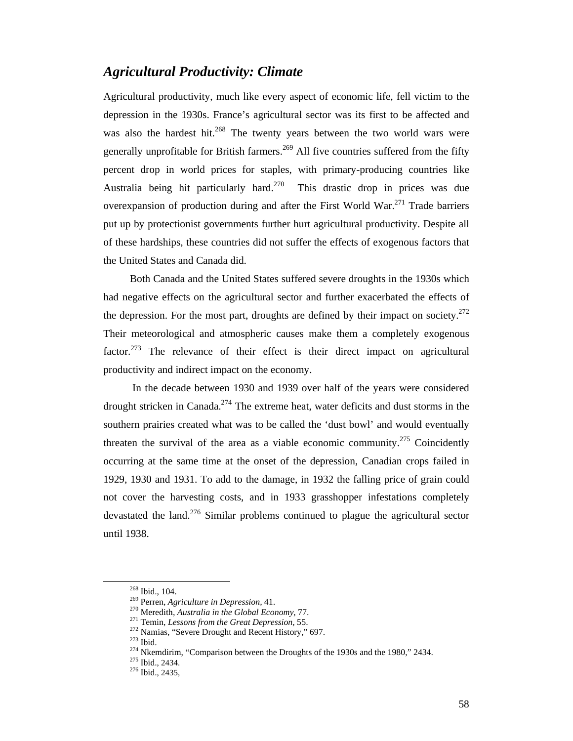## *Agricultural Productivity: Climate*

Agricultural productivity, much like every aspect of economic life, fell victim to the depression in the 1930s. France's agricultural sector was its first to be affected and was also the hardest hit.[268] The twenty years between the two world wars were generally unprofitable for British farmers.[269] All five countries suffered from the fifty percent drop in world prices for staples, with primary-producing countries like Australia being hit particularly hard.[270] This drastic drop in prices was due overexpansion of production during and after the First World War.[271] Trade barriers put up by protectionist governments further hurt agricultural productivity. Despite all of these hardships, these countries did not suffer the effects of exogenous factors that the United States and Canada did.

Both Canada and the United States suffered severe droughts in the 1930s which had negative effects on the agricultural sector and further exacerbated the effects of the depression. For the most part, droughts are defined by their impact on society.[272] Their meteorological and atmospheric causes make them a completely exogenous factor.[273] The relevance of their effect is their direct impact on agricultural productivity and indirect impact on the economy.

In the decade between 1930 and 1939 over half of the years were considered drought stricken in Canada.[274] The extreme heat, water deficits and dust storms in the southern prairies created what was to be called the 'dust bowl' and would eventually threaten the survival of the area as a viable economic community.[275] Coincidently occurring at the same time at the onset of the depression, Canadian crops failed in 1929, 1930 and 1931. To add to the damage, in 1932 the falling price of grain could not cover the harvesting costs, and in 1933 grasshopper infestations completely devastated the land.[276] Similar problems continued to plague the agricultural sector until 1938.

---

[268] Ibid., 104.

[269] Perren, *Agriculture in Depression,* 41.

[270] Meredith, *Australia in the Global Economy,* 77.

[271] Temin, *Lessons from the Great Depression,* 55.

[272] Namias, "Severe Drought and Recent History," 697.

[273] Ibid.

[274] Nkemdirim, "Comparison between the Droughts of the 1930s and the 1980," 2434.

[275] Ibid., 2434.

[276] Ibid., 2435,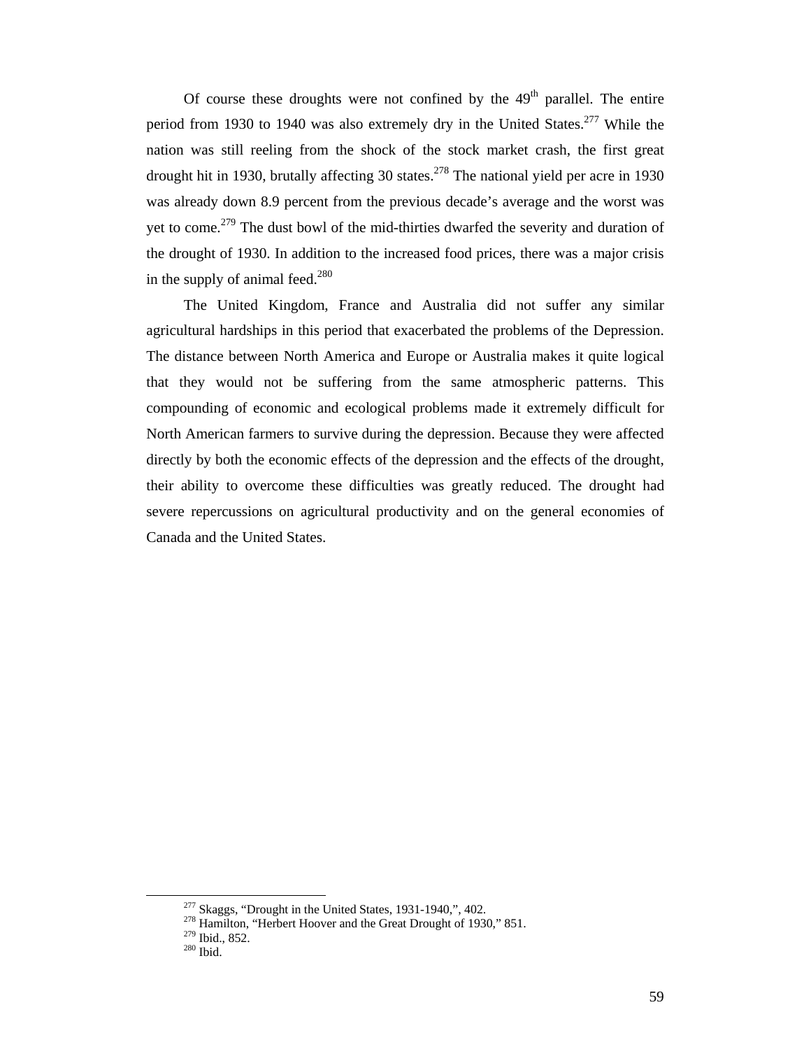Of course these droughts were not confined by the 49th parallel. The entire period from 1930 to 1940 was also extremely dry in the United States.[277] While the nation was still reeling from the shock of the stock market crash, the first great drought hit in 1930, brutally affecting 30 states.[278] The national yield per acre in 1930 was already down 8.9 percent from the previous decade's average and the worst was yet to come.[279] The dust bowl of the mid-thirties dwarfed the severity and duration of the drought of 1930. In addition to the increased food prices, there was a major crisis in the supply of animal feed.[280]

The United Kingdom, France and Australia did not suffer any similar agricultural hardships in this period that exacerbated the problems of the Depression. The distance between North America and Europe or Australia makes it quite logical that they would not be suffering from the same atmospheric patterns. This compounding of economic and ecological problems made it extremely difficult for North American farmers to survive during the depression. Because they were affected directly by both the economic effects of the depression and the effects of the drought, their ability to overcome these difficulties was greatly reduced. The drought had severe repercussions on agricultural productivity and on the general economies of Canada and the United States.

---

[277] Skaggs, "Drought in the United States, 1931-1940,", 402.
[278] Hamilton, "Herbert Hoover and the Great Drought of 1930," 851.
[279] Ibid., 852.
[280] Ibid.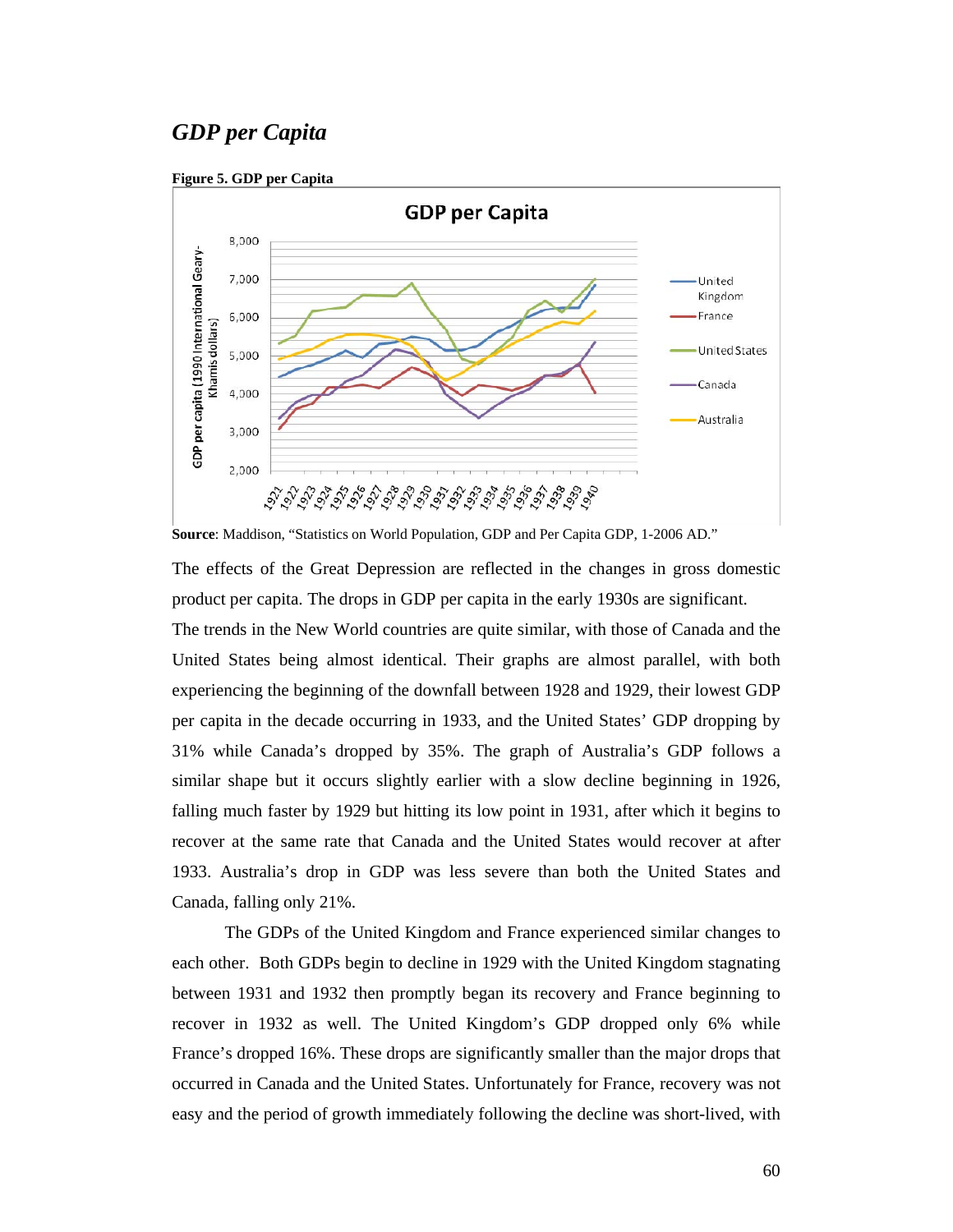## *GDP per Capita*

**Figure 5. GDP per Capita**

**Source**: Maddison, "Statistics on World Population, GDP and Per Capita GDP, 1-2006 AD."

The effects of the Great Depression are reflected in the changes in gross domestic product per capita. The drops in GDP per capita in the early 1930s are significant. The trends in the New World countries are quite similar, with those of Canada and the United States being almost identical. Their graphs are almost parallel, with both experiencing the beginning of the downfall between 1928 and 1929, their lowest GDP per capita in the decade occurring in 1933, and the United States' GDP dropping by 31% while Canada's dropped by 35%. The graph of Australia's GDP follows a similar shape but it occurs slightly earlier with a slow decline beginning in 1926, falling much faster by 1929 but hitting its low point in 1931, after which it begins to recover at the same rate that Canada and the United States would recover at after 1933. Australia's drop in GDP was less severe than both the United States and Canada, falling only 21%.

The GDPs of the United Kingdom and France experienced similar changes to each other. Both GDPs begin to decline in 1929 with the United Kingdom stagnating between 1931 and 1932 then promptly began its recovery and France beginning to recover in 1932 as well. The United Kingdom's GDP dropped only 6% while France's dropped 16%. These drops are significantly smaller than the major drops that occurred in Canada and the United States. Unfortunately for France, recovery was not easy and the period of growth immediately following the decline was short-lived, with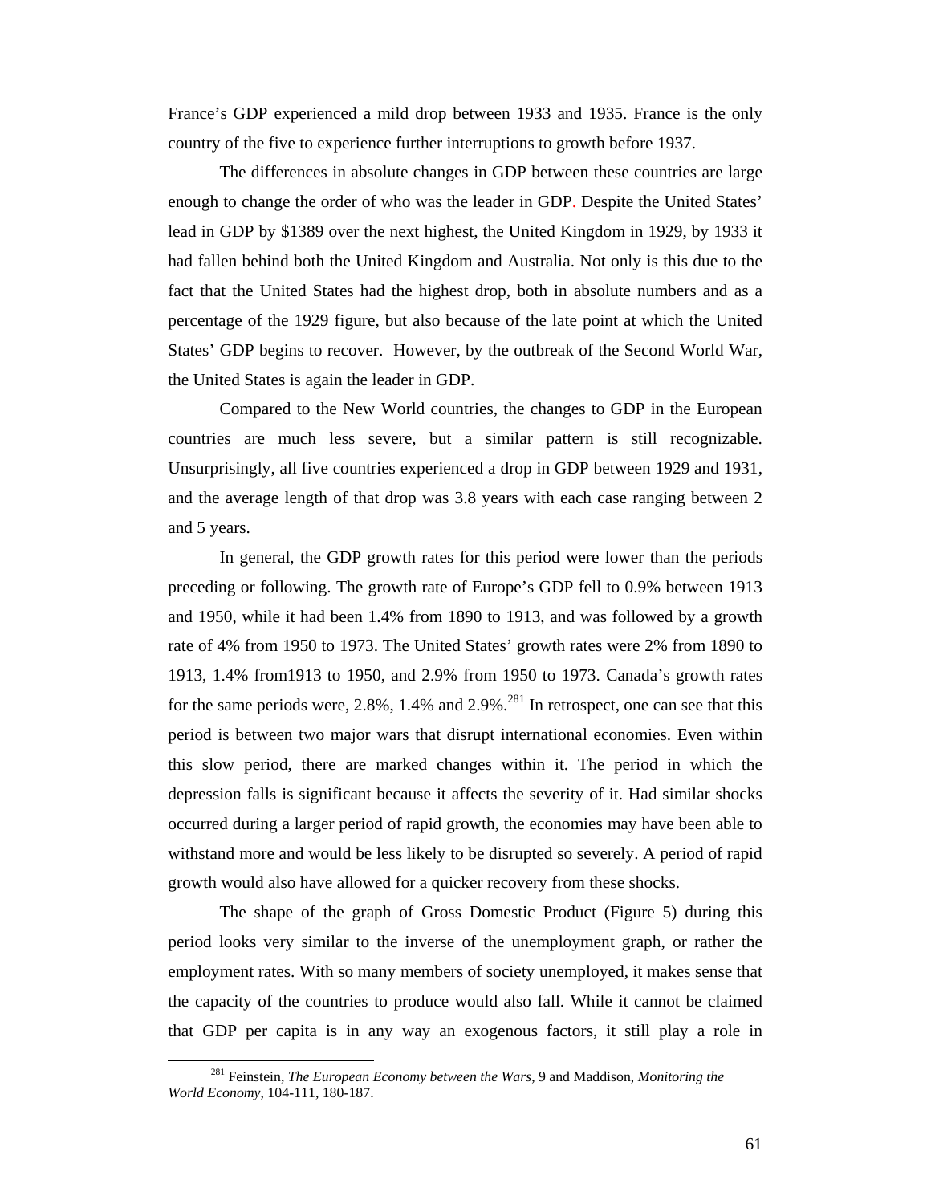France's GDP experienced a mild drop between 1933 and 1935. France is the only country of the five to experience further interruptions to growth before 1937.

The differences in absolute changes in GDP between these countries are large enough to change the order of who was the leader in GDP. Despite the United States' lead in GDP by $1389 over the next highest, the United Kingdom in 1929, by 1933 it had fallen behind both the United Kingdom and Australia. Not only is this due to the fact that the United States had the highest drop, both in absolute numbers and as a percentage of the 1929 figure, but also because of the late point at which the United States' GDP begins to recover. However, by the outbreak of the Second World War, the United States is again the leader in GDP.

Compared to the New World countries, the changes to GDP in the European countries are much less severe, but a similar pattern is still recognizable. Unsurprisingly, all five countries experienced a drop in GDP between 1929 and 1931, and the average length of that drop was 3.8 years with each case ranging between 2 and 5 years.

In general, the GDP growth rates for this period were lower than the periods preceding or following. The growth rate of Europe's GDP fell to 0.9% between 1913 and 1950, while it had been 1.4% from 1890 to 1913, and was followed by a growth rate of 4% from 1950 to 1973. The United States' growth rates were 2% from 1890 to 1913, 1.4% from1913 to 1950, and 2.9% from 1950 to 1973. Canada's growth rates for the same periods were, 2.8%, 1.4% and 2.9%.[281] In retrospect, one can see that this period is between two major wars that disrupt international economies. Even within this slow period, there are marked changes within it. The period in which the depression falls is significant because it affects the severity of it. Had similar shocks occurred during a larger period of rapid growth, the economies may have been able to withstand more and would be less likely to be disrupted so severely. A period of rapid growth would also have allowed for a quicker recovery from these shocks.

The shape of the graph of Gross Domestic Product (Figure 5) during this period looks very similar to the inverse of the unemployment graph, or rather the employment rates. With so many members of society unemployed, it makes sense that the capacity of the countries to produce would also fall. While it cannot be claimed that GDP per capita is in any way an exogenous factors, it still play a role in

[281] Feinstein, *The European Economy between the Wars*, 9 and Maddison, *Monitoring the World Economy*, 104-111, 180-187.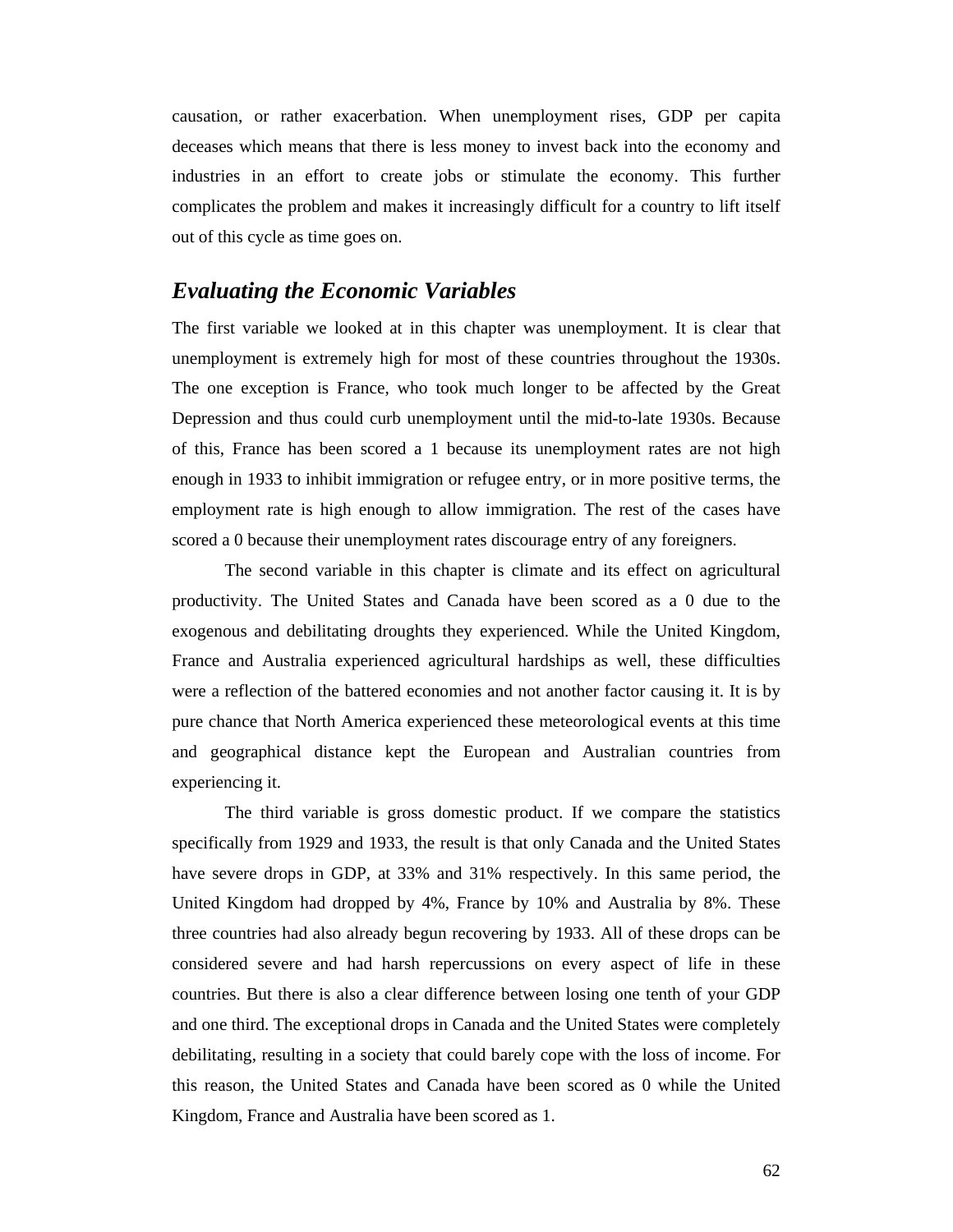causation, or rather exacerbation. When unemployment rises, GDP per capita deceases which means that there is less money to invest back into the economy and industries in an effort to create jobs or stimulate the economy. This further complicates the problem and makes it increasingly difficult for a country to lift itself out of this cycle as time goes on.

## *Evaluating the Economic Variables*

The first variable we looked at in this chapter was unemployment. It is clear that unemployment is extremely high for most of these countries throughout the 1930s. The one exception is France, who took much longer to be affected by the Great Depression and thus could curb unemployment until the mid-to-late 1930s. Because of this, France has been scored a 1 because its unemployment rates are not high enough in 1933 to inhibit immigration or refugee entry, or in more positive terms, the employment rate is high enough to allow immigration. The rest of the cases have scored a 0 because their unemployment rates discourage entry of any foreigners.

The second variable in this chapter is climate and its effect on agricultural productivity. The United States and Canada have been scored as a 0 due to the exogenous and debilitating droughts they experienced. While the United Kingdom, France and Australia experienced agricultural hardships as well, these difficulties were a reflection of the battered economies and not another factor causing it. It is by pure chance that North America experienced these meteorological events at this time and geographical distance kept the European and Australian countries from experiencing it.

The third variable is gross domestic product. If we compare the statistics specifically from 1929 and 1933, the result is that only Canada and the United States have severe drops in GDP, at 33% and 31% respectively. In this same period, the United Kingdom had dropped by 4%, France by 10% and Australia by 8%. These three countries had also already begun recovering by 1933. All of these drops can be considered severe and had harsh repercussions on every aspect of life in these countries. But there is also a clear difference between losing one tenth of your GDP and one third. The exceptional drops in Canada and the United States were completely debilitating, resulting in a society that could barely cope with the loss of income. For this reason, the United States and Canada have been scored as 0 while the United Kingdom, France and Australia have been scored as 1.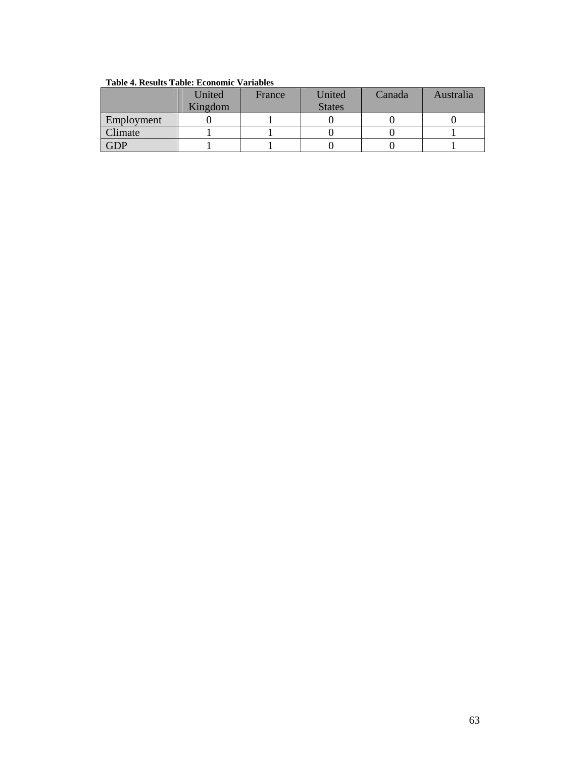**Table 4. Results Table: Economic Variables**

| | United Kingdom | France | United States | Canada | Australia |
|---|---|---|---|---|---|
| Employment | 0 | 1 | 0 | 0 | 0 |
| Climate | 1 | 1 | 0 | 0 | 1 |
| GDP | 1 | 1 | 0 | 0 | 1 |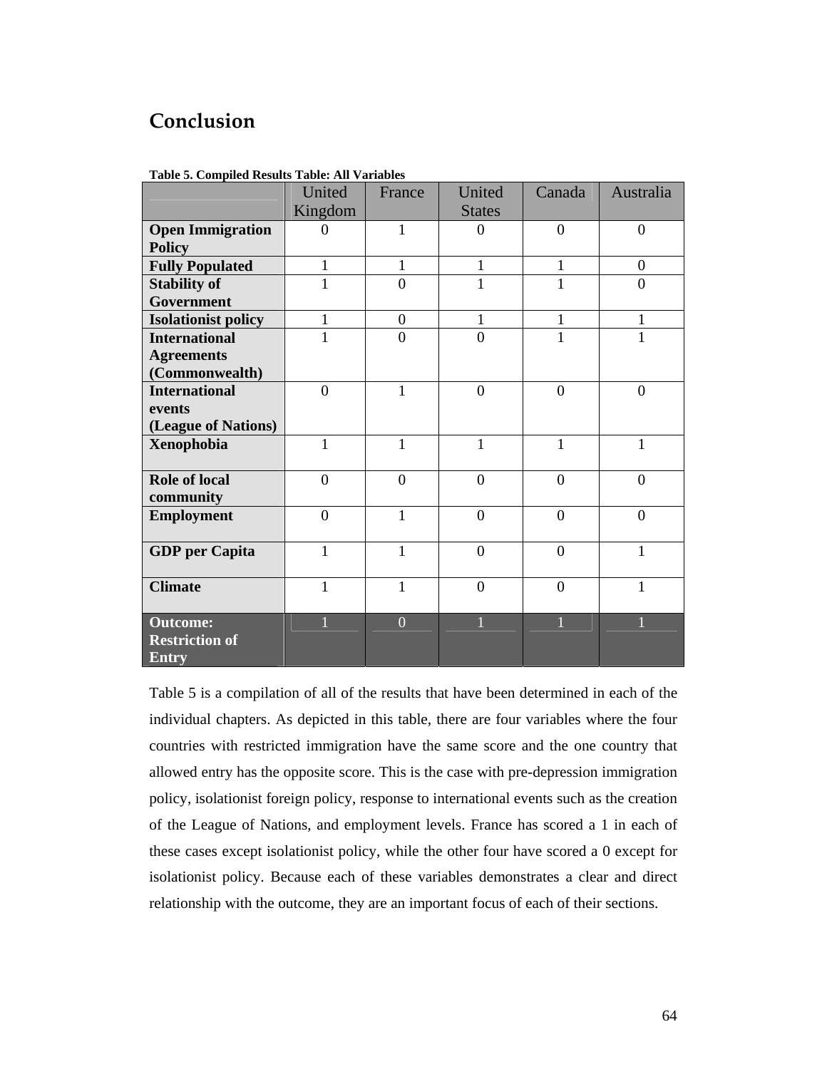# Conclusion

**Table 5. Compiled Results Table: All Variables**

| | United Kingdom | France | United States | Canada | Australia |
|---|---|---|---|---|---|
| **Open Immigration Policy** | 0 | 1 | 0 | 0 | 0 |
| **Fully Populated** | 1 | 1 | 1 | 1 | 0 |
| **Stability of Government** | 1 | 0 | 1 | 1 | 0 |
| **Isolationist policy** | 1 | 0 | 1 | 1 | 1 |
| **International Agreements (Commonwealth)** | 1 | 0 | 0 | 1 | 1 |
| **International events (League of Nations)** | 0 | 1 | 0 | 0 | 0 |
| **Xenophobia** | 1 | 1 | 1 | 1 | 1 |
| **Role of local community** | 0 | 0 | 0 | 0 | 0 |
| **Employment** | 0 | 1 | 0 | 0 | 0 |
| **GDP per Capita** | 1 | 1 | 0 | 0 | 1 |
| **Climate** | 1 | 1 | 0 | 0 | 1 |
| **Outcome: Restriction of Entry** | 1 | 0 | 1 | 1 | 1 |

Table 5 is a compilation of all of the results that have been determined in each of the individual chapters. As depicted in this table, there are four variables where the four countries with restricted immigration have the same score and the one country that allowed entry has the opposite score. This is the case with pre-depression immigration policy, isolationist foreign policy, response to international events such as the creation of the League of Nations, and employment levels. France has scored a 1 in each of these cases except isolationist policy, while the other four have scored a 0 except for isolationist policy. Because each of these variables demonstrates a clear and direct relationship with the outcome, they are an important focus of each of their sections.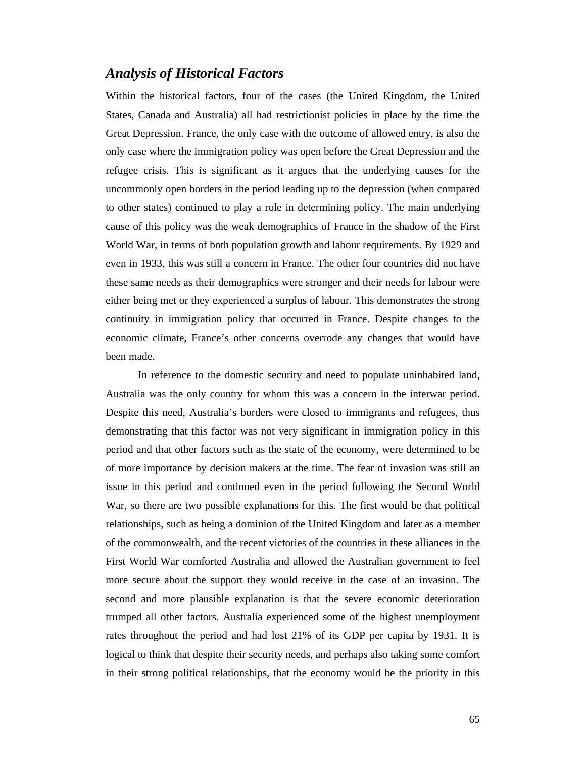## *Analysis of Historical Factors*

Within the historical factors, four of the cases (the United Kingdom, the United States, Canada and Australia) all had restrictionist policies in place by the time the Great Depression. France, the only case with the outcome of allowed entry, is also the only case where the immigration policy was open before the Great Depression and the refugee crisis. This is significant as it argues that the underlying causes for the uncommonly open borders in the period leading up to the depression (when compared to other states) continued to play a role in determining policy. The main underlying cause of this policy was the weak demographics of France in the shadow of the First World War, in terms of both population growth and labour requirements. By 1929 and even in 1933, this was still a concern in France. The other four countries did not have these same needs as their demographics were stronger and their needs for labour were either being met or they experienced a surplus of labour. This demonstrates the strong continuity in immigration policy that occurred in France. Despite changes to the economic climate, France's other concerns overrode any changes that would have been made.

In reference to the domestic security and need to populate uninhabited land, Australia was the only country for whom this was a concern in the interwar period. Despite this need, Australia's borders were closed to immigrants and refugees, thus demonstrating that this factor was not very significant in immigration policy in this period and that other factors such as the state of the economy, were determined to be of more importance by decision makers at the time. The fear of invasion was still an issue in this period and continued even in the period following the Second World War, so there are two possible explanations for this. The first would be that political relationships, such as being a dominion of the United Kingdom and later as a member of the commonwealth, and the recent victories of the countries in these alliances in the First World War comforted Australia and allowed the Australian government to feel more secure about the support they would receive in the case of an invasion. The second and more plausible explanation is that the severe economic deterioration trumped all other factors. Australia experienced some of the highest unemployment rates throughout the period and had lost 21% of its GDP per capita by 1931. It is logical to think that despite their security needs, and perhaps also taking some comfort in their strong political relationships, that the economy would be the priority in this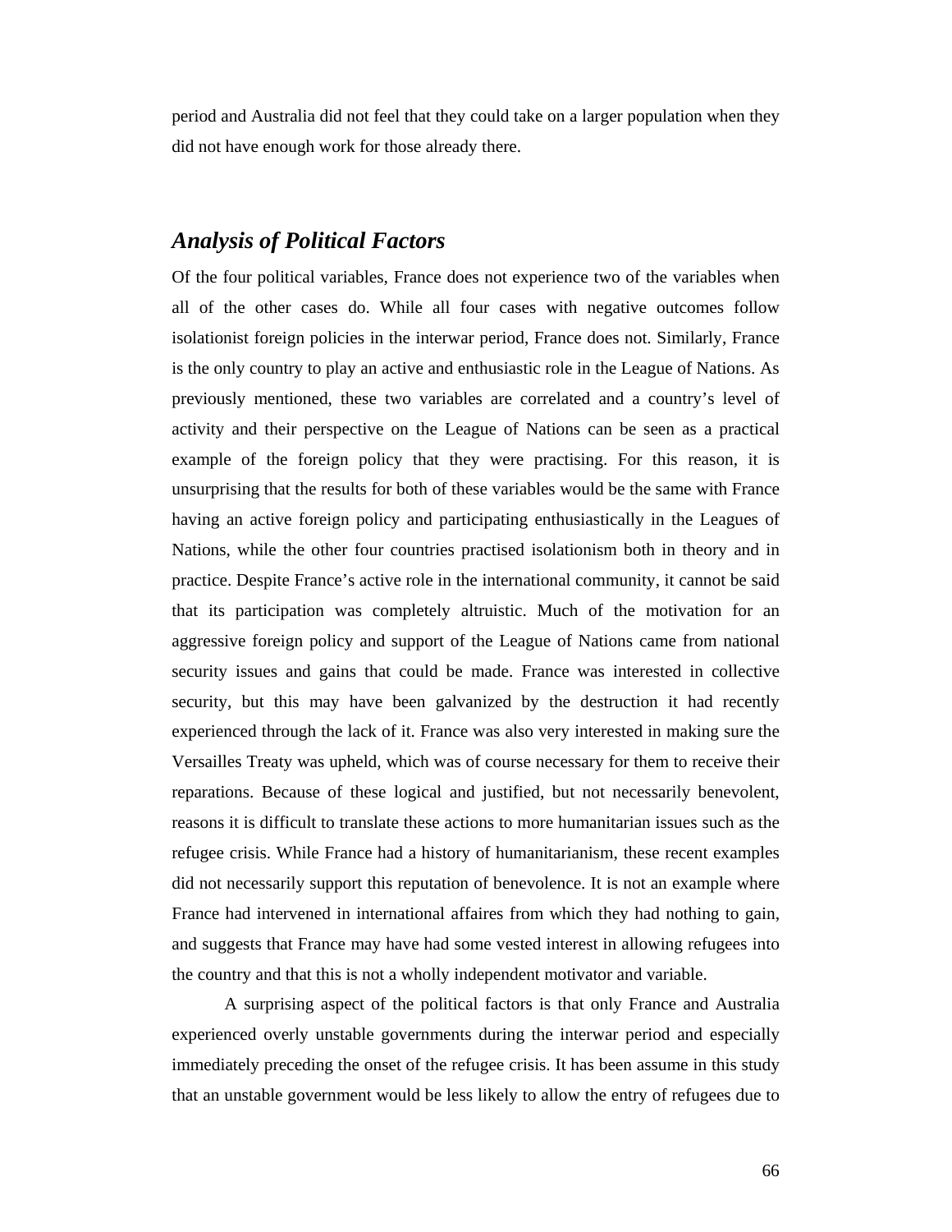period and Australia did not feel that they could take on a larger population when they did not have enough work for those already there.

## *Analysis of Political Factors*

Of the four political variables, France does not experience two of the variables when all of the other cases do. While all four cases with negative outcomes follow isolationist foreign policies in the interwar period, France does not. Similarly, France is the only country to play an active and enthusiastic role in the League of Nations. As previously mentioned, these two variables are correlated and a country's level of activity and their perspective on the League of Nations can be seen as a practical example of the foreign policy that they were practising. For this reason, it is unsurprising that the results for both of these variables would be the same with France having an active foreign policy and participating enthusiastically in the Leagues of Nations, while the other four countries practised isolationism both in theory and in practice. Despite France's active role in the international community, it cannot be said that its participation was completely altruistic. Much of the motivation for an aggressive foreign policy and support of the League of Nations came from national security issues and gains that could be made. France was interested in collective security, but this may have been galvanized by the destruction it had recently experienced through the lack of it. France was also very interested in making sure the Versailles Treaty was upheld, which was of course necessary for them to receive their reparations. Because of these logical and justified, but not necessarily benevolent, reasons it is difficult to translate these actions to more humanitarian issues such as the refugee crisis. While France had a history of humanitarianism, these recent examples did not necessarily support this reputation of benevolence. It is not an example where France had intervened in international affaires from which they had nothing to gain, and suggests that France may have had some vested interest in allowing refugees into the country and that this is not a wholly independent motivator and variable.

A surprising aspect of the political factors is that only France and Australia experienced overly unstable governments during the interwar period and especially immediately preceding the onset of the refugee crisis. It has been assume in this study that an unstable government would be less likely to allow the entry of refugees due to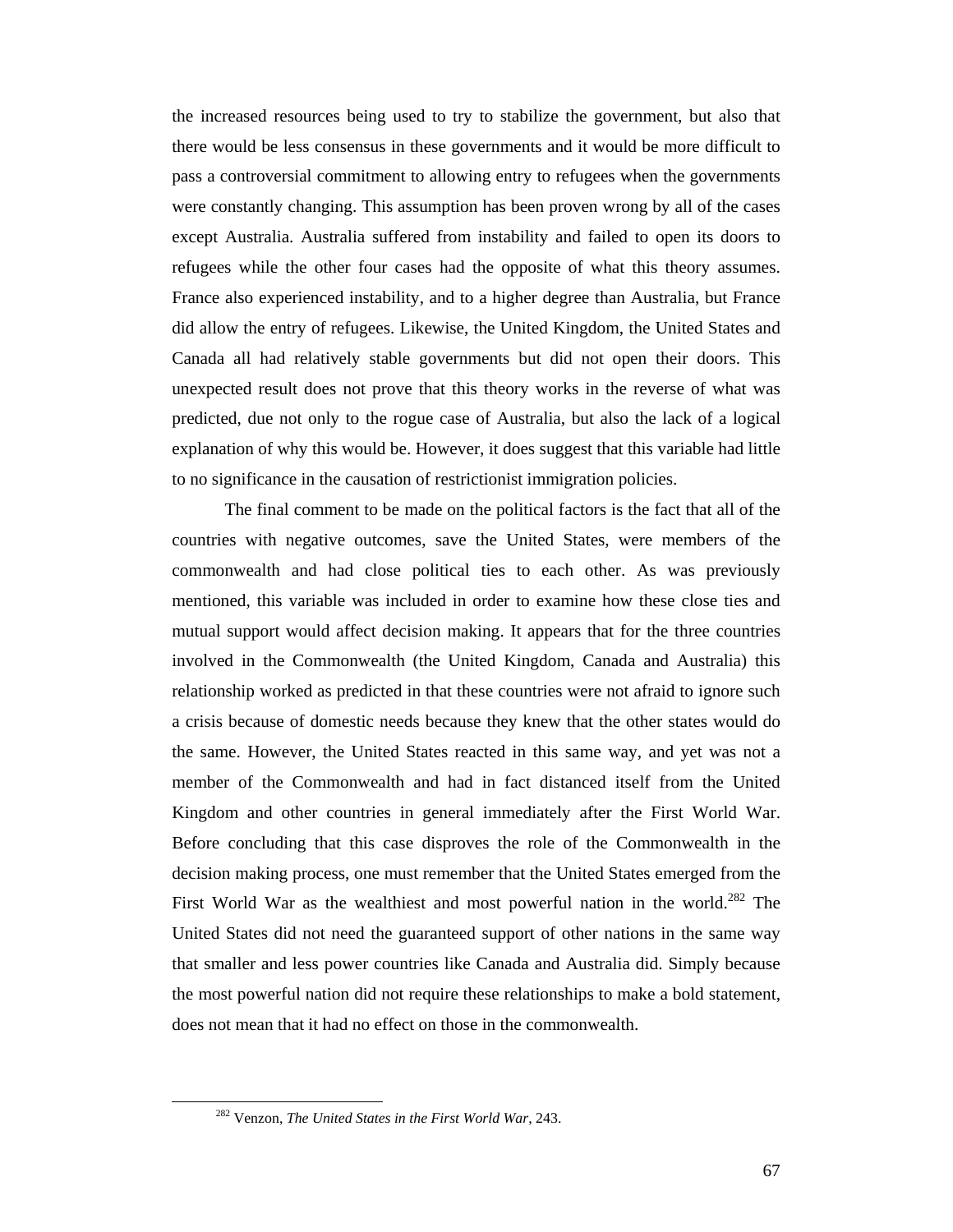the increased resources being used to try to stabilize the government, but also that there would be less consensus in these governments and it would be more difficult to pass a controversial commitment to allowing entry to refugees when the governments were constantly changing. This assumption has been proven wrong by all of the cases except Australia. Australia suffered from instability and failed to open its doors to refugees while the other four cases had the opposite of what this theory assumes. France also experienced instability, and to a higher degree than Australia, but France did allow the entry of refugees. Likewise, the United Kingdom, the United States and Canada all had relatively stable governments but did not open their doors. This unexpected result does not prove that this theory works in the reverse of what was predicted, due not only to the rogue case of Australia, but also the lack of a logical explanation of why this would be. However, it does suggest that this variable had little to no significance in the causation of restrictionist immigration policies.

The final comment to be made on the political factors is the fact that all of the countries with negative outcomes, save the United States, were members of the commonwealth and had close political ties to each other. As was previously mentioned, this variable was included in order to examine how these close ties and mutual support would affect decision making. It appears that for the three countries involved in the Commonwealth (the United Kingdom, Canada and Australia) this relationship worked as predicted in that these countries were not afraid to ignore such a crisis because of domestic needs because they knew that the other states would do the same. However, the United States reacted in this same way, and yet was not a member of the Commonwealth and had in fact distanced itself from the United Kingdom and other countries in general immediately after the First World War. Before concluding that this case disproves the role of the Commonwealth in the decision making process, one must remember that the United States emerged from the First World War as the wealthiest and most powerful nation in the world.[282] The United States did not need the guaranteed support of other nations in the same way that smaller and less power countries like Canada and Australia did. Simply because the most powerful nation did not require these relationships to make a bold statement, does not mean that it had no effect on those in the commonwealth.

[282] Venzon, *The United States in the First World War,* 243.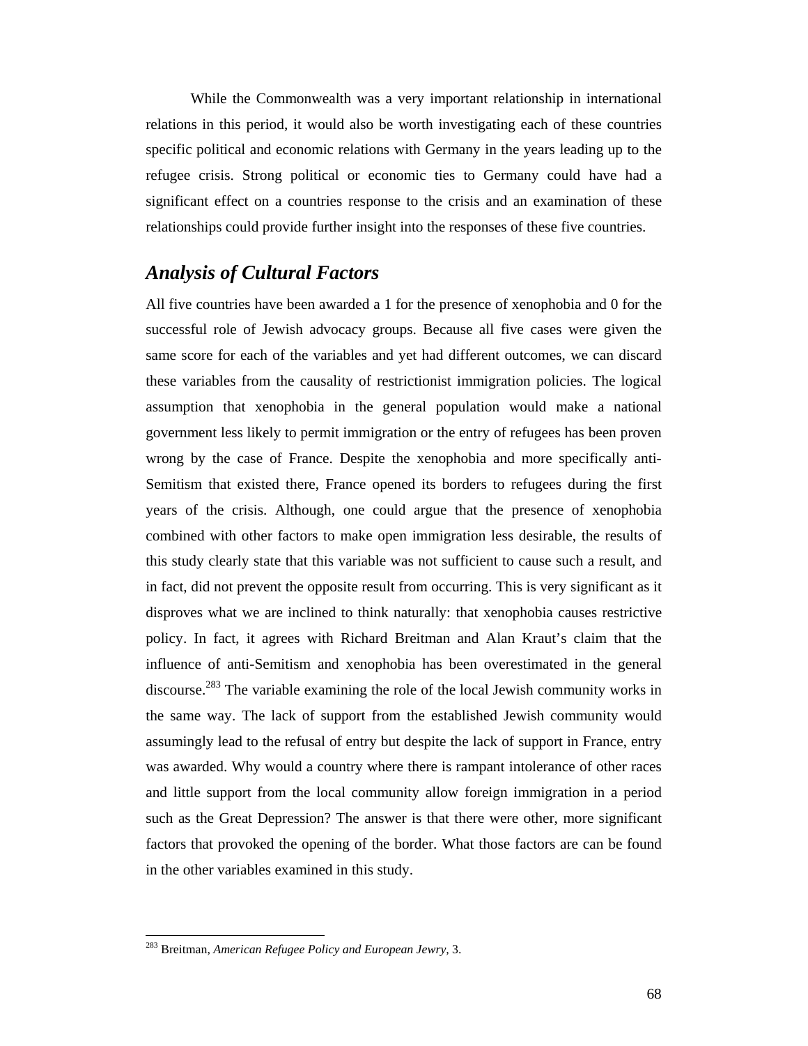While the Commonwealth was a very important relationship in international relations in this period, it would also be worth investigating each of these countries specific political and economic relations with Germany in the years leading up to the refugee crisis. Strong political or economic ties to Germany could have had a significant effect on a countries response to the crisis and an examination of these relationships could provide further insight into the responses of these five countries.

## *Analysis of Cultural Factors*

All five countries have been awarded a 1 for the presence of xenophobia and 0 for the successful role of Jewish advocacy groups. Because all five cases were given the same score for each of the variables and yet had different outcomes, we can discard these variables from the causality of restrictionist immigration policies. The logical assumption that xenophobia in the general population would make a national government less likely to permit immigration or the entry of refugees has been proven wrong by the case of France. Despite the xenophobia and more specifically anti-Semitism that existed there, France opened its borders to refugees during the first years of the crisis. Although, one could argue that the presence of xenophobia combined with other factors to make open immigration less desirable, the results of this study clearly state that this variable was not sufficient to cause such a result, and in fact, did not prevent the opposite result from occurring. This is very significant as it disproves what we are inclined to think naturally: that xenophobia causes restrictive policy. In fact, it agrees with Richard Breitman and Alan Kraut's claim that the influence of anti-Semitism and xenophobia has been overestimated in the general discourse.[283] The variable examining the role of the local Jewish community works in the same way. The lack of support from the established Jewish community would assumingly lead to the refusal of entry but despite the lack of support in France, entry was awarded. Why would a country where there is rampant intolerance of other races and little support from the local community allow foreign immigration in a period such as the Great Depression? The answer is that there were other, more significant factors that provoked the opening of the border. What those factors are can be found in the other variables examined in this study.

[283] Breitman, *American Refugee Policy and European Jewry*, 3.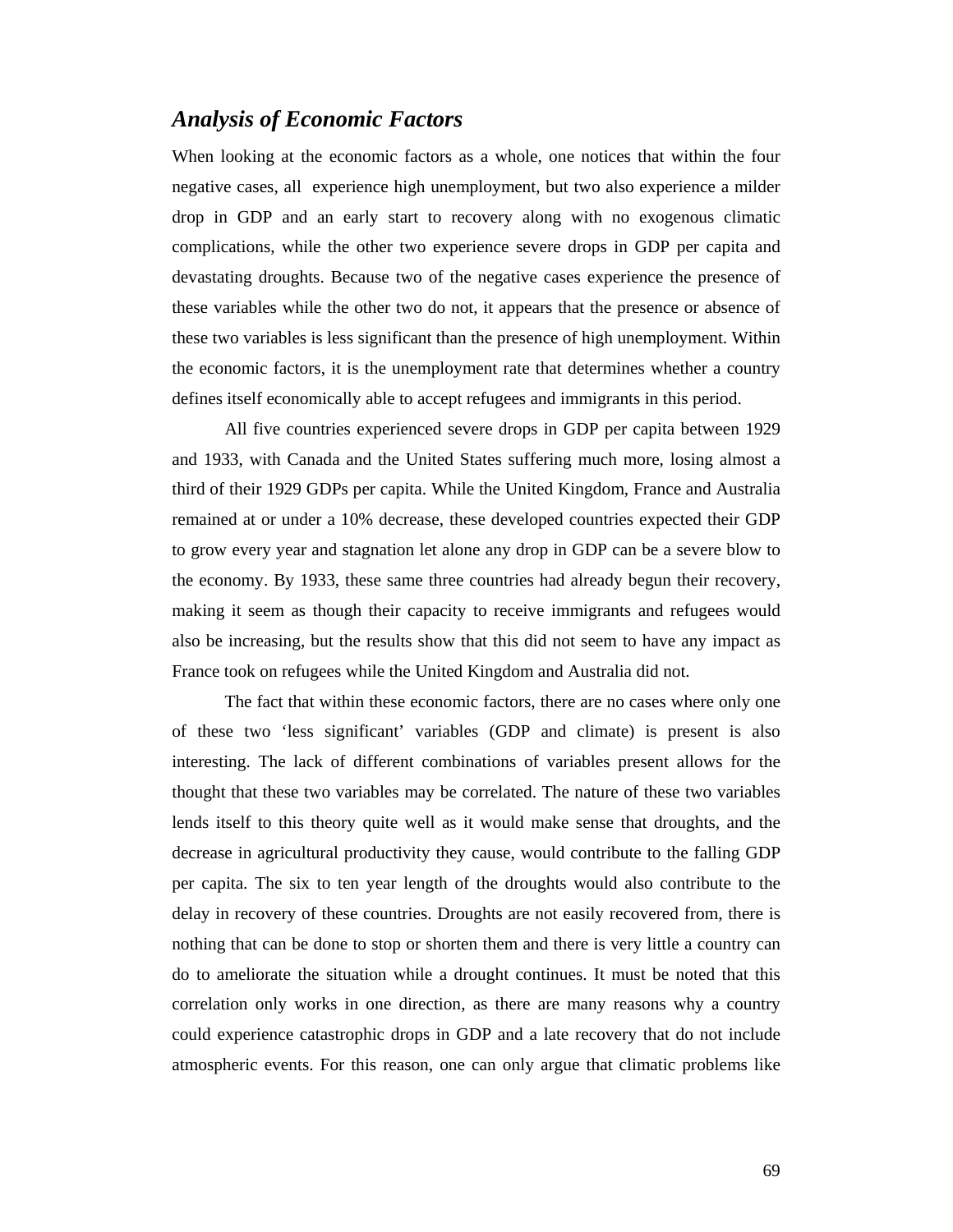### *Analysis of Economic Factors*

When looking at the economic factors as a whole, one notices that within the four negative cases, all experience high unemployment, but two also experience a milder drop in GDP and an early start to recovery along with no exogenous climatic complications, while the other two experience severe drops in GDP per capita and devastating droughts. Because two of the negative cases experience the presence of these variables while the other two do not, it appears that the presence or absence of these two variables is less significant than the presence of high unemployment. Within the economic factors, it is the unemployment rate that determines whether a country defines itself economically able to accept refugees and immigrants in this period.

All five countries experienced severe drops in GDP per capita between 1929 and 1933, with Canada and the United States suffering much more, losing almost a third of their 1929 GDPs per capita. While the United Kingdom, France and Australia remained at or under a 10% decrease, these developed countries expected their GDP to grow every year and stagnation let alone any drop in GDP can be a severe blow to the economy. By 1933, these same three countries had already begun their recovery, making it seem as though their capacity to receive immigrants and refugees would also be increasing, but the results show that this did not seem to have any impact as France took on refugees while the United Kingdom and Australia did not.

The fact that within these economic factors, there are no cases where only one of these two 'less significant' variables (GDP and climate) is present is also interesting. The lack of different combinations of variables present allows for the thought that these two variables may be correlated. The nature of these two variables lends itself to this theory quite well as it would make sense that droughts, and the decrease in agricultural productivity they cause, would contribute to the falling GDP per capita. The six to ten year length of the droughts would also contribute to the delay in recovery of these countries. Droughts are not easily recovered from, there is nothing that can be done to stop or shorten them and there is very little a country can do to ameliorate the situation while a drought continues. It must be noted that this correlation only works in one direction, as there are many reasons why a country could experience catastrophic drops in GDP and a late recovery that do not include atmospheric events. For this reason, one can only argue that climatic problems like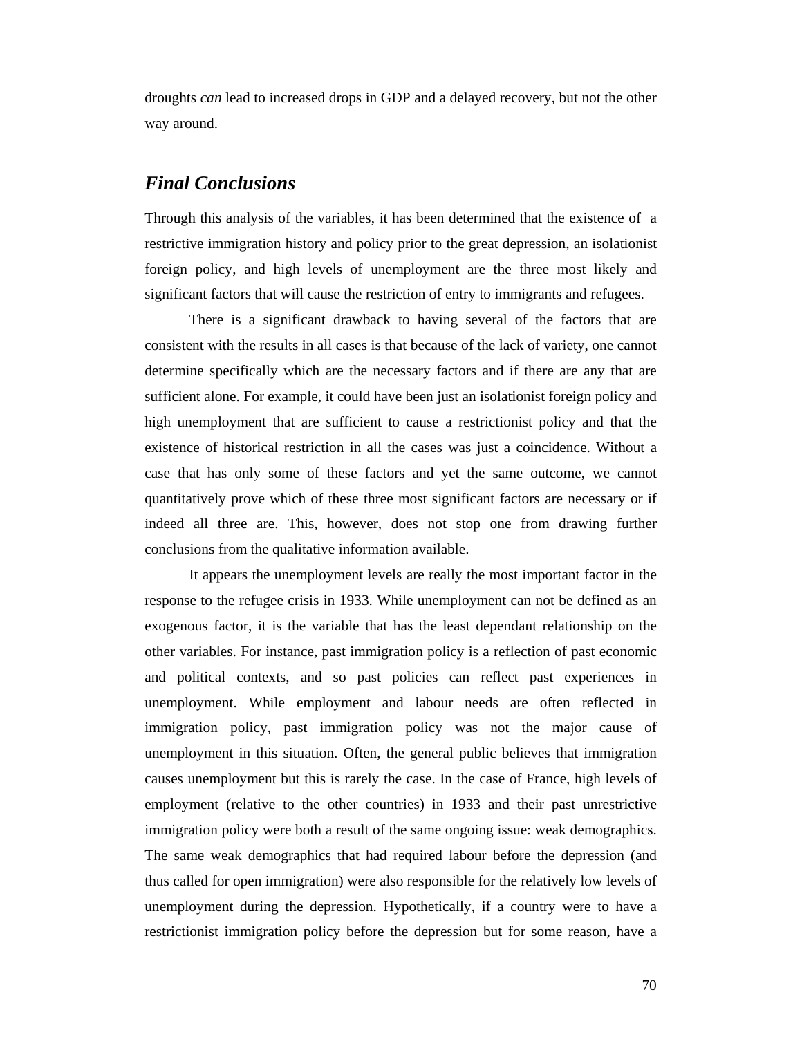droughts *can* lead to increased drops in GDP and a delayed recovery, but not the other way around.

## *Final Conclusions*

Through this analysis of the variables, it has been determined that the existence of a restrictive immigration history and policy prior to the great depression, an isolationist foreign policy, and high levels of unemployment are the three most likely and significant factors that will cause the restriction of entry to immigrants and refugees.

There is a significant drawback to having several of the factors that are consistent with the results in all cases is that because of the lack of variety, one cannot determine specifically which are the necessary factors and if there are any that are sufficient alone. For example, it could have been just an isolationist foreign policy and high unemployment that are sufficient to cause a restrictionist policy and that the existence of historical restriction in all the cases was just a coincidence. Without a case that has only some of these factors and yet the same outcome, we cannot quantitatively prove which of these three most significant factors are necessary or if indeed all three are. This, however, does not stop one from drawing further conclusions from the qualitative information available.

It appears the unemployment levels are really the most important factor in the response to the refugee crisis in 1933. While unemployment can not be defined as an exogenous factor, it is the variable that has the least dependant relationship on the other variables. For instance, past immigration policy is a reflection of past economic and political contexts, and so past policies can reflect past experiences in unemployment. While employment and labour needs are often reflected in immigration policy, past immigration policy was not the major cause of unemployment in this situation. Often, the general public believes that immigration causes unemployment but this is rarely the case. In the case of France, high levels of employment (relative to the other countries) in 1933 and their past unrestrictive immigration policy were both a result of the same ongoing issue: weak demographics. The same weak demographics that had required labour before the depression (and thus called for open immigration) were also responsible for the relatively low levels of unemployment during the depression. Hypothetically, if a country were to have a restrictionist immigration policy before the depression but for some reason, have a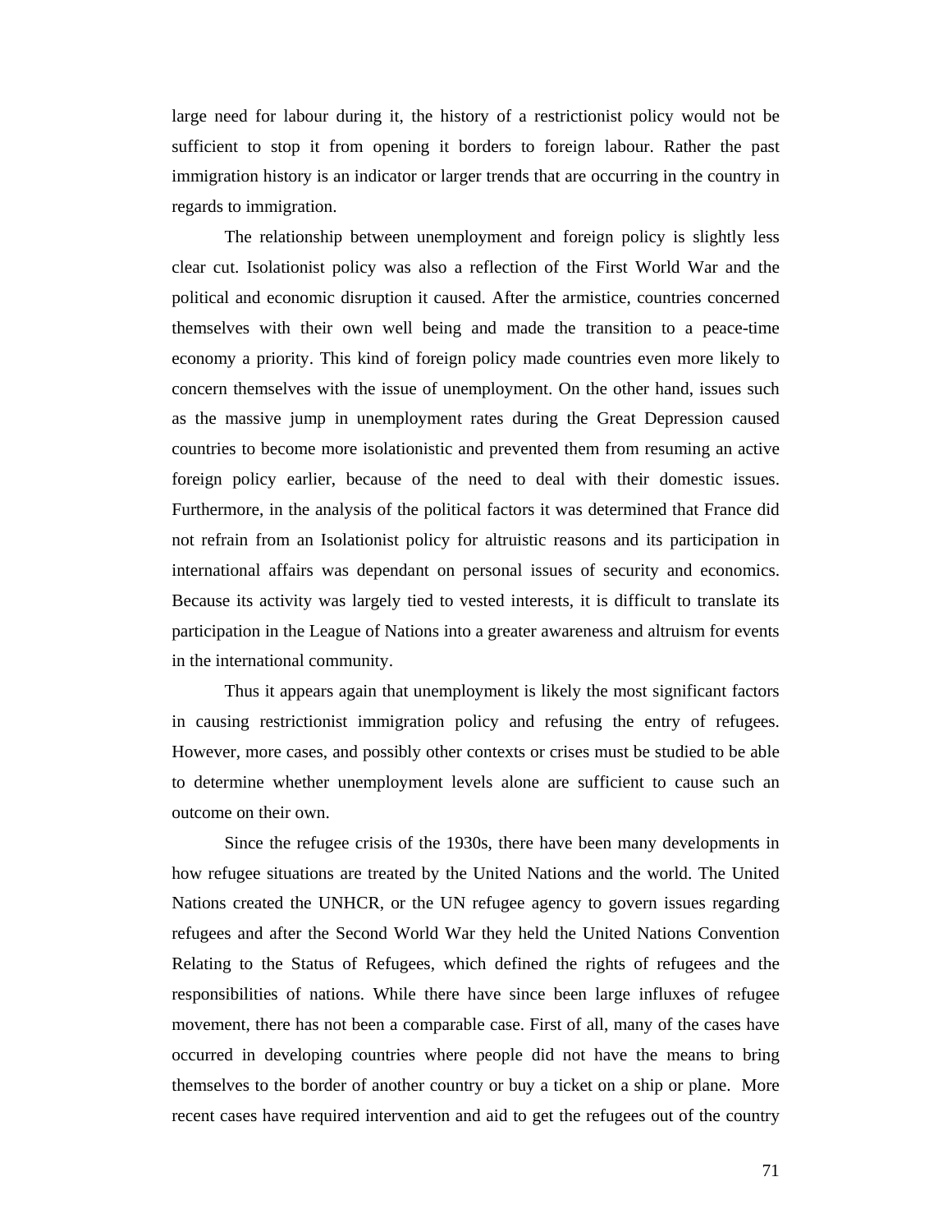large need for labour during it, the history of a restrictionist policy would not be sufficient to stop it from opening it borders to foreign labour. Rather the past immigration history is an indicator or larger trends that are occurring in the country in regards to immigration.

The relationship between unemployment and foreign policy is slightly less clear cut. Isolationist policy was also a reflection of the First World War and the political and economic disruption it caused. After the armistice, countries concerned themselves with their own well being and made the transition to a peace-time economy a priority. This kind of foreign policy made countries even more likely to concern themselves with the issue of unemployment. On the other hand, issues such as the massive jump in unemployment rates during the Great Depression caused countries to become more isolationistic and prevented them from resuming an active foreign policy earlier, because of the need to deal with their domestic issues. Furthermore, in the analysis of the political factors it was determined that France did not refrain from an Isolationist policy for altruistic reasons and its participation in international affairs was dependant on personal issues of security and economics. Because its activity was largely tied to vested interests, it is difficult to translate its participation in the League of Nations into a greater awareness and altruism for events in the international community.

Thus it appears again that unemployment is likely the most significant factors in causing restrictionist immigration policy and refusing the entry of refugees. However, more cases, and possibly other contexts or crises must be studied to be able to determine whether unemployment levels alone are sufficient to cause such an outcome on their own.

Since the refugee crisis of the 1930s, there have been many developments in how refugee situations are treated by the United Nations and the world. The United Nations created the UNHCR, or the UN refugee agency to govern issues regarding refugees and after the Second World War they held the United Nations Convention Relating to the Status of Refugees, which defined the rights of refugees and the responsibilities of nations. While there have since been large influxes of refugee movement, there has not been a comparable case. First of all, many of the cases have occurred in developing countries where people did not have the means to bring themselves to the border of another country or buy a ticket on a ship or plane. More recent cases have required intervention and aid to get the refugees out of the country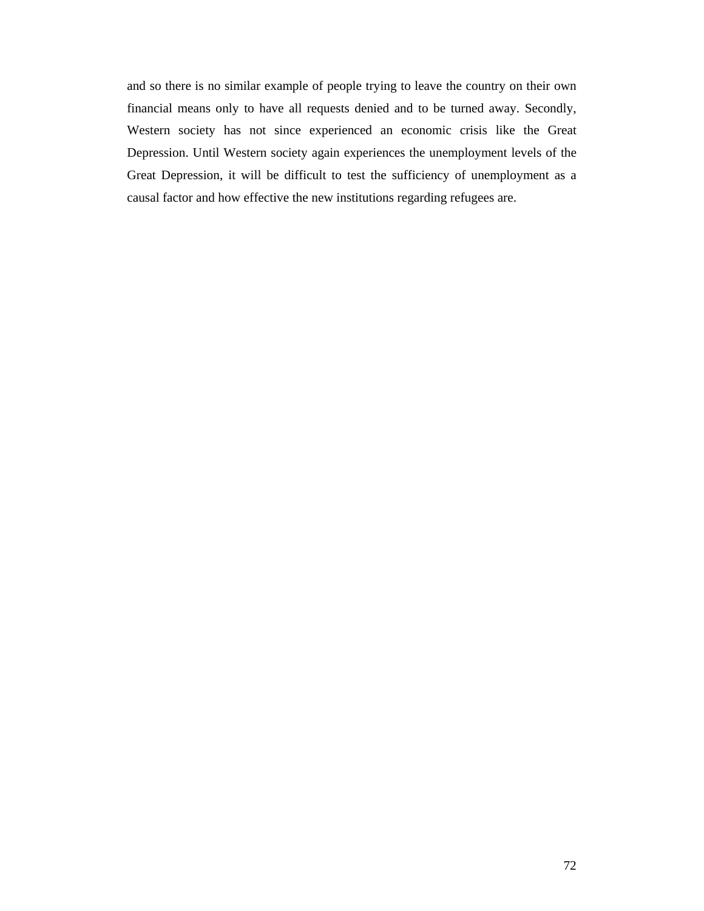and so there is no similar example of people trying to leave the country on their own financial means only to have all requests denied and to be turned away. Secondly, Western society has not since experienced an economic crisis like the Great Depression. Until Western society again experiences the unemployment levels of the Great Depression, it will be difficult to test the sufficiency of unemployment as a causal factor and how effective the new institutions regarding refugees are.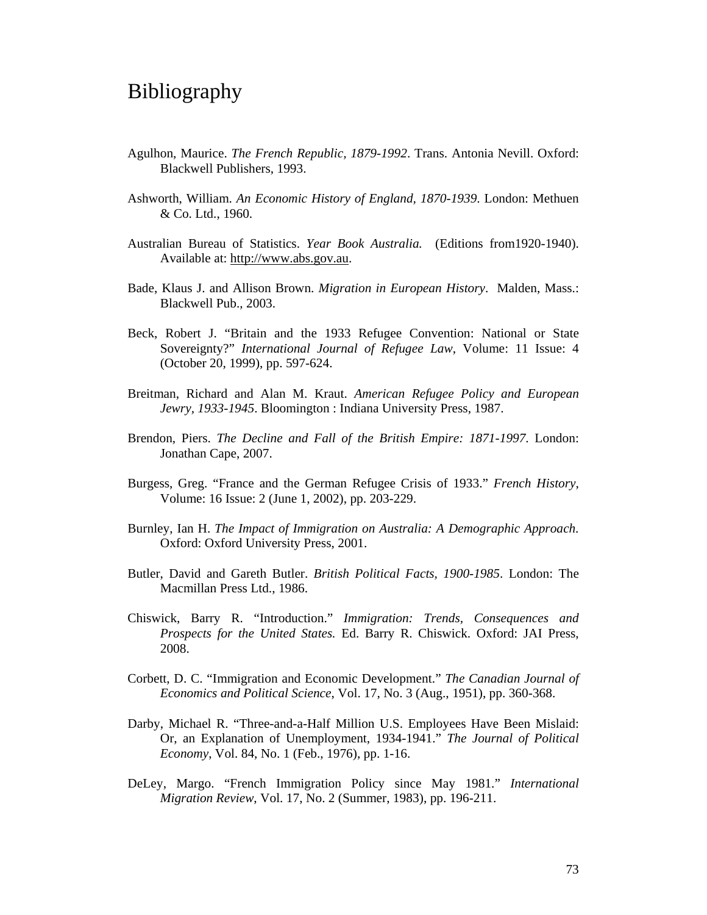# Bibliography

Agulhon, Maurice. *The French Republic, 1879-1992*. Trans. Antonia Nevill. Oxford: Blackwell Publishers, 1993.

Ashworth, William. *An Economic History of England, 1870-1939*. London: Methuen & Co. Ltd., 1960.

Australian Bureau of Statistics. *Year Book Australia.* (Editions from1920-1940). Available at: http://www.abs.gov.au.

Bade, Klaus J. and Allison Brown. *Migration in European History*. Malden, Mass.: Blackwell Pub., 2003.

Beck, Robert J. "Britain and the 1933 Refugee Convention: National or State Sovereignty?" *International Journal of Refugee Law*, Volume: 11 Issue: 4 (October 20, 1999), pp. 597-624.

Breitman, Richard and Alan M. Kraut. *American Refugee Policy and European Jewry, 1933-1945*. Bloomington : Indiana University Press, 1987.

Brendon, Piers. *The Decline and Fall of the British Empire: 1871-1997*. London: Jonathan Cape, 2007.

Burgess, Greg. "France and the German Refugee Crisis of 1933." *French History*, Volume: 16 Issue: 2 (June 1, 2002), pp. 203-229.

Burnley, Ian H. *The Impact of Immigration on Australia: A Demographic Approach*. Oxford: Oxford University Press, 2001.

Butler, David and Gareth Butler. *British Political Facts, 1900-1985*. London: The Macmillan Press Ltd., 1986.

Chiswick, Barry R. "Introduction." *Immigration: Trends, Consequences and Prospects for the United States.* Ed. Barry R. Chiswick. Oxford: JAI Press, 2008.

Corbett, D. C. "Immigration and Economic Development." *The Canadian Journal of Economics and Political Science*, Vol. 17, No. 3 (Aug., 1951), pp. 360-368.

Darby, Michael R. "Three-and-a-Half Million U.S. Employees Have Been Mislaid: Or, an Explanation of Unemployment, 1934-1941." *The Journal of Political Economy*, Vol. 84, No. 1 (Feb., 1976), pp. 1-16.

DeLey, Margo. "French Immigration Policy since May 1981." *International Migration Review*, Vol. 17, No. 2 (Summer, 1983), pp. 196-211.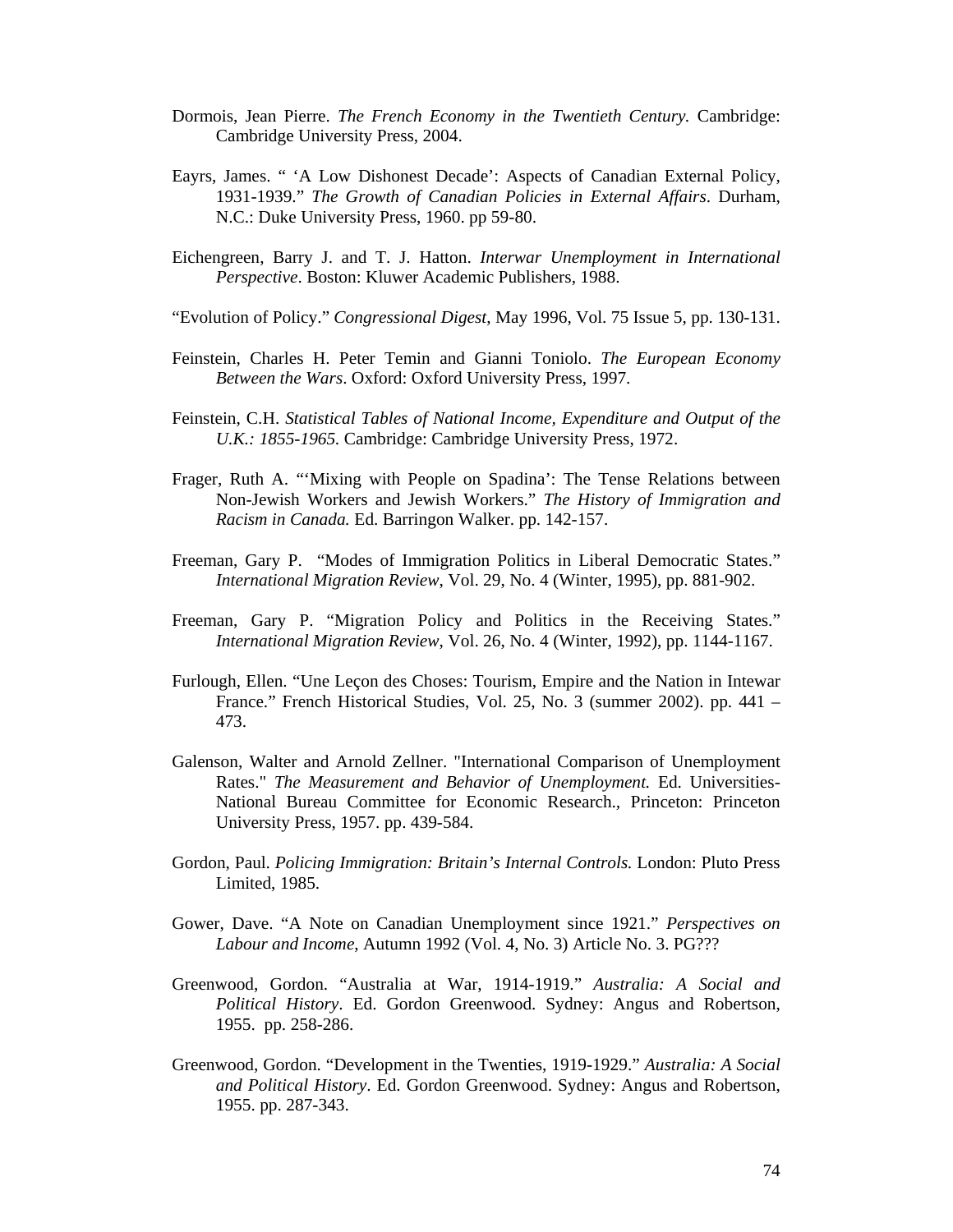Dormois, Jean Pierre. *The French Economy in the Twentieth Century.* Cambridge: Cambridge University Press, 2004.

Eayrs, James. " 'A Low Dishonest Decade': Aspects of Canadian External Policy, 1931-1939." *The Growth of Canadian Policies in External Affairs*. Durham, N.C.: Duke University Press, 1960. pp 59-80.

Eichengreen, Barry J. and T. J. Hatton. *Interwar Unemployment in International Perspective*. Boston: Kluwer Academic Publishers, 1988.

"Evolution of Policy." *Congressional Digest*, May 1996, Vol. 75 Issue 5, pp. 130-131.

Feinstein, Charles H. Peter Temin and Gianni Toniolo. *The European Economy Between the Wars*. Oxford: Oxford University Press, 1997.

Feinstein, C.H. *Statistical Tables of National Income, Expenditure and Output of the U.K.: 1855-1965.* Cambridge: Cambridge University Press, 1972.

Frager, Ruth A. "'Mixing with People on Spadina': The Tense Relations between Non-Jewish Workers and Jewish Workers." *The History of Immigration and Racism in Canada.* Ed. Barringon Walker. pp. 142-157.

Freeman, Gary P. "Modes of Immigration Politics in Liberal Democratic States." *International Migration Review*, Vol. 29, No. 4 (Winter, 1995), pp. 881-902.

Freeman, Gary P. "Migration Policy and Politics in the Receiving States." *International Migration Review*, Vol. 26, No. 4 (Winter, 1992), pp. 1144-1167.

Furlough, Ellen. "Une Leçon des Choses: Tourism, Empire and the Nation in Intewar France." French Historical Studies, Vol. 25, No. 3 (summer 2002). pp. 441 – 473.

Galenson, Walter and Arnold Zellner. "International Comparison of Unemployment Rates." *The Measurement and Behavior of Unemployment.* Ed. Universities-National Bureau Committee for Economic Research., Princeton: Princeton University Press, 1957. pp. 439-584.

Gordon, Paul. *Policing Immigration: Britain's Internal Controls.* London: Pluto Press Limited, 1985.

Gower, Dave. "A Note on Canadian Unemployment since 1921." *Perspectives on Labour and Income*, Autumn 1992 (Vol. 4, No. 3) Article No. 3. PG???

Greenwood, Gordon. "Australia at War, 1914-1919." *Australia: A Social and Political History*. Ed. Gordon Greenwood. Sydney: Angus and Robertson, 1955. pp. 258-286.

Greenwood, Gordon. "Development in the Twenties, 1919-1929." *Australia: A Social and Political History*. Ed. Gordon Greenwood. Sydney: Angus and Robertson, 1955. pp. 287-343.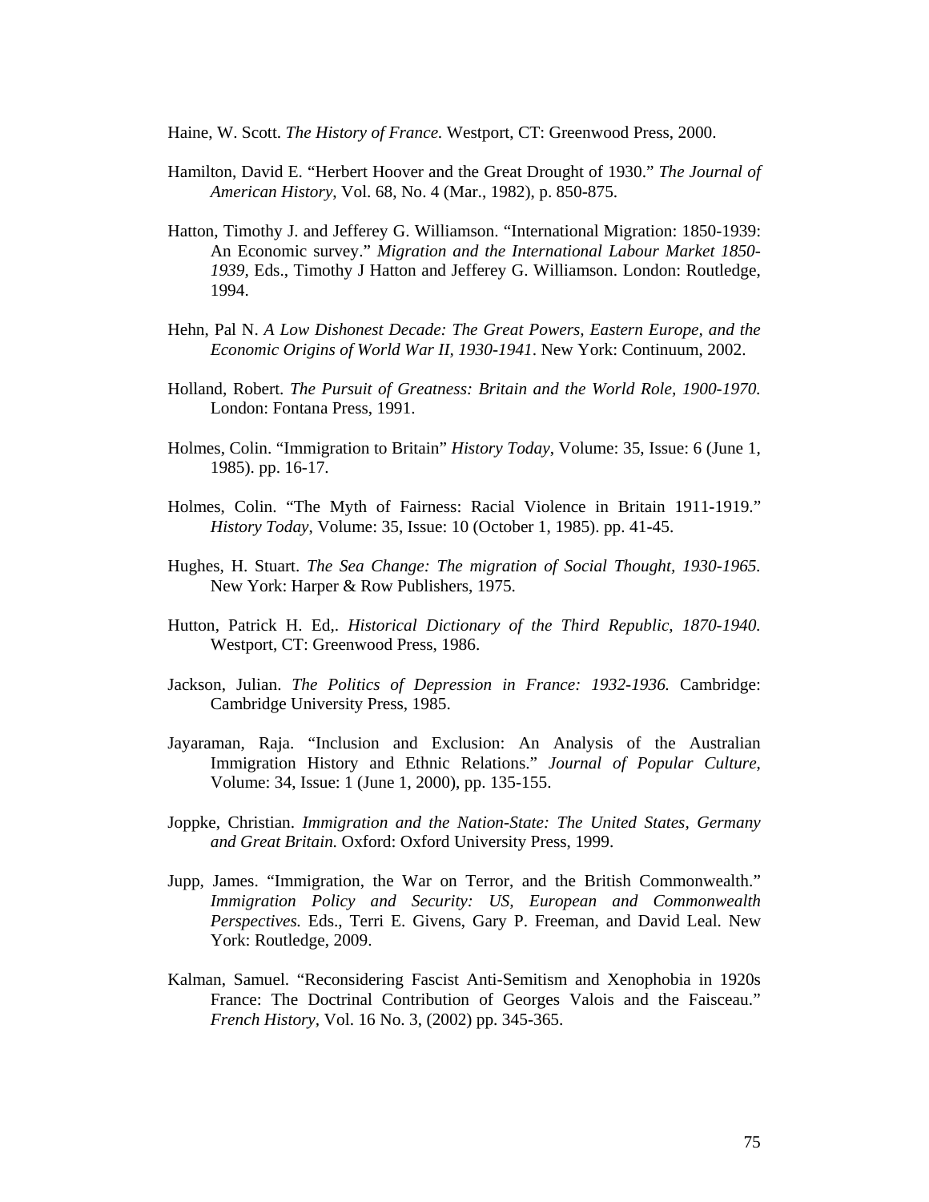Haine, W. Scott. *The History of France.* Westport, CT: Greenwood Press, 2000.

Hamilton, David E. "Herbert Hoover and the Great Drought of 1930." *The Journal of American History*, Vol. 68, No. 4 (Mar., 1982), p. 850-875.

Hatton, Timothy J. and Jefferey G. Williamson. "International Migration: 1850-1939: An Economic survey." *Migration and the International Labour Market 1850-1939*, Eds., Timothy J Hatton and Jefferey G. Williamson. London: Routledge, 1994.

Hehn, Pal N. *A Low Dishonest Decade: The Great Powers, Eastern Europe, and the Economic Origins of World War II, 1930-1941*. New York: Continuum, 2002.

Holland, Robert. *The Pursuit of Greatness: Britain and the World Role, 1900-1970.* London: Fontana Press, 1991.

Holmes, Colin. "Immigration to Britain" *History Today*, Volume: 35, Issue: 6 (June 1, 1985). pp. 16-17.

Holmes, Colin. "The Myth of Fairness: Racial Violence in Britain 1911-1919." *History Today*, Volume: 35, Issue: 10 (October 1, 1985). pp. 41-45.

Hughes, H. Stuart. *The Sea Change: The migration of Social Thought, 1930-1965.* New York: Harper & Row Publishers, 1975.

Hutton, Patrick H. Ed,. *Historical Dictionary of the Third Republic, 1870-1940.* Westport, CT: Greenwood Press, 1986.

Jackson, Julian. *The Politics of Depression in France: 1932-1936.* Cambridge: Cambridge University Press, 1985.

Jayaraman, Raja. "Inclusion and Exclusion: An Analysis of the Australian Immigration History and Ethnic Relations." *Journal of Popular Culture*, Volume: 34, Issue: 1 (June 1, 2000), pp. 135-155.

Joppke, Christian. *Immigration and the Nation-State: The United States, Germany and Great Britain.* Oxford: Oxford University Press, 1999.

Jupp, James. "Immigration, the War on Terror, and the British Commonwealth." *Immigration Policy and Security: US, European and Commonwealth Perspectives.* Eds., Terri E. Givens, Gary P. Freeman, and David Leal. New York: Routledge, 2009.

Kalman, Samuel. "Reconsidering Fascist Anti-Semitism and Xenophobia in 1920s France: The Doctrinal Contribution of Georges Valois and the Faisceau." *French History*, Vol. 16 No. 3, (2002) pp. 345-365.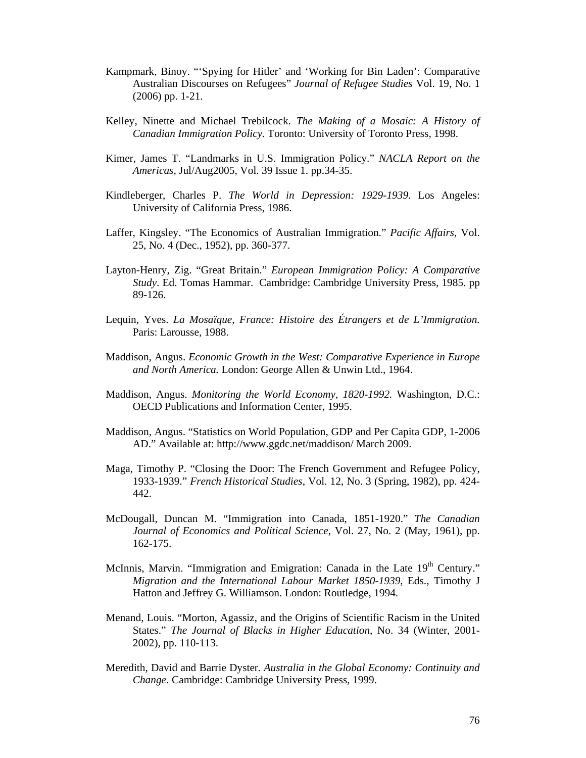Kampmark, Binoy. "'Spying for Hitler' and 'Working for Bin Laden': Comparative Australian Discourses on Refugees" *Journal of Refugee Studies* Vol. 19, No. 1 (2006) pp. 1-21.

Kelley, Ninette and Michael Trebilcock. *The Making of a Mosaic: A History of Canadian Immigration Policy*. Toronto: University of Toronto Press, 1998.

Kimer, James T. "Landmarks in U.S. Immigration Policy." *NACLA Report on the Americas*, Jul/Aug2005, Vol. 39 Issue 1. pp.34-35.

Kindleberger, Charles P. *The World in Depression: 1929-1939*. Los Angeles: University of California Press, 1986.

Laffer, Kingsley. "The Economics of Australian Immigration." *Pacific Affairs*, Vol. 25, No. 4 (Dec., 1952), pp. 360-377.

Layton-Henry, Zig. "Great Britain." *European Immigration Policy: A Comparative Study*. Ed. Tomas Hammar. Cambridge: Cambridge University Press, 1985. pp 89-126.

Lequin, Yves. *La Mosaïque, France: Histoire des Étrangers et de L'Immigration.* Paris: Larousse, 1988.

Maddison, Angus. *Economic Growth in the West: Comparative Experience in Europe and North America.* London: George Allen & Unwin Ltd., 1964.

Maddison, Angus. *Monitoring the World Economy, 1820-1992.* Washington, D.C.: OECD Publications and Information Center, 1995.

Maddison, Angus. "Statistics on World Population, GDP and Per Capita GDP, 1-2006 AD." Available at: http://www.ggdc.net/maddison/ March 2009.

Maga, Timothy P. "Closing the Door: The French Government and Refugee Policy, 1933-1939." *French Historical Studies*, Vol. 12, No. 3 (Spring, 1982), pp. 424-442.

McDougall, Duncan M. "Immigration into Canada, 1851-1920." *The Canadian Journal of Economics and Political Science*, Vol. 27, No. 2 (May, 1961), pp. 162-175.

McInnis, Marvin. "Immigration and Emigration: Canada in the Late 19th Century." *Migration and the International Labour Market 1850-1939*, Eds., Timothy J Hatton and Jeffrey G. Williamson. London: Routledge, 1994.

Menand, Louis. "Morton, Agassiz, and the Origins of Scientific Racism in the United States." *The Journal of Blacks in Higher Education*, No. 34 (Winter, 2001-2002), pp. 110-113.

Meredith, David and Barrie Dyster. *Australia in the Global Economy: Continuity and Change.* Cambridge: Cambridge University Press, 1999.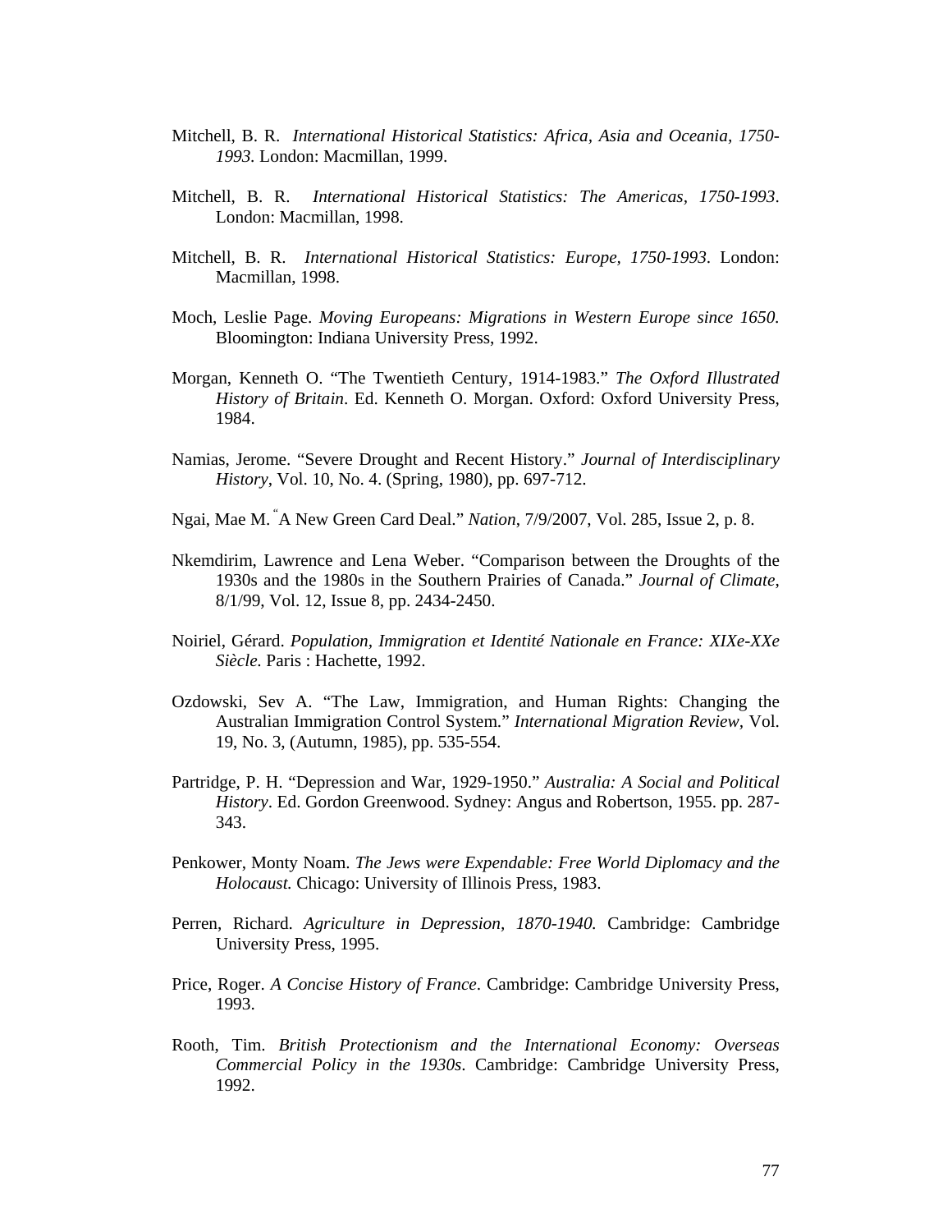Mitchell, B. R. *International Historical Statistics: Africa, Asia and Oceania, 1750-1993.* London: Macmillan, 1999.

Mitchell, B. R. *International Historical Statistics: The Americas, 1750-1993*. London: Macmillan, 1998.

Mitchell, B. R. *International Historical Statistics: Europe, 1750-1993*. London: Macmillan, 1998.

Moch, Leslie Page. *Moving Europeans: Migrations in Western Europe since 1650.* Bloomington: Indiana University Press, 1992.

Morgan, Kenneth O. "The Twentieth Century, 1914-1983." *The Oxford Illustrated History of Britain*. Ed. Kenneth O. Morgan. Oxford: Oxford University Press, 1984.

Namias, Jerome. "Severe Drought and Recent History." *Journal of Interdisciplinary History*, Vol. 10, No. 4. (Spring, 1980), pp. 697-712.

Ngai, Mae M. "A New Green Card Deal." *Nation*, 7/9/2007, Vol. 285, Issue 2, p. 8.

Nkemdirim, Lawrence and Lena Weber. "Comparison between the Droughts of the 1930s and the 1980s in the Southern Prairies of Canada." *Journal of Climate*, 8/1/99, Vol. 12, Issue 8, pp. 2434-2450.

Noiriel, Gérard. *Population, Immigration et Identité Nationale en France: XIXe-XXe Siècle.* Paris : Hachette, 1992.

Ozdowski, Sev A. "The Law, Immigration, and Human Rights: Changing the Australian Immigration Control System." *International Migration Review,* Vol. 19, No. 3, (Autumn, 1985), pp. 535-554.

Partridge, P. H. "Depression and War, 1929-1950." *Australia: A Social and Political History*. Ed. Gordon Greenwood. Sydney: Angus and Robertson, 1955. pp. 287-343.

Penkower, Monty Noam. *The Jews were Expendable: Free World Diplomacy and the Holocaust.* Chicago: University of Illinois Press, 1983.

Perren, Richard. *Agriculture in Depression, 1870-1940.* Cambridge: Cambridge University Press, 1995.

Price, Roger. *A Concise History of France*. Cambridge: Cambridge University Press, 1993.

Rooth, Tim. *British Protectionism and the International Economy: Overseas Commercial Policy in the 1930s*. Cambridge: Cambridge University Press, 1992.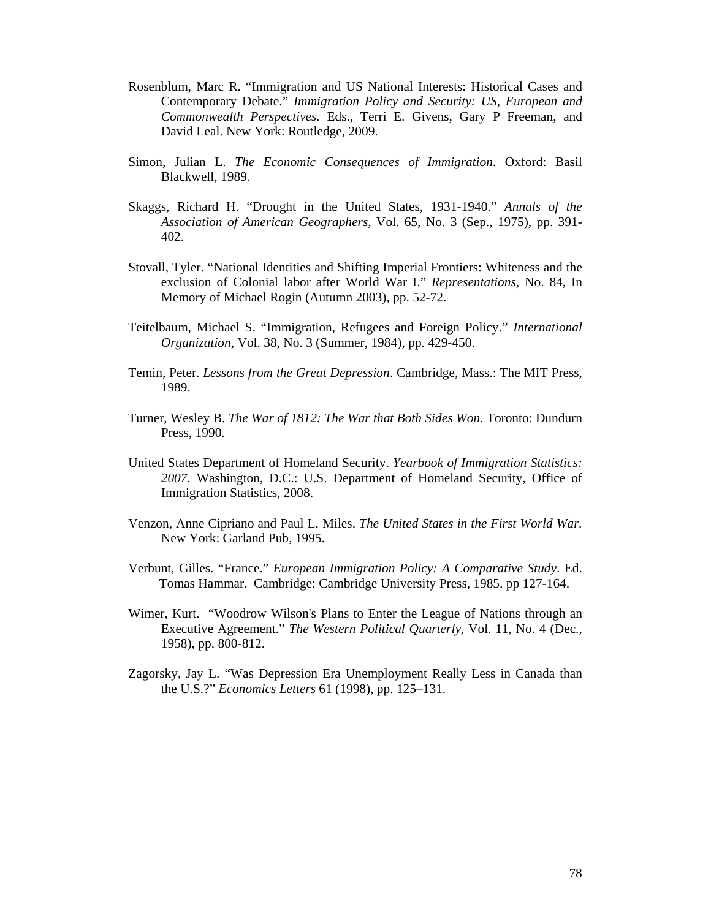Rosenblum, Marc R. "Immigration and US National Interests: Historical Cases and Contemporary Debate." *Immigration Policy and Security: US, European and Commonwealth Perspectives*. Eds., Terri E. Givens, Gary P Freeman, and David Leal. New York: Routledge, 2009.

Simon, Julian L. *The Economic Consequences of Immigration*. Oxford: Basil Blackwell, 1989.

Skaggs, Richard H. "Drought in the United States, 1931-1940." *Annals of the Association of American Geographers*, Vol. 65, No. 3 (Sep., 1975), pp. 391-402.

Stovall, Tyler. "National Identities and Shifting Imperial Frontiers: Whiteness and the exclusion of Colonial labor after World War I." *Representations*, No. 84, In Memory of Michael Rogin (Autumn 2003), pp. 52-72.

Teitelbaum, Michael S. "Immigration, Refugees and Foreign Policy." *International Organization*, Vol. 38, No. 3 (Summer, 1984), pp. 429-450.

Temin, Peter. *Lessons from the Great Depression*. Cambridge, Mass.: The MIT Press, 1989.

Turner, Wesley B. *The War of 1812: The War that Both Sides Won*. Toronto: Dundurn Press, 1990.

United States Department of Homeland Security. *Yearbook of Immigration Statistics: 2007*. Washington, D.C.: U.S. Department of Homeland Security, Office of Immigration Statistics, 2008.

Venzon, Anne Cipriano and Paul L. Miles. *The United States in the First World War.* New York: Garland Pub, 1995.

Verbunt, Gilles. "France." *European Immigration Policy: A Comparative Study*. Ed. Tomas Hammar. Cambridge: Cambridge University Press, 1985. pp 127-164.

Wimer, Kurt. "Woodrow Wilson's Plans to Enter the League of Nations through an Executive Agreement." *The Western Political Quarterly*, Vol. 11, No. 4 (Dec., 1958), pp. 800-812.

Zagorsky, Jay L. "Was Depression Era Unemployment Really Less in Canada than the U.S.?" *Economics Letters* 61 (1998), pp. 125–131.